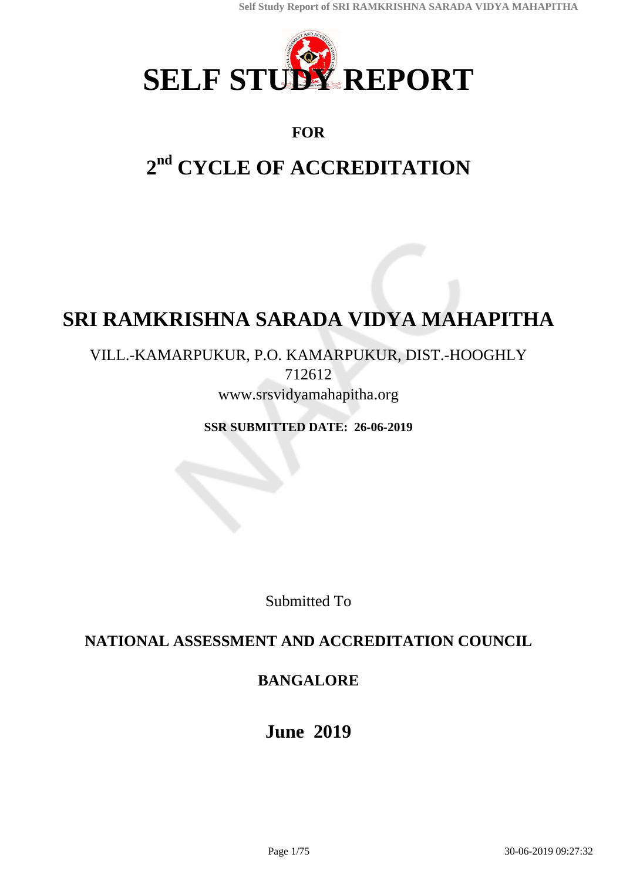# SELF STUDY REPORT

**FOR**

# 2nd CYCLE OF ACCREDITATION

# SRI RAMKRISHNA SARADA VIDYA MAHAPITHA

VILL.-KAMARPUKUR, P.O. KAMARPUKUR, DIST.-HOOGHLY
712612
www.srsvidyamahapitha.org

**SSR SUBMITTED DATE: 26-06-2019**

Submitted To

**NATIONAL ASSESSMENT AND ACCREDITATION COUNCIL**

**BANGALORE**

**June 2019**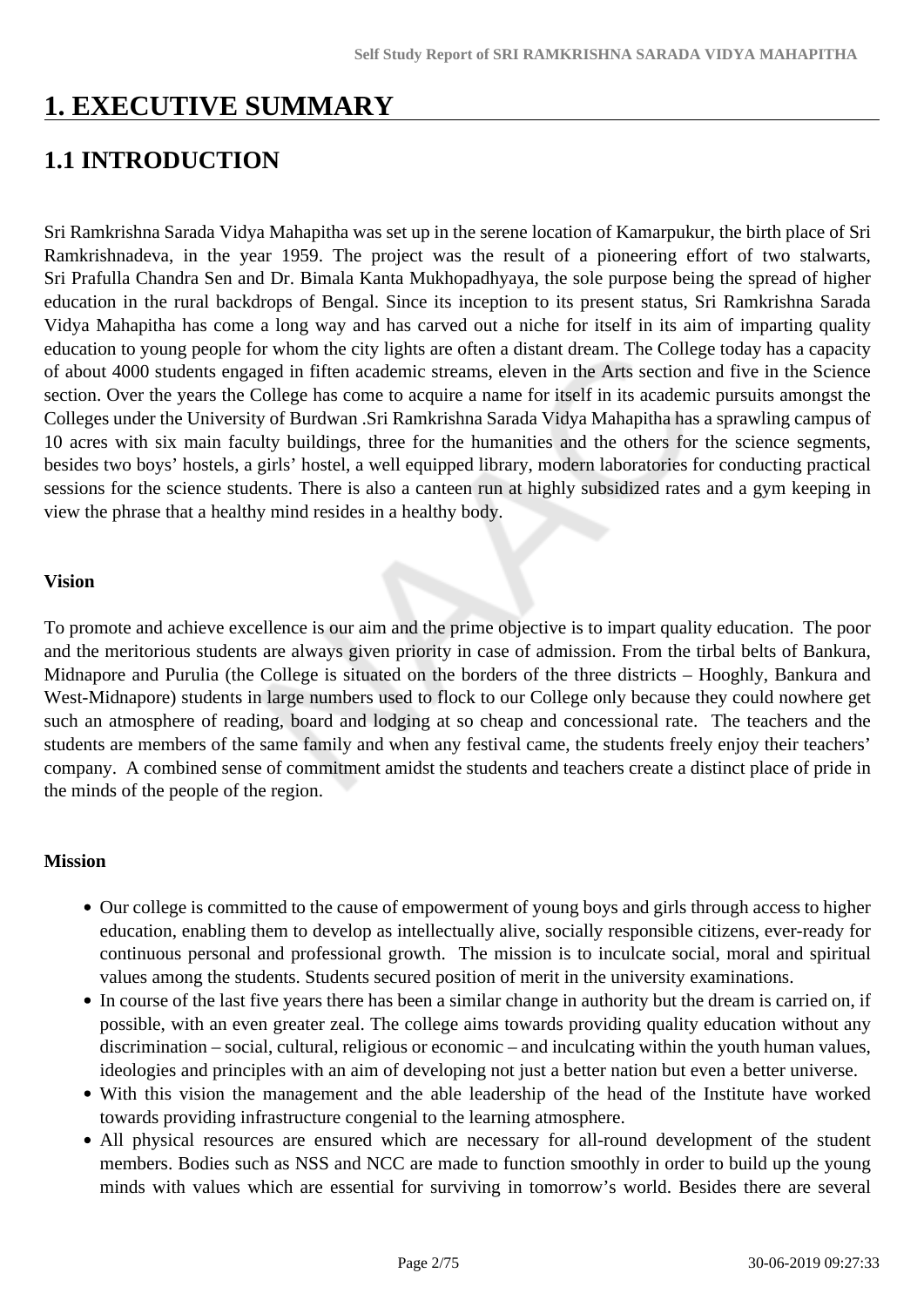# 1. EXECUTIVE SUMMARY

## 1.1 INTRODUCTION

Sri Ramkrishna Sarada Vidya Mahapitha was set up in the serene location of Kamarpukur, the birth place of Sri Ramkrishnadeva, in the year 1959. The project was the result of a pioneering effort of two stalwarts, Sri Prafulla Chandra Sen and Dr. Bimala Kanta Mukhopadhyaya, the sole purpose being the spread of higher education in the rural backdrops of Bengal. Since its inception to its present status, Sri Ramkrishna Sarada Vidya Mahapitha has come a long way and has carved out a niche for itself in its aim of imparting quality education to young people for whom the city lights are often a distant dream. The College today has a capacity of about 4000 students engaged in fifteen academic streams, eleven in the Arts section and five in the Science section. Over the years the College has come to acquire a name for itself in its academic pursuits amongst the Colleges under the University of Burdwan .Sri Ramkrishna Sarada Vidya Mahapitha has a sprawling campus of 10 acres with six main faculty buildings, three for the humanities and the others for the science segments, besides two boys' hostels, a girls' hostel, a well equipped library, modern laboratories for conducting practical sessions for the science students. There is also a canteen run at highly subsidized rates and a gym keeping in view the phrase that a healthy mind resides in a healthy body.

**Vision**

To promote and achieve excellence is our aim and the prime objective is to impart quality education. The poor and the meritorious students are always given priority in case of admission. From the tirbal belts of Bankura, Midnapore and Purulia (the College is situated on the borders of the three districts – Hooghly, Bankura and West-Midnapore) students in large numbers used to flock to our College only because they could nowhere get such an atmosphere of reading, board and lodging at so cheap and concessional rate. The teachers and the students are members of the same family and when any festival came, the students freely enjoy their teachers' company. A combined sense of commitment amidst the students and teachers create a distinct place of pride in the minds of the people of the region.

**Mission**

- Our college is committed to the cause of empowerment of young boys and girls through access to higher education, enabling them to develop as intellectually alive, socially responsible citizens, ever-ready for continuous personal and professional growth. The mission is to inculcate social, moral and spiritual values among the students. Students secured position of merit in the university examinations.
- In course of the last five years there has been a similar change in authority but the dream is carried on, if possible, with an even greater zeal. The college aims towards providing quality education without any discrimination – social, cultural, religious or economic – and inculcating within the youth human values, ideologies and principles with an aim of developing not just a better nation but even a better universe.
- With this vision the management and the able leadership of the head of the Institute have worked towards providing infrastructure congenial to the learning atmosphere.
- All physical resources are ensured which are necessary for all-round development of the student members. Bodies such as NSS and NCC are made to function smoothly in order to build up the young minds with values which are essential for surviving in tomorrow's world. Besides there are several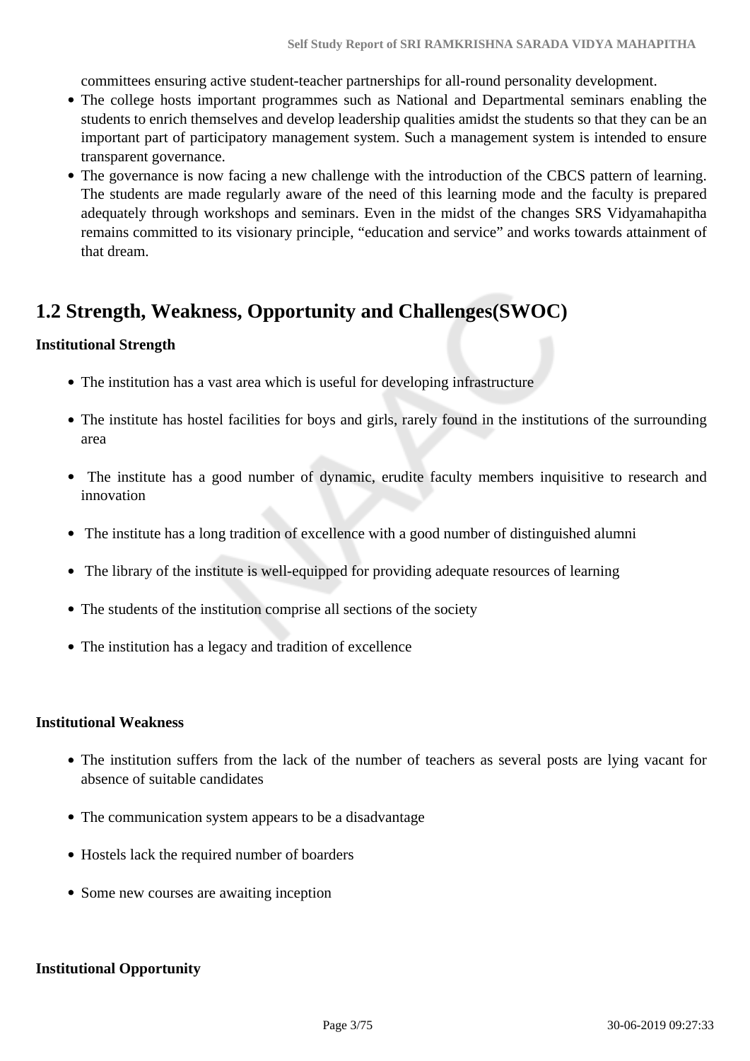committees ensuring active student-teacher partnerships for all-round personality development.

- The college hosts important programmes such as National and Departmental seminars enabling the students to enrich themselves and develop leadership qualities amidst the students so that they can be an important part of participatory management system. Such a management system is intended to ensure transparent governance.
- The governance is now facing a new challenge with the introduction of the CBCS pattern of learning. The students are made regularly aware of the need of this learning mode and the faculty is prepared adequately through workshops and seminars. Even in the midst of the changes SRS Vidyamahapitha remains committed to its visionary principle, "education and service" and works towards attainment of that dream.

## 1.2 Strength, Weakness, Opportunity and Challenges(SWOC)

**Institutional Strength**

- The institution has a vast area which is useful for developing infrastructure
- The institute has hostel facilities for boys and girls, rarely found in the institutions of the surrounding area
- The institute has a good number of dynamic, erudite faculty members inquisitive to research and innovation
- The institute has a long tradition of excellence with a good number of distinguished alumni
- The library of the institute is well-equipped for providing adequate resources of learning
- The students of the institution comprise all sections of the society
- The institution has a legacy and tradition of excellence

**Institutional Weakness**

- The institution suffers from the lack of the number of teachers as several posts are lying vacant for absence of suitable candidates
- The communication system appears to be a disadvantage
- Hostels lack the required number of boarders
- Some new courses are awaiting inception

**Institutional Opportunity**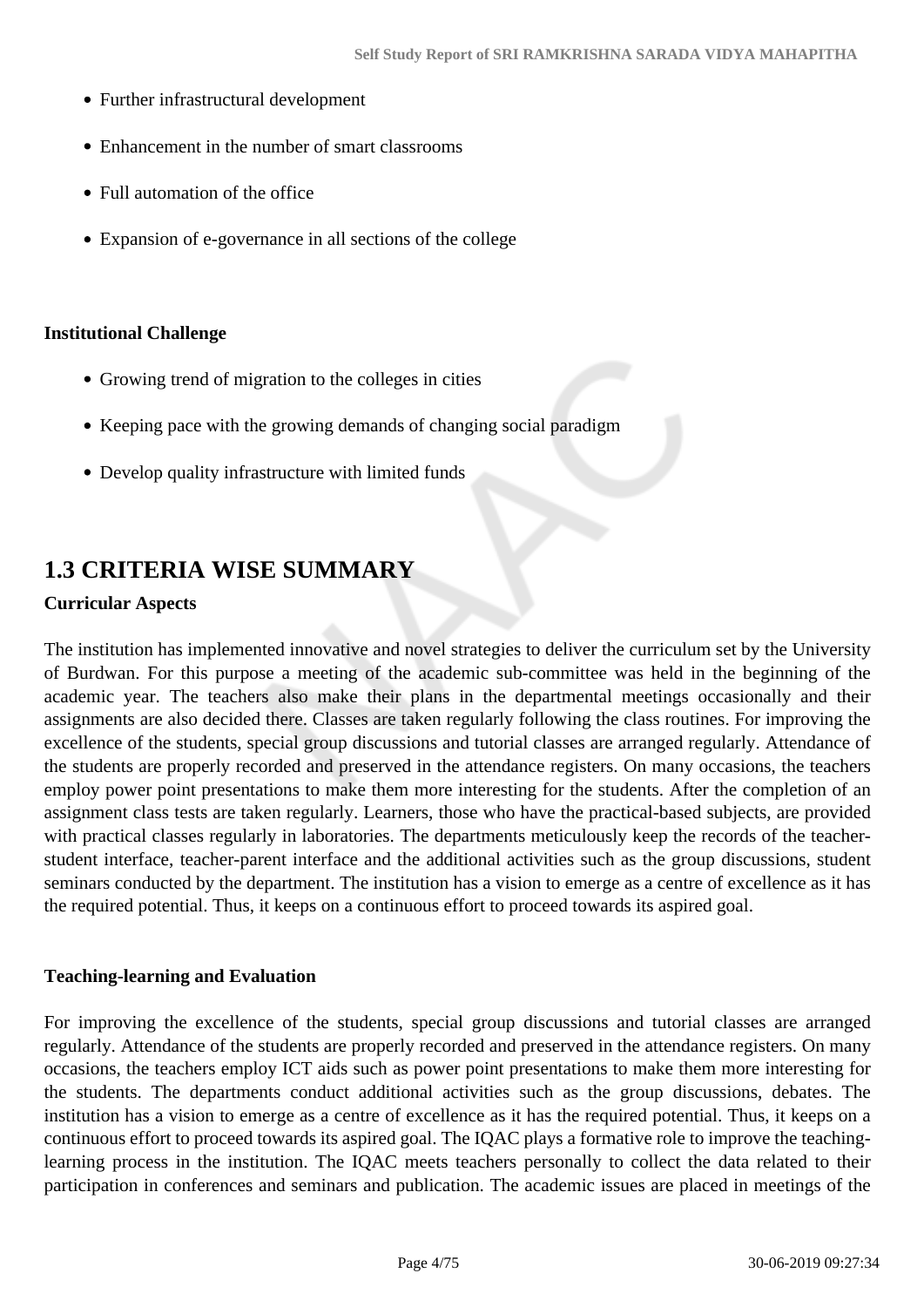- Further infrastructural development
- Enhancement in the number of smart classrooms
- Full automation of the office
- Expansion of e-governance in all sections of the college

**Institutional Challenge**

- Growing trend of migration to the colleges in cities
- Keeping pace with the growing demands of changing social paradigm
- Develop quality infrastructure with limited funds

## 1.3 CRITERIA WISE SUMMARY

**Curricular Aspects**

The institution has implemented innovative and novel strategies to deliver the curriculum set by the University of Burdwan. For this purpose a meeting of the academic sub-committee was held in the beginning of the academic year. The teachers also make their plans in the departmental meetings occasionally and their assignments are also decided there. Classes are taken regularly following the class routines. For improving the excellence of the students, special group discussions and tutorial classes are arranged regularly. Attendance of the students are properly recorded and preserved in the attendance registers. On many occasions, the teachers employ power point presentations to make them more interesting for the students. After the completion of an assignment class tests are taken regularly. Learners, those who have the practical-based subjects, are provided with practical classes regularly in laboratories. The departments meticulously keep the records of the teacher-student interface, teacher-parent interface and the additional activities such as the group discussions, student seminars conducted by the department. The institution has a vision to emerge as a centre of excellence as it has the required potential. Thus, it keeps on a continuous effort to proceed towards its aspired goal.

**Teaching-learning and Evaluation**

For improving the excellence of the students, special group discussions and tutorial classes are arranged regularly. Attendance of the students are properly recorded and preserved in the attendance registers. On many occasions, the teachers employ ICT aids such as power point presentations to make them more interesting for the students. The departments conduct additional activities such as the group discussions, debates. The institution has a vision to emerge as a centre of excellence as it has the required potential. Thus, it keeps on a continuous effort to proceed towards its aspired goal. The IQAC plays a formative role to improve the teaching-learning process in the institution. The IQAC meets teachers personally to collect the data related to their participation in conferences and seminars and publication. The academic issues are placed in meetings of the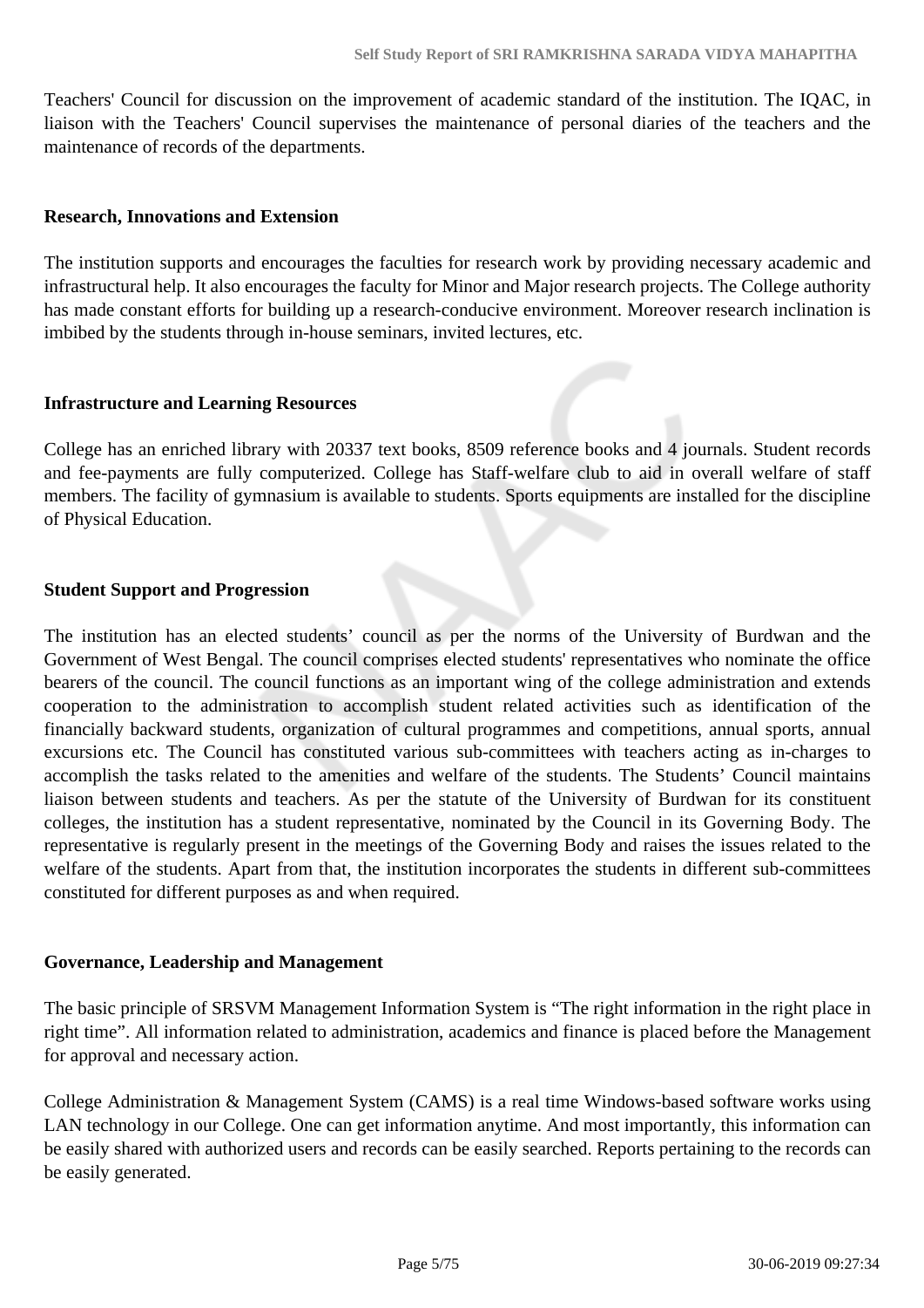Teachers' Council for discussion on the improvement of academic standard of the institution. The IQAC, in liaison with the Teachers' Council supervises the maintenance of personal diaries of the teachers and the maintenance of records of the departments.

**Research, Innovations and Extension**

The institution supports and encourages the faculties for research work by providing necessary academic and infrastructural help. It also encourages the faculty for Minor and Major research projects. The College authority has made constant efforts for building up a research-conducive environment. Moreover research inclination is imbibed by the students through in-house seminars, invited lectures, etc.

**Infrastructure and Learning Resources**

College has an enriched library with 20337 text books, 8509 reference books and 4 journals. Student records and fee-payments are fully computerized. College has Staff-welfare club to aid in overall welfare of staff members. The facility of gymnasium is available to students. Sports equipments are installed for the discipline of Physical Education.

**Student Support and Progression**

The institution has an elected students' council as per the norms of the University of Burdwan and the Government of West Bengal. The council comprises elected students' representatives who nominate the office bearers of the council. The council functions as an important wing of the college administration and extends cooperation to the administration to accomplish student related activities such as identification of the financially backward students, organization of cultural programmes and competitions, annual sports, annual excursions etc. The Council has constituted various sub-committees with teachers acting as in-charges to accomplish the tasks related to the amenities and welfare of the students. The Students' Council maintains liaison between students and teachers. As per the statute of the University of Burdwan for its constituent colleges, the institution has a student representative, nominated by the Council in its Governing Body. The representative is regularly present in the meetings of the Governing Body and raises the issues related to the welfare of the students. Apart from that, the institution incorporates the students in different sub-committees constituted for different purposes as and when required.

**Governance, Leadership and Management**

The basic principle of SRSVM Management Information System is "The right information in the right place in right time". All information related to administration, academics and finance is placed before the Management for approval and necessary action.

College Administration & Management System (CAMS) is a real time Windows-based software works using LAN technology in our College. One can get information anytime. And most importantly, this information can be easily shared with authorized users and records can be easily searched. Reports pertaining to the records can be easily generated.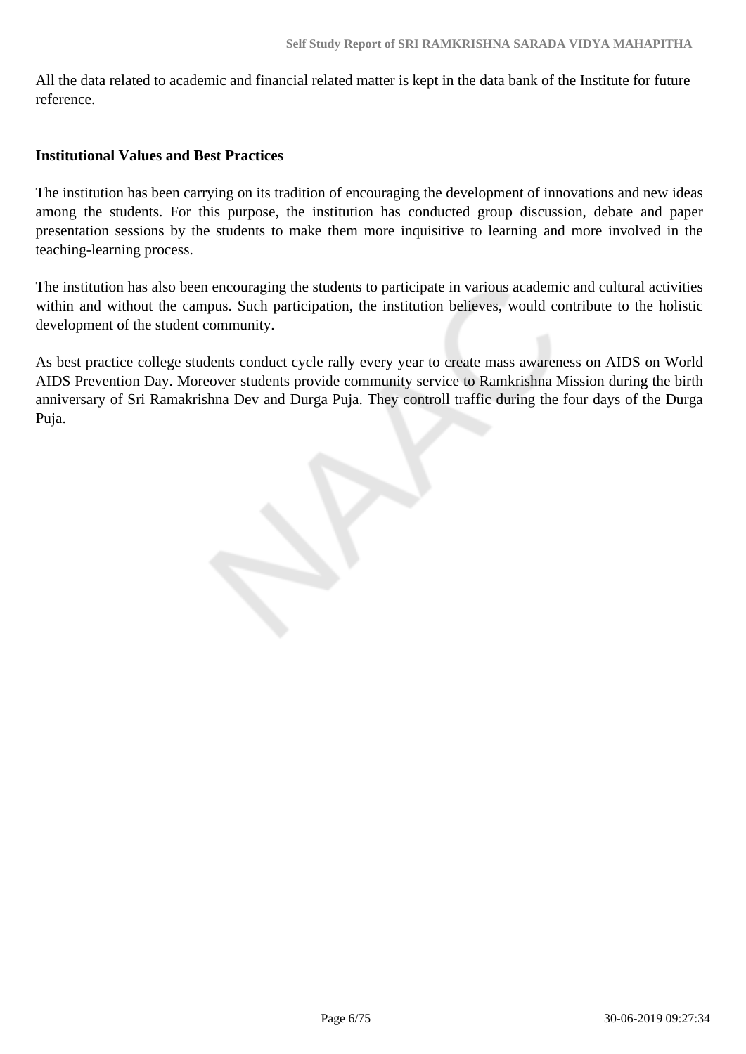All the data related to academic and financial related matter is kept in the data bank of the Institute for future reference.

**Institutional Values and Best Practices**

The institution has been carrying on its tradition of encouraging the development of innovations and new ideas among the students. For this purpose, the institution has conducted group discussion, debate and paper presentation sessions by the students to make them more inquisitive to learning and more involved in the teaching-learning process.

The institution has also been encouraging the students to participate in various academic and cultural activities within and without the campus. Such participation, the institution believes, would contribute to the holistic development of the student community.

As best practice college students conduct cycle rally every year to create mass awareness on AIDS on World AIDS Prevention Day. Moreover students provide community service to Ramkrishna Mission during the birth anniversary of Sri Ramakrishna Dev and Durga Puja. They controll traffic during the four days of the Durga Puja.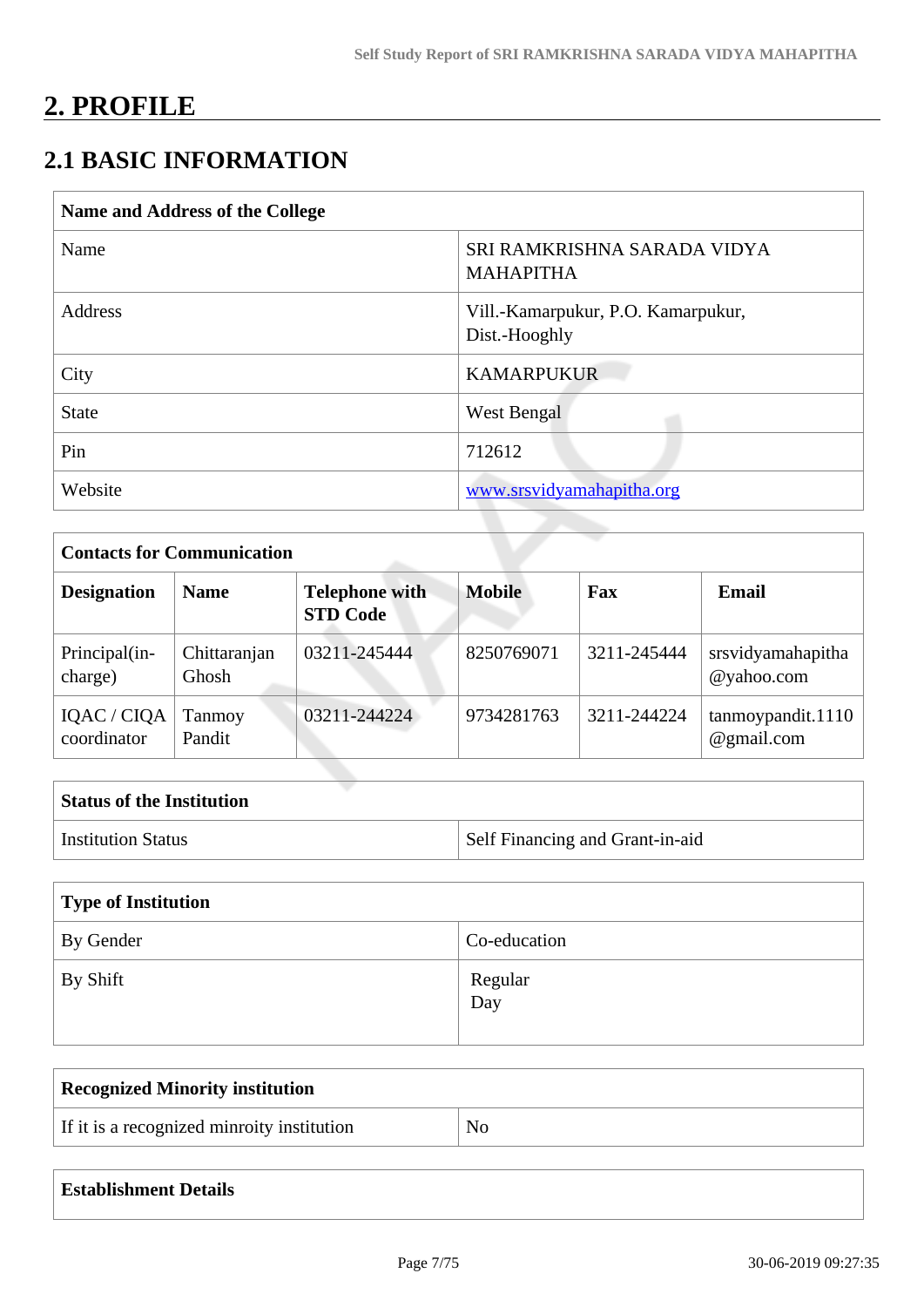# 2. PROFILE

## 2.1 BASIC INFORMATION

| Name and Address of the College | |
|---|---|
| Name | SRI RAMKRISHNA SARADA VIDYA MAHAPITHA |
| Address | Vill.-Kamarpukur, P.O. Kamarpukur, Dist.-Hooghly |
| City | KAMARPUKUR |
| State | West Bengal |
| Pin | 712612 |
| Website | www.srsvidyamahapitha.org |

| Contacts for Communication | | | | | |
|---|---|---|---|---|---|
| **Designation** | **Name** | **Telephone with STD Code** | **Mobile** | **Fax** | **Email** |
| Principal(in-charge) | Chittaranjan Ghosh | 03211-245444 | 8250769071 | 3211-245444 | srsvidyamahapitha@yahoo.com |
| IQAC / CIQA coordinator | Tanmoy Pandit | 03211-244224 | 9734281763 | 3211-244224 | tanmoypandit.1110@gmail.com |

| Status of the Institution | |
|---|---|
| Institution Status | Self Financing and Grant-in-aid |

| Type of Institution | |
|---|---|
| By Gender | Co-education |
| By Shift | Regular<br>Day |

| Recognized Minority institution | |
|---|---|
| If it is a recognized minroity institution | No |

| Establishment Details |
|---|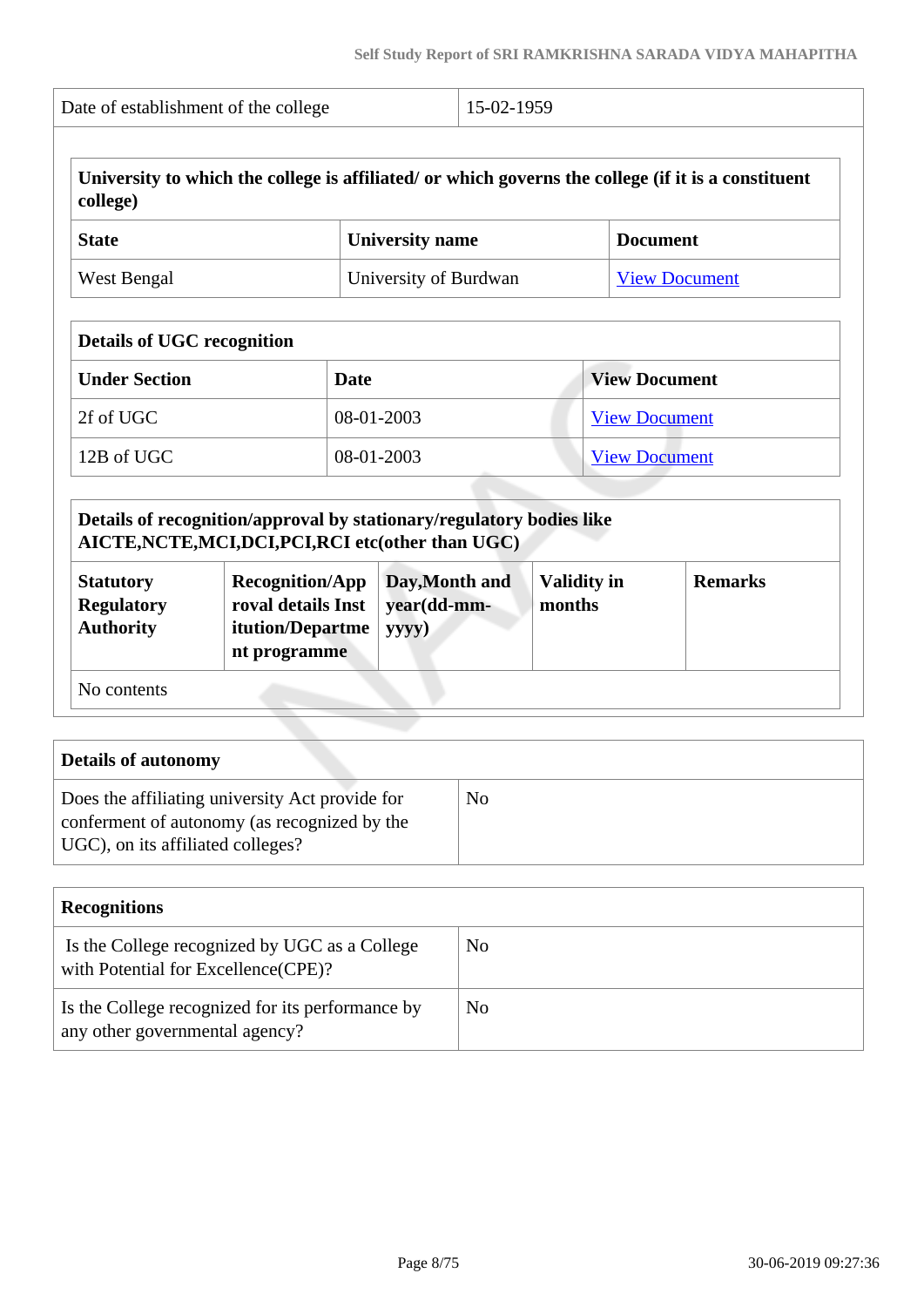| Date of establishment of the college | 15-02-1959 |
|---|---|

| University to which the college is affiliated/ or which governs the college (if it is a constituent college) | | |
|---|---|---|
| **State** | **University name** | **Document** |
| West Bengal | University of Burdwan | View Document |

| Details of UGC recognition | | |
|---|---|---|
| **Under Section** | **Date** | **View Document** |
| 2f of UGC | 08-01-2003 | View Document |
| 12B of UGC | 08-01-2003 | View Document |

| Details of recognition/approval by stationary/regulatory bodies like AICTE,NCTE,MCI,DCI,PCI,RCI etc(other than UGC) | | | | |
|---|---|---|---|---|
| **Statutory Regulatory Authority** | **Recognition/Approval details Institution/Department programme** | **Day,Month and year(dd-mm-yyyy)** | **Validity in months** | **Remarks** |
| No contents | | | | |

| Details of autonomy | |
|---|---|
| Does the affiliating university Act provide for conferment of autonomy (as recognized by the UGC), on its affiliated colleges? | No |

| Recognitions | |
|---|---|
| Is the College recognized by UGC as a College with Potential for Excellence(CPE)? | No |
| Is the College recognized for its performance by any other governmental agency? | No |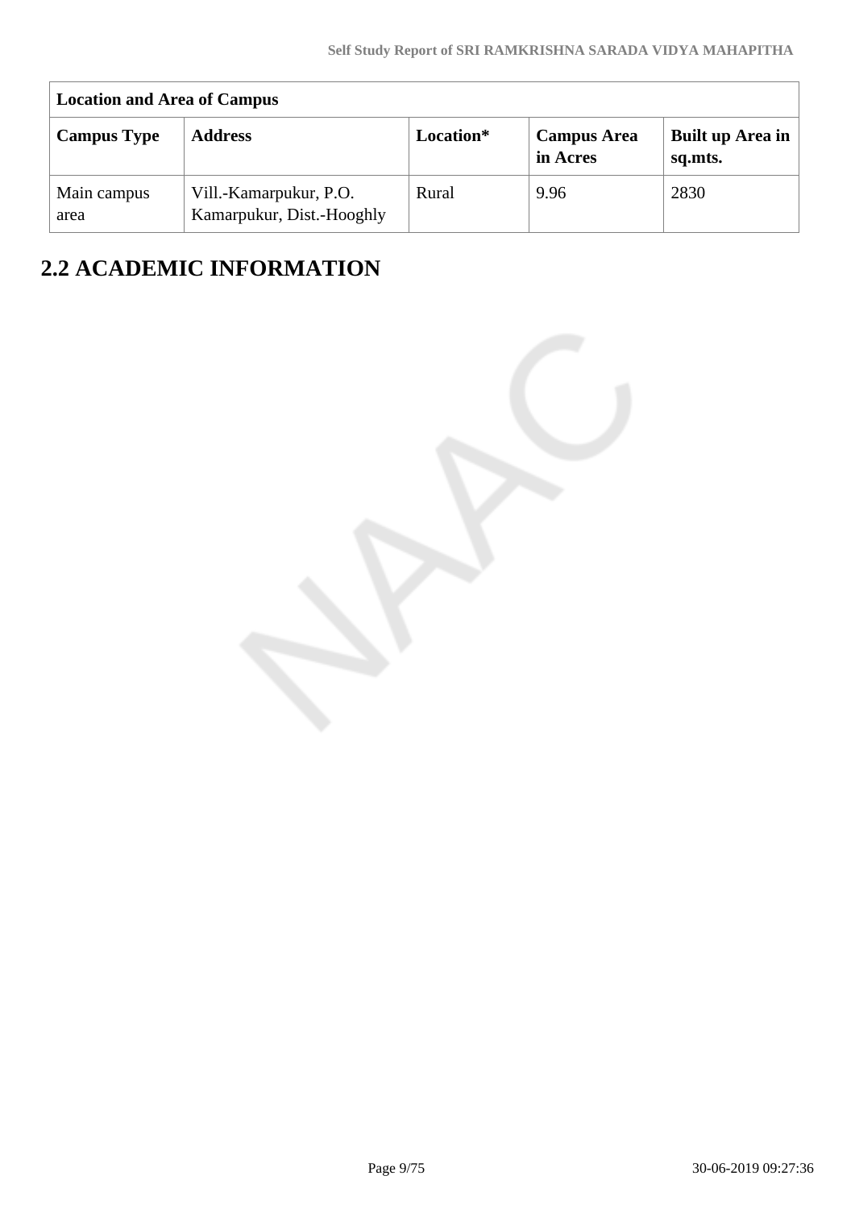| Location and Area of Campus | | | | |
|---|---|---|---|---|
| **Campus Type** | **Address** | **Location*** | **Campus Area in Acres** | **Built up Area in sq.mts.** |
| Main campus area | Vill.-Kamarpukur, P.O. Kamarpukur, Dist.-Hooghly | Rural | 9.96 | 2830 |

## 2.2 ACADEMIC INFORMATION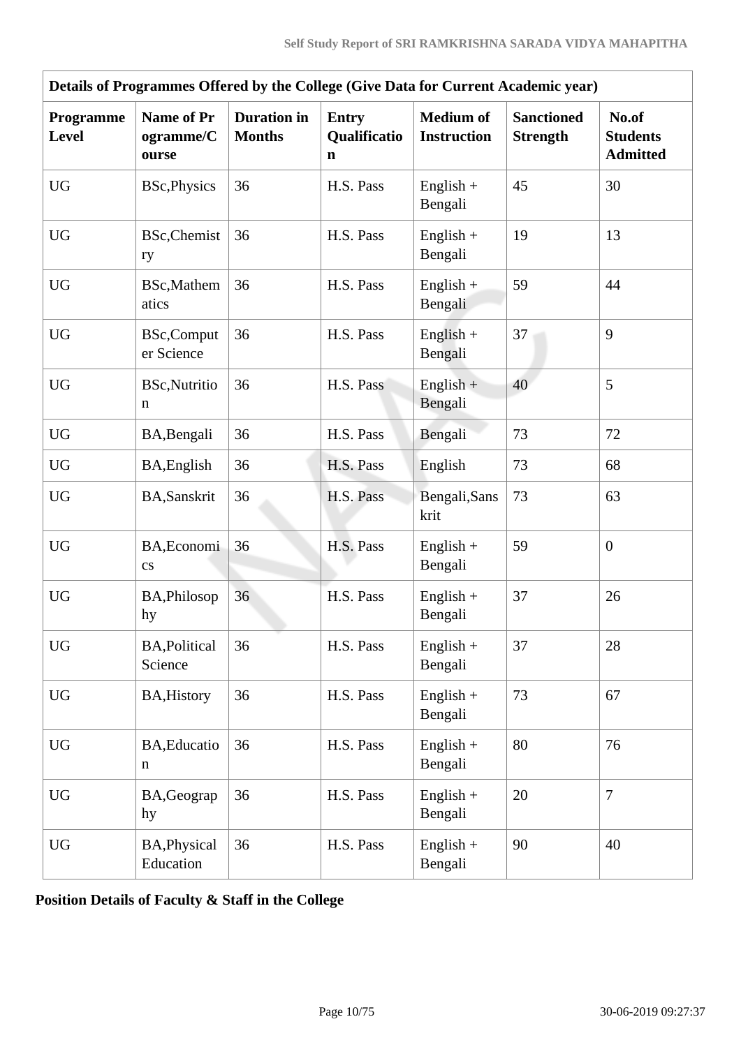| Details of Programmes Offered by the College (Give Data for Current Academic year) | | | | | | |
|---|---|---|---|---|---|---|
| **Programme Level** | **Name of Programme/Course** | **Duration in Months** | **Entry Qualification** | **Medium of Instruction** | **Sanctioned Strength** | **No.of Students Admitted** |
| UG | BSc,Physics | 36 | H.S. Pass | English + Bengali | 45 | 30 |
| UG | BSc,Chemistry | 36 | H.S. Pass | English + Bengali | 19 | 13 |
| UG | BSc,Mathematics | 36 | H.S. Pass | English + Bengali | 59 | 44 |
| UG | BSc,Computer Science | 36 | H.S. Pass | English + Bengali | 37 | 9 |
| UG | BSc,Nutrition | 36 | H.S. Pass | English + Bengali | 40 | 5 |
| UG | BA,Bengali | 36 | H.S. Pass | Bengali | 73 | 72 |
| UG | BA,English | 36 | H.S. Pass | English | 73 | 68 |
| UG | BA,Sanskrit | 36 | H.S. Pass | Bengali,Sanskrit | 73 | 63 |
| UG | BA,Economics | 36 | H.S. Pass | English + Bengali | 59 | 0 |
| UG | BA,Philosophy | 36 | H.S. Pass | English + Bengali | 37 | 26 |
| UG | BA,Political Science | 36 | H.S. Pass | English + Bengali | 37 | 28 |
| UG | BA,History | 36 | H.S. Pass | English + Bengali | 73 | 67 |
| UG | BA,Education | 36 | H.S. Pass | English + Bengali | 80 | 76 |
| UG | BA,Geography | 36 | H.S. Pass | English + Bengali | 20 | 7 |
| UG | BA,Physical Education | 36 | H.S. Pass | English + Bengali | 90 | 40 |

**Position Details of Faculty & Staff in the College**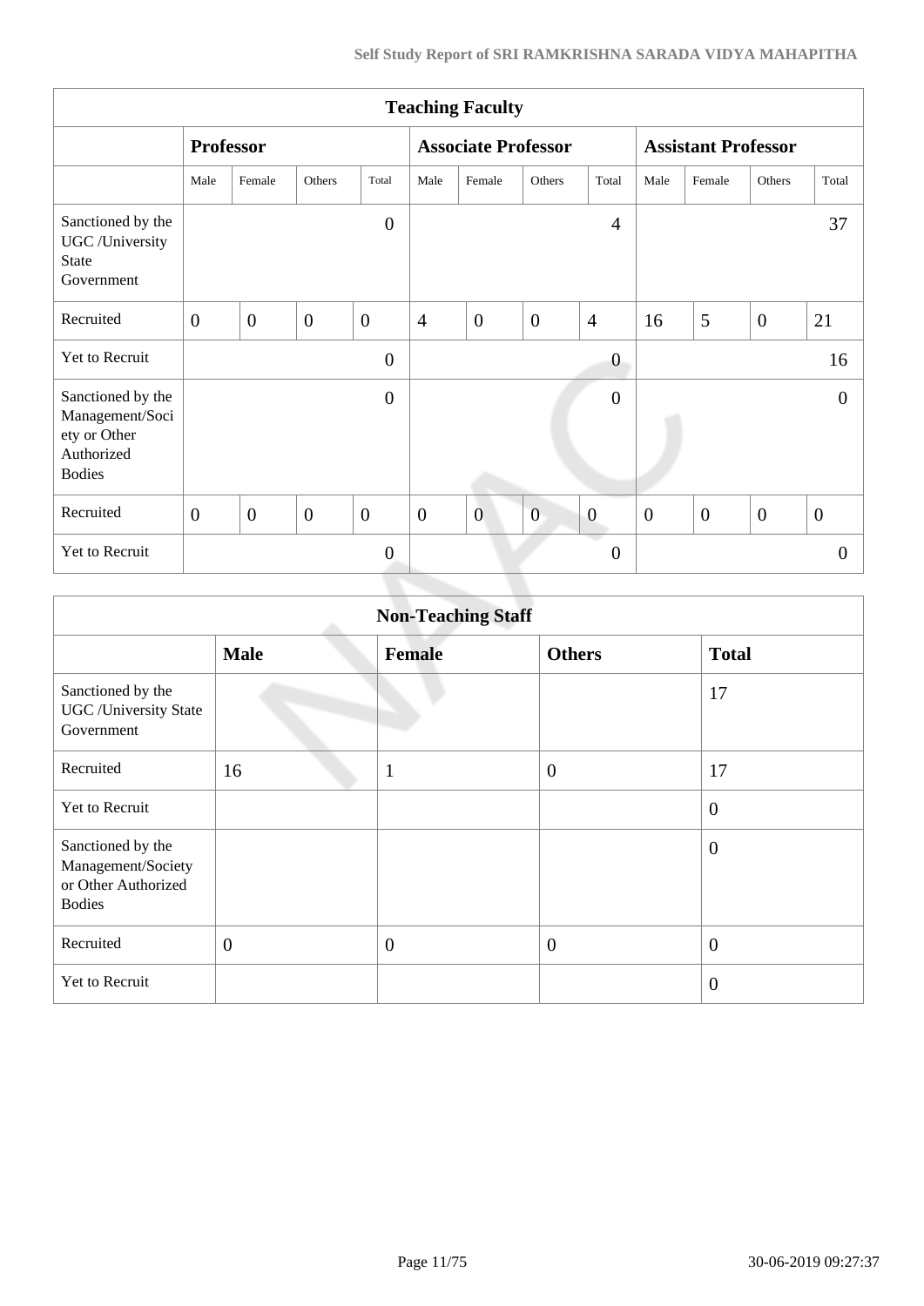| Teaching Faculty | | | | | | | | | | | | |
|---|---|---|---|---|---|---|---|---|---|---|---|---|
| | Professor | | | | Associate Professor | | | | Assistant Professor | | | |
| | Male | Female | Others | Total | Male | Female | Others | Total | Male | Female | Others | Total |
| Sanctioned by the UGC /University State Government | | | | 0 | | | | 4 | | | | 37 |
| Recruited | 0 | 0 | 0 | 0 | 4 | 0 | 0 | 4 | 16 | 5 | 0 | 21 |
| Yet to Recruit | | | | 0 | | | | 0 | | | | 16 |
| Sanctioned by the Management/Society or Other Authorized Bodies | | | | 0 | | | | 0 | | | | 0 |
| Recruited | 0 | 0 | 0 | 0 | 0 | 0 | 0 | 0 | 0 | 0 | 0 | 0 |
| Yet to Recruit | | | | 0 | | | | 0 | | | | 0 |

| Non-Teaching Staff | | | | |
|---|---|---|---|---|
| | **Male** | **Female** | **Others** | **Total** |
| Sanctioned by the UGC /University State Government | | | | 17 |
| Recruited | 16 | 1 | 0 | 17 |
| Yet to Recruit | | | | 0 |
| Sanctioned by the Management/Society or Other Authorized Bodies | | | | 0 |
| Recruited | 0 | 0 | 0 | 0 |
| Yet to Recruit | | | | 0 |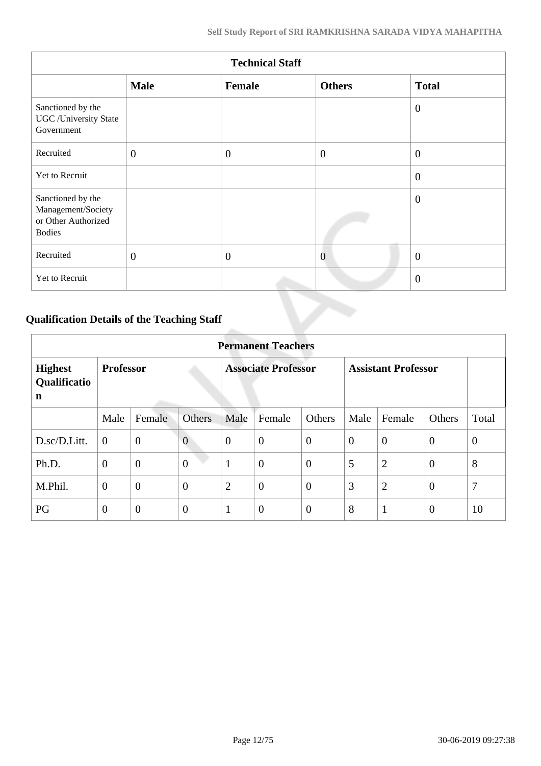| Technical Staff | | | | |
|---|---|---|---|---|
| | **Male** | **Female** | **Others** | **Total** |
| Sanctioned by the UGC /University State Government | | | | 0 |
| Recruited | 0 | 0 | 0 | 0 |
| Yet to Recruit | | | | 0 |
| Sanctioned by the Management/Society or Other Authorized Bodies | | | | 0 |
| Recruited | 0 | 0 | 0 | 0 |
| Yet to Recruit | | | | 0 |

## Qualification Details of the Teaching Staff

| Permanent Teachers | | | | | | | | | | |
|---|---|---|---|---|---|---|---|---|---|---|
| **Highest Qualification** | **Professor** | | | **Associate Professor** | | | **Assistant Professor** | | | |
| | Male | Female | Others | Male | Female | Others | Male | Female | Others | Total |
| D.sc/D.Litt. | 0 | 0 | 0 | 0 | 0 | 0 | 0 | 0 | 0 | 0 |
| Ph.D. | 0 | 0 | 0 | 1 | 0 | 0 | 5 | 2 | 0 | 8 |
| M.Phil. | 0 | 0 | 0 | 2 | 0 | 0 | 3 | 2 | 0 | 7 |
| PG | 0 | 0 | 0 | 1 | 0 | 0 | 8 | 1 | 0 | 10 |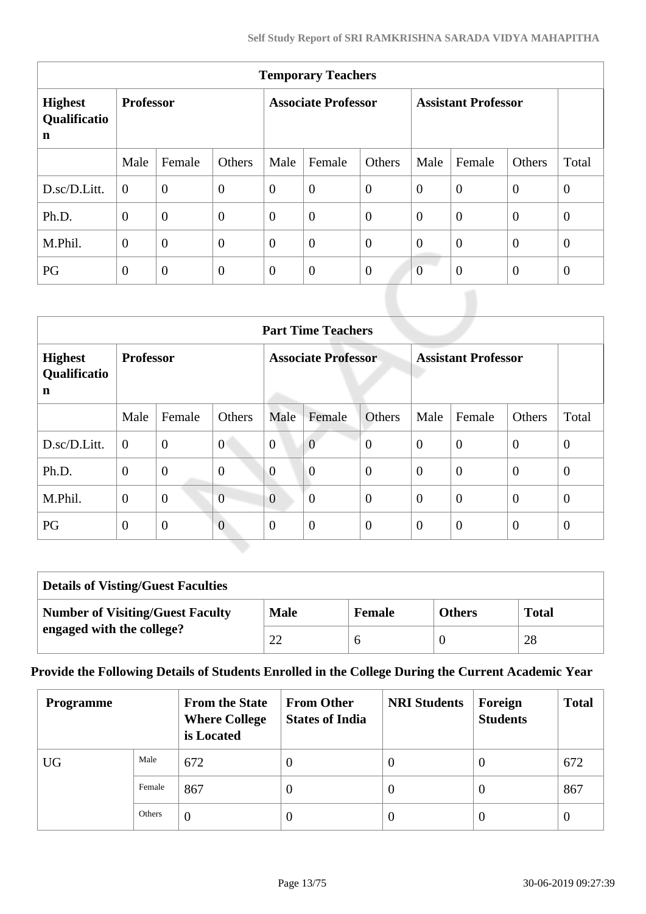| Temporary Teachers | | | | | | | | | | |
|---|---|---|---|---|---|---|---|---|---|---|
| **Highest Qualification** | **Professor** | | | **Associate Professor** | | | **Assistant Professor** | | | |
| | Male | Female | Others | Male | Female | Others | Male | Female | Others | Total |
| D.sc/D.Litt. | 0 | 0 | 0 | 0 | 0 | 0 | 0 | 0 | 0 | 0 |
| Ph.D. | 0 | 0 | 0 | 0 | 0 | 0 | 0 | 0 | 0 | 0 |
| M.Phil. | 0 | 0 | 0 | 0 | 0 | 0 | 0 | 0 | 0 | 0 |
| PG | 0 | 0 | 0 | 0 | 0 | 0 | 0 | 0 | 0 | 0 |

| Part Time Teachers | | | | | | | | | | |
|---|---|---|---|---|---|---|---|---|---|---|
| **Highest Qualification** | **Professor** | | | **Associate Professor** | | | **Assistant Professor** | | | |
| | Male | Female | Others | Male | Female | Others | Male | Female | Others | Total |
| D.sc/D.Litt. | 0 | 0 | 0 | 0 | 0 | 0 | 0 | 0 | 0 | 0 |
| Ph.D. | 0 | 0 | 0 | 0 | 0 | 0 | 0 | 0 | 0 | 0 |
| M.Phil. | 0 | 0 | 0 | 0 | 0 | 0 | 0 | 0 | 0 | 0 |
| PG | 0 | 0 | 0 | 0 | 0 | 0 | 0 | 0 | 0 | 0 |

| Details of Visting/Guest Faculties | | | | |
|---|---|---|---|---|
| **Number of Visiting/Guest Faculty engaged with the college?** | **Male** | **Female** | **Others** | **Total** |
| | 22 | 6 | 0 | 28 |

**Provide the Following Details of Students Enrolled in the College During the Current Academic Year**

| Programme | | From the State Where College is Located | From Other States of India | NRI Students | Foreign Students | Total |
|---|---|---|---|---|---|---|
| UG | Male | 672 | 0 | 0 | 0 | 672 |
| | Female | 867 | 0 | 0 | 0 | 867 |
| | Others | 0 | 0 | 0 | 0 | 0 |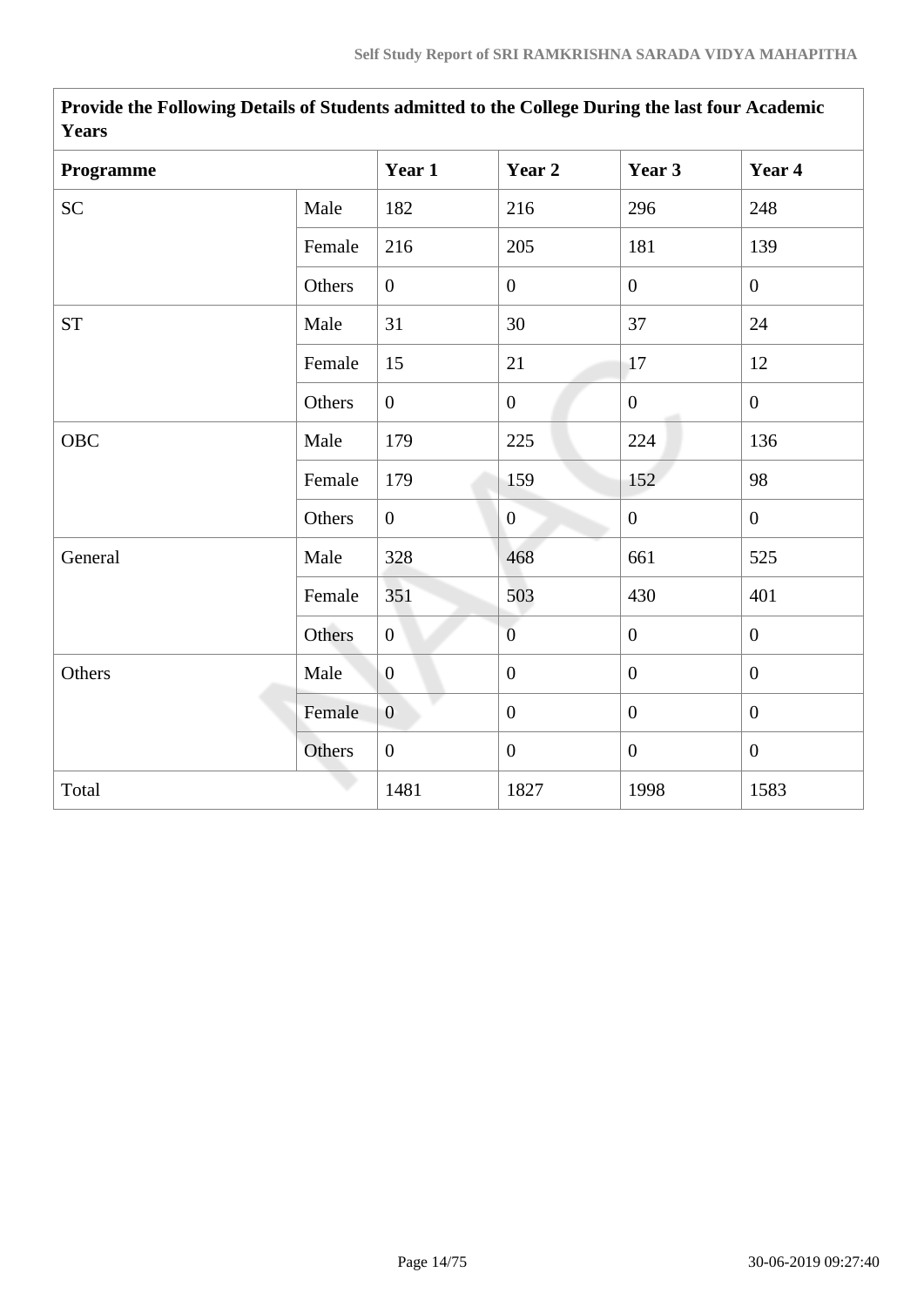| Provide the Following Details of Students admitted to the College During the last four Academic Years | | | | | |
|---|---|---|---|---|---|
| **Programme** | | **Year 1** | **Year 2** | **Year 3** | **Year 4** |
| SC | Male | 182 | 216 | 296 | 248 |
| | Female | 216 | 205 | 181 | 139 |
| | Others | 0 | 0 | 0 | 0 |
| ST | Male | 31 | 30 | 37 | 24 |
| | Female | 15 | 21 | 17 | 12 |
| | Others | 0 | 0 | 0 | 0 |
| OBC | Male | 179 | 225 | 224 | 136 |
| | Female | 179 | 159 | 152 | 98 |
| | Others | 0 | 0 | 0 | 0 |
| General | Male | 328 | 468 | 661 | 525 |
| | Female | 351 | 503 | 430 | 401 |
| | Others | 0 | 0 | 0 | 0 |
| Others | Male | 0 | 0 | 0 | 0 |
| | Female | 0 | 0 | 0 | 0 |
| | Others | 0 | 0 | 0 | 0 |
| Total | | 1481 | 1827 | 1998 | 1583 |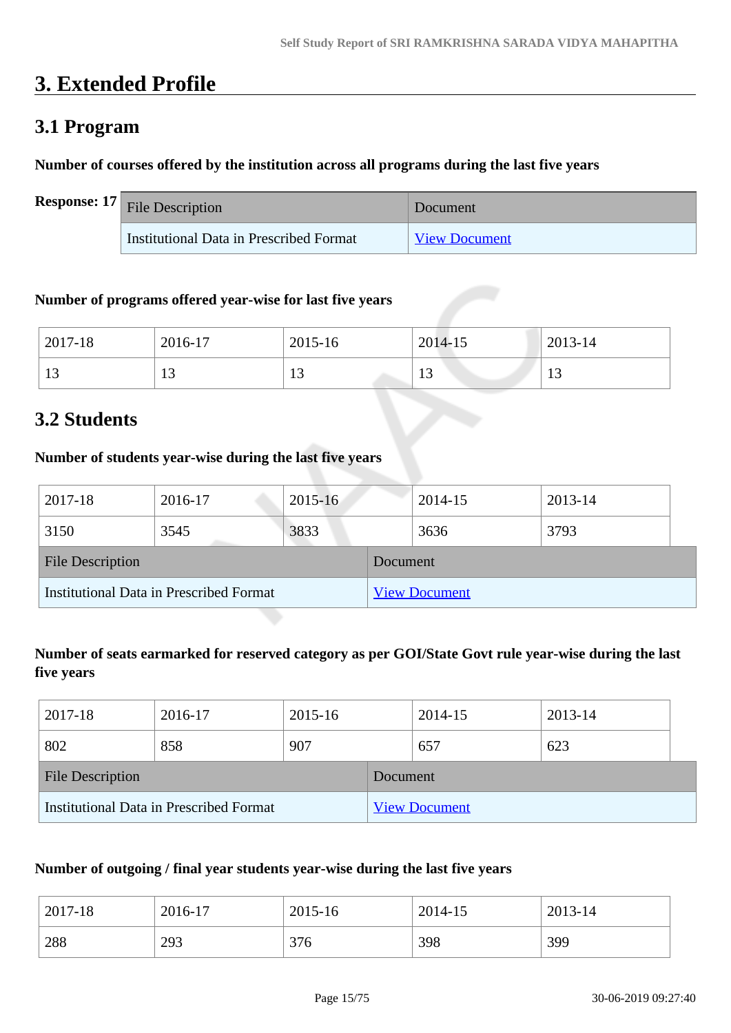# 3. Extended Profile

## 3.1 Program

**Number of courses offered by the institution across all programs during the last five years**

**Response: 17**

| File Description | Document |
|---|---|
| Institutional Data in Prescribed Format | View Document |

**Number of programs offered year-wise for last five years**

| 2017-18 | 2016-17 | 2015-16 | 2014-15 | 2013-14 |
|---|---|---|---|---|
| 13 | 13 | 13 | 13 | 13 |

## 3.2 Students

**Number of students year-wise during the last five years**

| 2017-18 | 2016-17 | 2015-16 | 2014-15 | 2013-14 |
|---|---|---|---|---|
| 3150 | 3545 | 3833 | 3636 | 3793 |

| File Description | Document |
|---|---|
| Institutional Data in Prescribed Format | View Document |

**Number of seats earmarked for reserved category as per GOI/State Govt rule year-wise during the last five years**

| 2017-18 | 2016-17 | 2015-16 | 2014-15 | 2013-14 |
|---|---|---|---|---|
| 802 | 858 | 907 | 657 | 623 |

| File Description | Document |
|---|---|
| Institutional Data in Prescribed Format | View Document |

**Number of outgoing / final year students year-wise during the last five years**

| 2017-18 | 2016-17 | 2015-16 | 2014-15 | 2013-14 |
|---|---|---|---|---|
| 288 | 293 | 376 | 398 | 399 |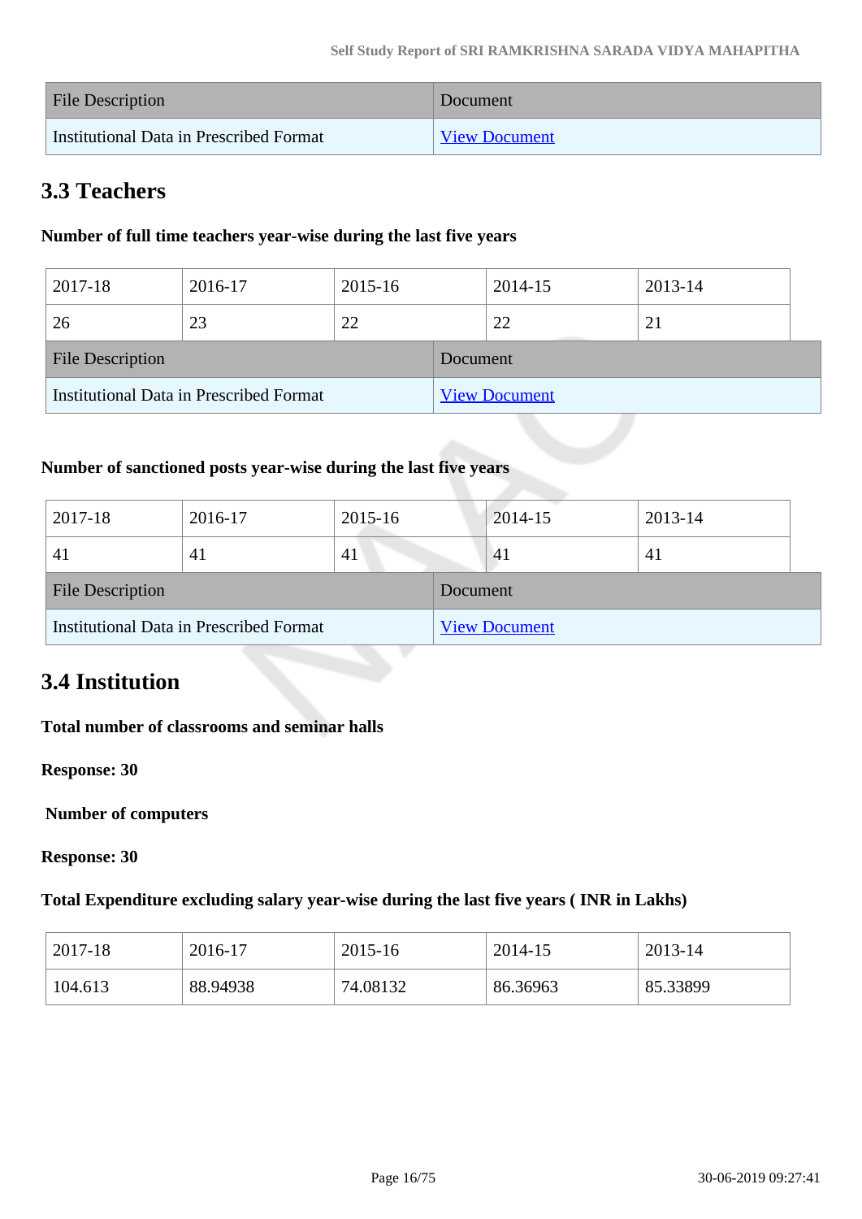| File Description | Document |
| --- | --- |
| Institutional Data in Prescribed Format | View Document |

## 3.3 Teachers

**Number of full time teachers year-wise during the last five years**

| 2017-18 | 2016-17 | 2015-16 | 2014-15 | 2013-14 |
| --- | --- | --- | --- | --- |
| 26 | 23 | 22 | 22 | 21 |

| File Description | Document |
| --- | --- |
| Institutional Data in Prescribed Format | View Document |

**Number of sanctioned posts year-wise during the last five years**

| 2017-18 | 2016-17 | 2015-16 | 2014-15 | 2013-14 |
| --- | --- | --- | --- | --- |
| 41 | 41 | 41 | 41 | 41 |

| File Description | Document |
| --- | --- |
| Institutional Data in Prescribed Format | View Document |

## 3.4 Institution

**Total number of classrooms and seminar halls**

**Response: 30**

**Number of computers**

**Response: 30**

**Total Expenditure excluding salary year-wise during the last five years ( INR in Lakhs)**

| 2017-18 | 2016-17 | 2015-16 | 2014-15 | 2013-14 |
| --- | --- | --- | --- | --- |
| 104.613 | 88.94938 | 74.08132 | 86.36963 | 85.33899 |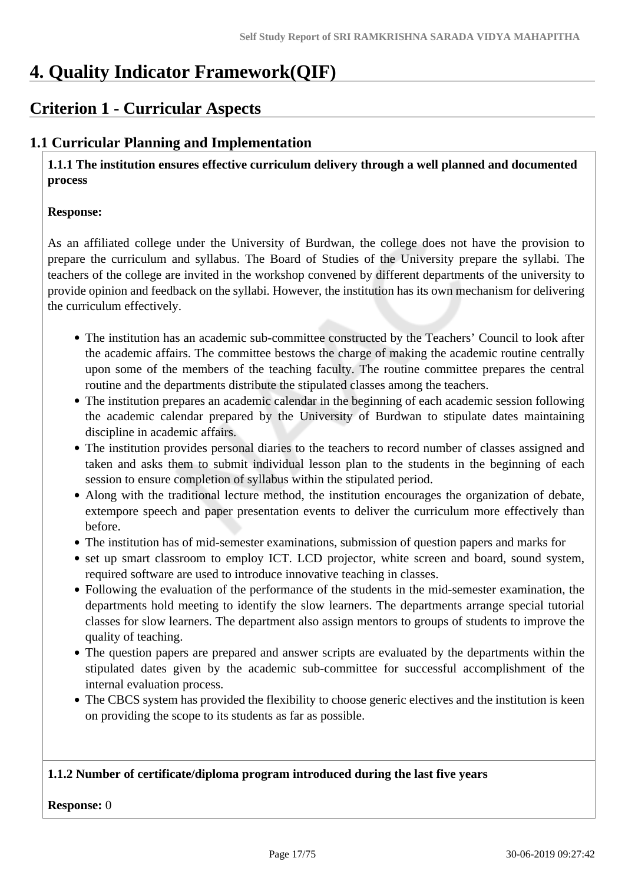# 4. Quality Indicator Framework(QIF)

## Criterion 1 - Curricular Aspects

### 1.1 Curricular Planning and Implementation

**1.1.1 The institution ensures effective curriculum delivery through a well planned and documented process**

**Response:**

As an affiliated college under the University of Burdwan, the college does not have the provision to prepare the curriculum and syllabus. The Board of Studies of the University prepare the syllabi. The teachers of the college are invited in the workshop convened by different departments of the university to provide opinion and feedback on the syllabi. However, the institution has its own mechanism for delivering the curriculum effectively.

- The institution has an academic sub-committee constructed by the Teachers' Council to look after the academic affairs. The committee bestows the charge of making the academic routine centrally upon some of the members of the teaching faculty. The routine committee prepares the central routine and the departments distribute the stipulated classes among the teachers.
- The institution prepares an academic calendar in the beginning of each academic session following the academic calendar prepared by the University of Burdwan to stipulate dates maintaining discipline in academic affairs.
- The institution provides personal diaries to the teachers to record number of classes assigned and taken and asks them to submit individual lesson plan to the students in the beginning of each session to ensure completion of syllabus within the stipulated period.
- Along with the traditional lecture method, the institution encourages the organization of debate, extempore speech and paper presentation events to deliver the curriculum more effectively than before.
- The institution has of mid-semester examinations, submission of question papers and marks for
- set up smart classroom to employ ICT. LCD projector, white screen and board, sound system, required software are used to introduce innovative teaching in classes.
- Following the evaluation of the performance of the students in the mid-semester examination, the departments hold meeting to identify the slow learners. The departments arrange special tutorial classes for slow learners. The department also assign mentors to groups of students to improve the quality of teaching.
- The question papers are prepared and answer scripts are evaluated by the departments within the stipulated dates given by the academic sub-committee for successful accomplishment of the internal evaluation process.
- The CBCS system has provided the flexibility to choose generic electives and the institution is keen on providing the scope to its students as far as possible.

**1.1.2 Number of certificate/diploma program introduced during the last five years**

**Response:** 0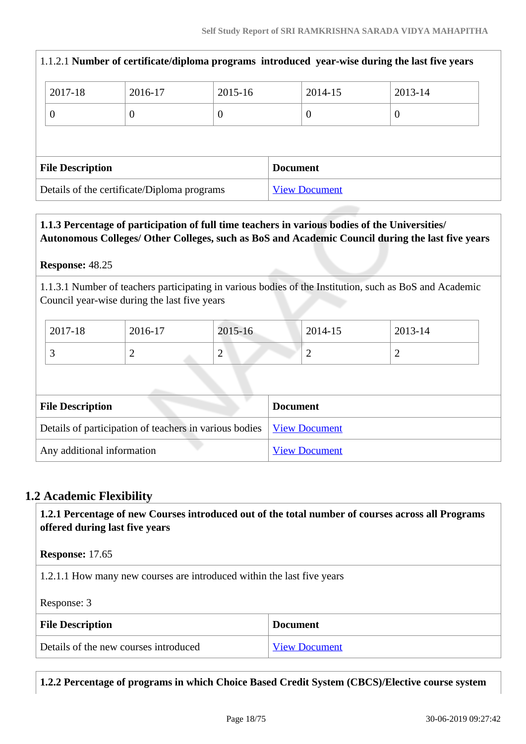1.1.2.1 **Number of certificate/diploma programs introduced year-wise during the last five years**

| 2017-18 | 2016-17 | 2015-16 | 2014-15 | 2013-14 |
|---|---|---|---|---|
| 0 | 0 | 0 | 0 | 0 |

| File Description | Document |
|---|---|
| Details of the certificate/Diploma programs | View Document |

**1.1.3 Percentage of participation of full time teachers in various bodies of the Universities/ Autonomous Colleges/ Other Colleges, such as BoS and Academic Council during the last five years**

**Response:** 48.25

1.1.3.1 Number of teachers participating in various bodies of the Institution, such as BoS and Academic Council year-wise during the last five years

| 2017-18 | 2016-17 | 2015-16 | 2014-15 | 2013-14 |
|---|---|---|---|---|
| 3 | 2 | 2 | 2 | 2 |

| File Description | Document |
|---|---|
| Details of participation of teachers in various bodies | View Document |
| Any additional information | View Document |

## 1.2 Academic Flexibility

**1.2.1 Percentage of new Courses introduced out of the total number of courses across all Programs offered during last five years**

**Response:** 17.65

1.2.1.1 How many new courses are introduced within the last five years

Response: 3

| File Description | Document |
|---|---|
| Details of the new courses introduced | View Document |

**1.2.2 Percentage of programs in which Choice Based Credit System (CBCS)/Elective course system**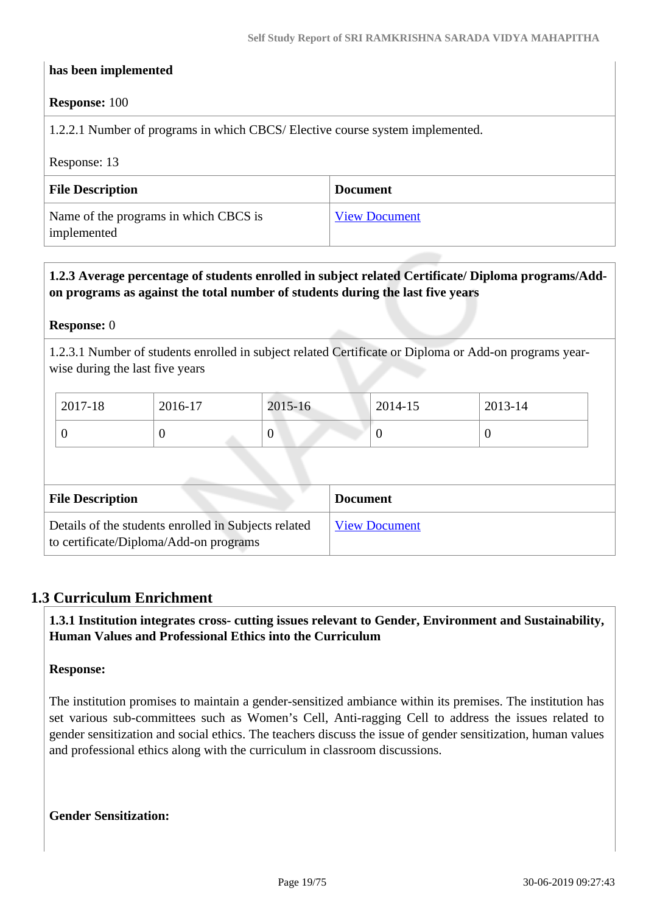**has been implemented**

**Response:** 100

1.2.2.1 Number of programs in which CBCS/ Elective course system implemented.

Response: 13

| File Description | Document |
| --- | --- |
| Name of the programs in which CBCS is implemented | View Document |

**1.2.3 Average percentage of students enrolled in subject related Certificate/ Diploma programs/Add-on programs as against the total number of students during the last five years**

**Response:** 0

1.2.3.1 Number of students enrolled in subject related Certificate or Diploma or Add-on programs year-wise during the last five years

| 2017-18 | 2016-17 | 2015-16 | 2014-15 | 2013-14 |
| --- | --- | --- | --- | --- |
| 0 | 0 | 0 | 0 | 0 |

| File Description | Document |
| --- | --- |
| Details of the students enrolled in Subjects related to certificate/Diploma/Add-on programs | View Document |

## 1.3 Curriculum Enrichment

**1.3.1 Institution integrates cross- cutting issues relevant to Gender, Environment and Sustainability, Human Values and Professional Ethics into the Curriculum**

**Response:**

The institution promises to maintain a gender-sensitized ambiance within its premises. The institution has set various sub-committees such as Women's Cell, Anti-ragging Cell to address the issues related to gender sensitization and social ethics. The teachers discuss the issue of gender sensitization, human values and professional ethics along with the curriculum in classroom discussions.

**Gender Sensitization:**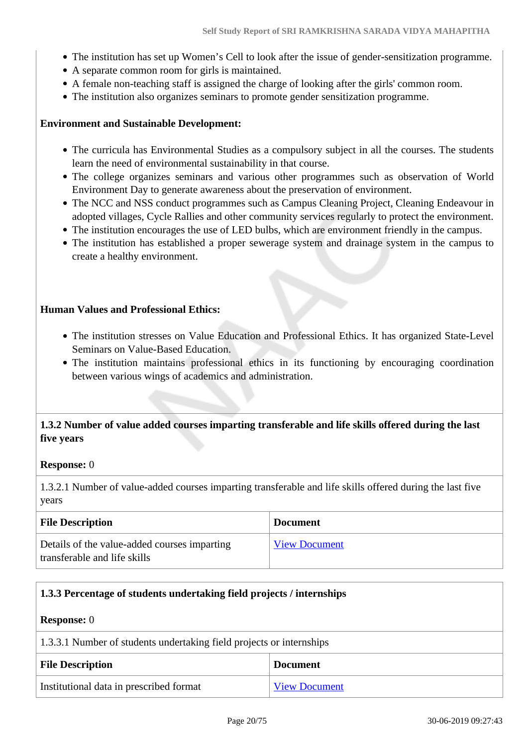- The institution has set up Women's Cell to look after the issue of gender-sensitization programme.
- A separate common room for girls is maintained.
- A female non-teaching staff is assigned the charge of looking after the girls' common room.
- The institution also organizes seminars to promote gender sensitization programme.

**Environment and Sustainable Development:**

- The curricula has Environmental Studies as a compulsory subject in all the courses. The students learn the need of environmental sustainability in that course.
- The college organizes seminars and various other programmes such as observation of World Environment Day to generate awareness about the preservation of environment.
- The NCC and NSS conduct programmes such as Campus Cleaning Project, Cleaning Endeavour in adopted villages, Cycle Rallies and other community services regularly to protect the environment.
- The institution encourages the use of LED bulbs, which are environment friendly in the campus.
- The institution has established a proper sewerage system and drainage system in the campus to create a healthy environment.

**Human Values and Professional Ethics:**

- The institution stresses on Value Education and Professional Ethics. It has organized State-Level Seminars on Value-Based Education.
- The institution maintains professional ethics in its functioning by encouraging coordination between various wings of academics and administration.

**1.3.2 Number of value added courses imparting transferable and life skills offered during the last five years**

**Response:** 0

1.3.2.1 Number of value-added courses imparting transferable and life skills offered during the last five years

| File Description | Document |
|---|---|
| Details of the value-added courses imparting transferable and life skills | View Document |

**1.3.3 Percentage of students undertaking field projects / internships**

**Response:** 0

1.3.3.1 Number of students undertaking field projects or internships

| File Description | Document |
|---|---|
| Institutional data in prescribed format | View Document |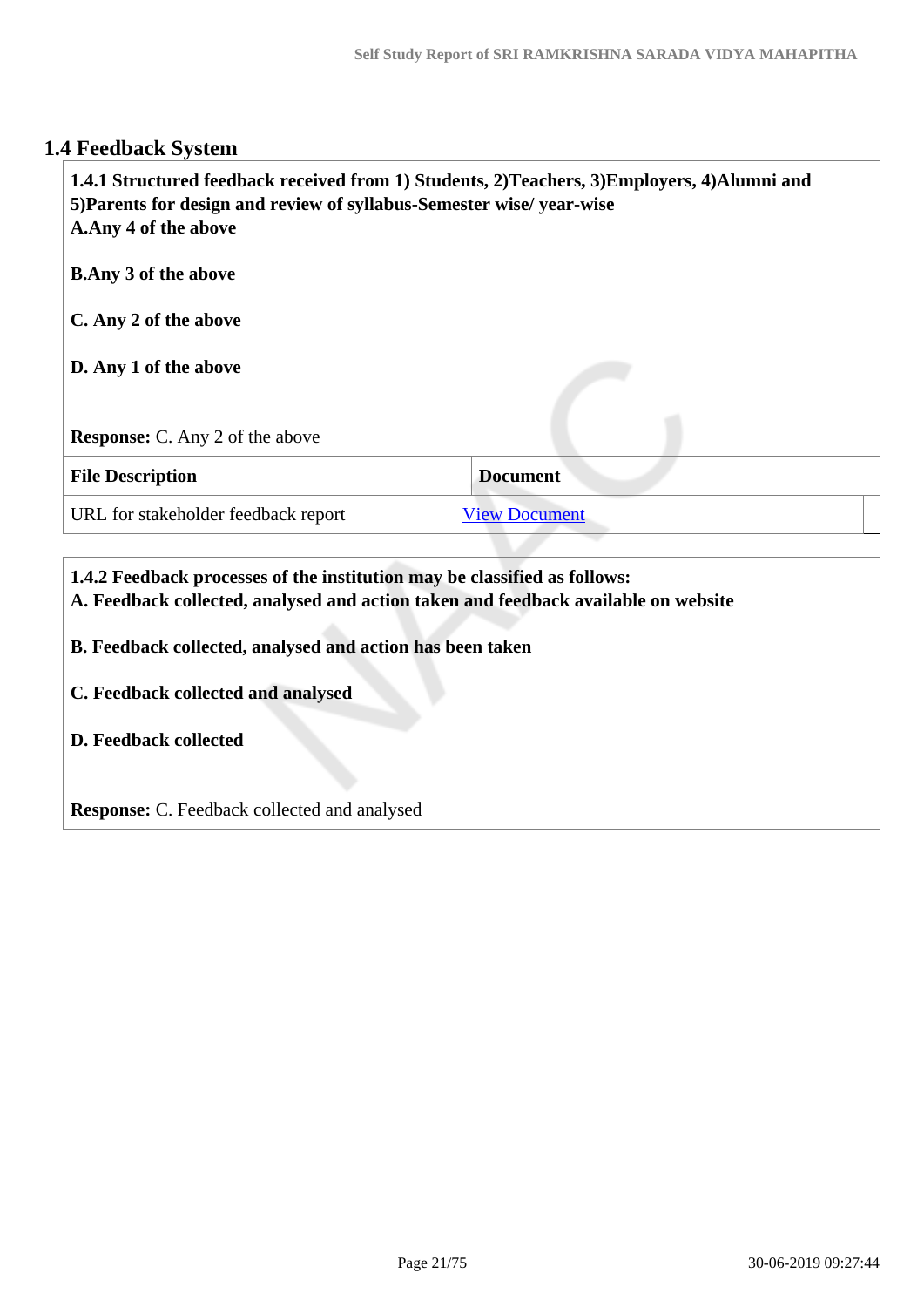## 1.4 Feedback System

**1.4.1 Structured feedback received from 1) Students, 2)Teachers, 3)Employers, 4)Alumni and 5)Parents for design and review of syllabus-Semester wise/ year-wise**
**A.Any 4 of the above**

**B.Any 3 of the above**

**C. Any 2 of the above**

**D. Any 1 of the above**

**Response:** C. Any 2 of the above

| File Description | Document |
|---|---|
| URL for stakeholder feedback report | View Document |

**1.4.2 Feedback processes of the institution may be classified as follows:**
**A. Feedback collected, analysed and action taken and feedback available on website**

**B. Feedback collected, analysed and action has been taken**

**C. Feedback collected and analysed**

**D. Feedback collected**

**Response:** C. Feedback collected and analysed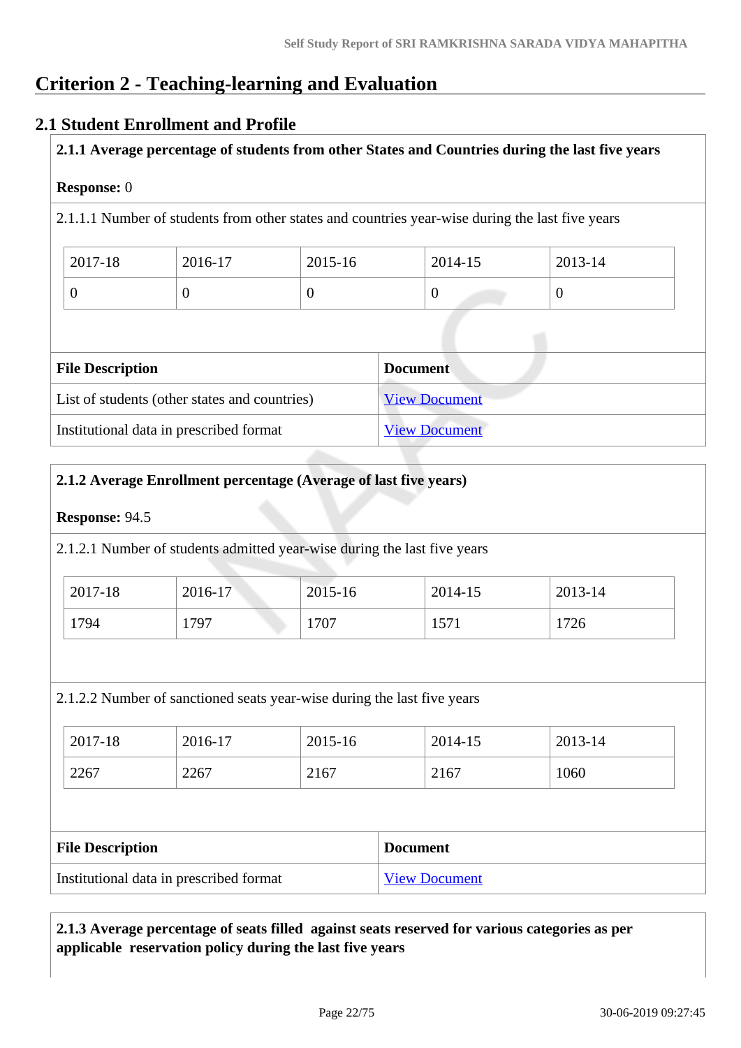# Criterion 2 - Teaching-learning and Evaluation

## 2.1 Student Enrollment and Profile

**2.1.1 Average percentage of students from other States and Countries during the last five years**

**Response:** 0

2.1.1.1 Number of students from other states and countries year-wise during the last five years

| 2017-18 | 2016-17 | 2015-16 | 2014-15 | 2013-14 |
|---|---|---|---|---|
| 0 | 0 | 0 | 0 | 0 |

| File Description | Document |
|---|---|
| List of students (other states and countries) | View Document |
| Institutional data in prescribed format | View Document |

**2.1.2 Average Enrollment percentage (Average of last five years)**

**Response:** 94.5

2.1.2.1 Number of students admitted year-wise during the last five years

| 2017-18 | 2016-17 | 2015-16 | 2014-15 | 2013-14 |
|---|---|---|---|---|
| 1794 | 1797 | 1707 | 1571 | 1726 |

2.1.2.2 Number of sanctioned seats year-wise during the last five years

| 2017-18 | 2016-17 | 2015-16 | 2014-15 | 2013-14 |
|---|---|---|---|---|
| 2267 | 2267 | 2167 | 2167 | 1060 |

| File Description | Document |
|---|---|
| Institutional data in prescribed format | View Document |

**2.1.3 Average percentage of seats filled against seats reserved for various categories as per applicable reservation policy during the last five years**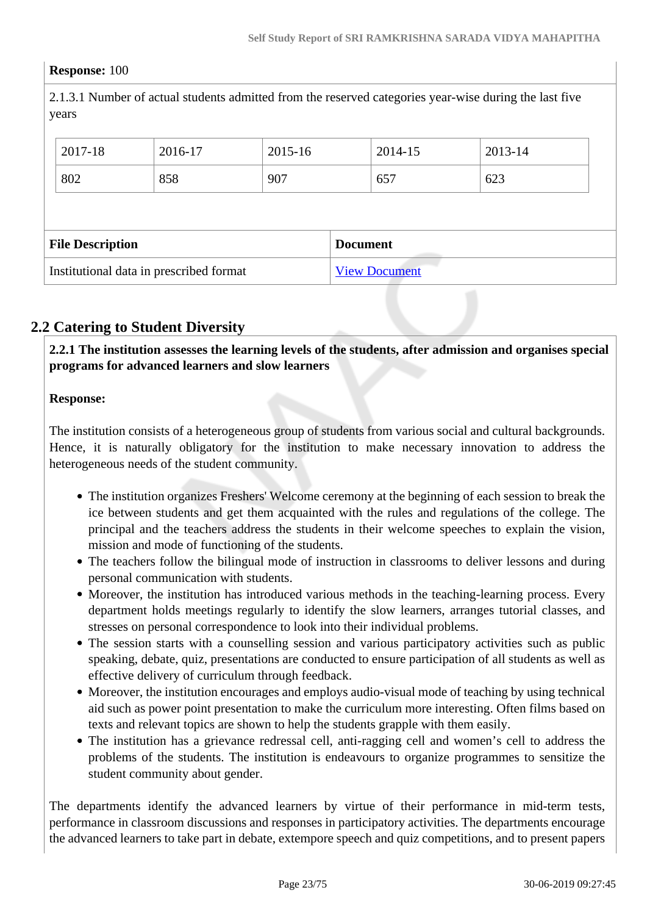**Response:** 100

2.1.3.1 Number of actual students admitted from the reserved categories year-wise during the last five years

| 2017-18 | 2016-17 | 2015-16 | 2014-15 | 2013-14 |
|---|---|---|---|---|
| 802 | 858 | 907 | 657 | 623 |

| File Description | Document |
|---|---|
| Institutional data in prescribed format | View Document |

## 2.2 Catering to Student Diversity

**2.2.1 The institution assesses the learning levels of the students, after admission and organises special programs for advanced learners and slow learners**

**Response:**

The institution consists of a heterogeneous group of students from various social and cultural backgrounds. Hence, it is naturally obligatory for the institution to make necessary innovation to address the heterogeneous needs of the student community.

- The institution organizes Freshers' Welcome ceremony at the beginning of each session to break the ice between students and get them acquainted with the rules and regulations of the college. The principal and the teachers address the students in their welcome speeches to explain the vision, mission and mode of functioning of the students.
- The teachers follow the bilingual mode of instruction in classrooms to deliver lessons and during personal communication with students.
- Moreover, the institution has introduced various methods in the teaching-learning process. Every department holds meetings regularly to identify the slow learners, arranges tutorial classes, and stresses on personal correspondence to look into their individual problems.
- The session starts with a counselling session and various participatory activities such as public speaking, debate, quiz, presentations are conducted to ensure participation of all students as well as effective delivery of curriculum through feedback.
- Moreover, the institution encourages and employs audio-visual mode of teaching by using technical aid such as power point presentation to make the curriculum more interesting. Often films based on texts and relevant topics are shown to help the students grapple with them easily.
- The institution has a grievance redressal cell, anti-ragging cell and women's cell to address the problems of the students. The institution is endeavours to organize programmes to sensitize the student community about gender.

The departments identify the advanced learners by virtue of their performance in mid-term tests, performance in classroom discussions and responses in participatory activities. The departments encourage the advanced learners to take part in debate, extempore speech and quiz competitions, and to present papers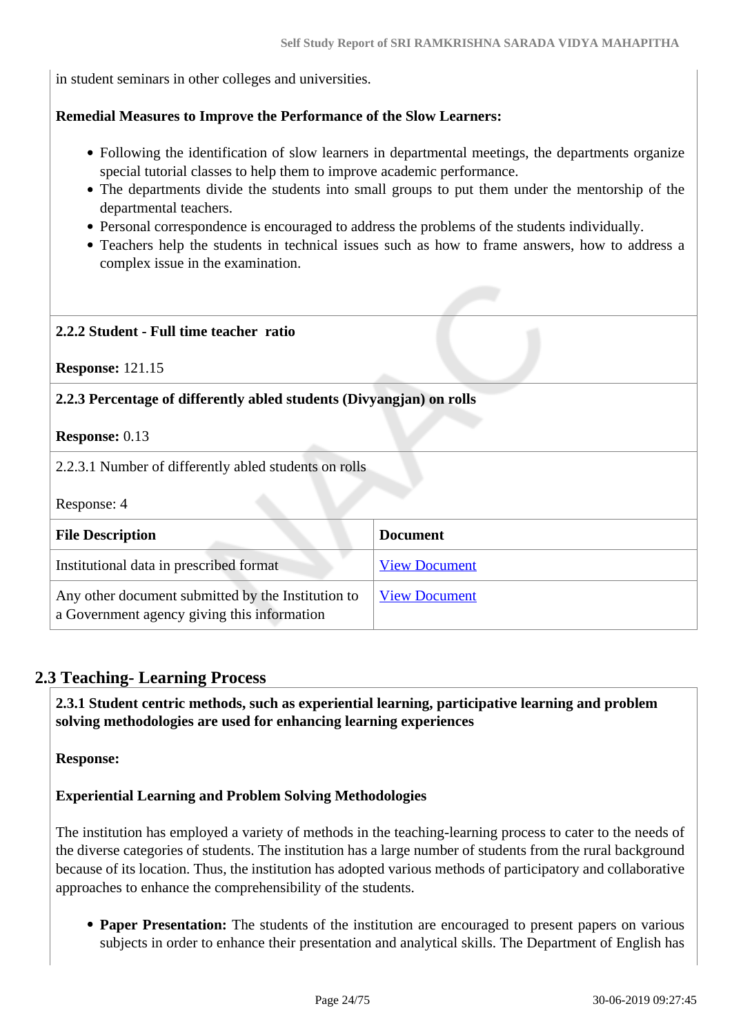in student seminars in other colleges and universities.

**Remedial Measures to Improve the Performance of the Slow Learners:**

- Following the identification of slow learners in departmental meetings, the departments organize special tutorial classes to help them to improve academic performance.
- The departments divide the students into small groups to put them under the mentorship of the departmental teachers.
- Personal correspondence is encouraged to address the problems of the students individually.
- Teachers help the students in technical issues such as how to frame answers, how to address a complex issue in the examination.

**2.2.2 Student - Full time teacher ratio**

**Response:** 121.15

**2.2.3 Percentage of differently abled students (Divyangjan) on rolls**

**Response:** 0.13

2.2.3.1 Number of differently abled students on rolls

Response: 4

| File Description | Document |
| --- | --- |
| Institutional data in prescribed format | View Document |
| Any other document submitted by the Institution to a Government agency giving this information | View Document |

## 2.3 Teaching- Learning Process

**2.3.1 Student centric methods, such as experiential learning, participative learning and problem solving methodologies are used for enhancing learning experiences**

**Response:**

**Experiential Learning and Problem Solving Methodologies**

The institution has employed a variety of methods in the teaching-learning process to cater to the needs of the diverse categories of students. The institution has a large number of students from the rural background because of its location. Thus, the institution has adopted various methods of participatory and collaborative approaches to enhance the comprehensibility of the students.

- **Paper Presentation:** The students of the institution are encouraged to present papers on various subjects in order to enhance their presentation and analytical skills. The Department of English has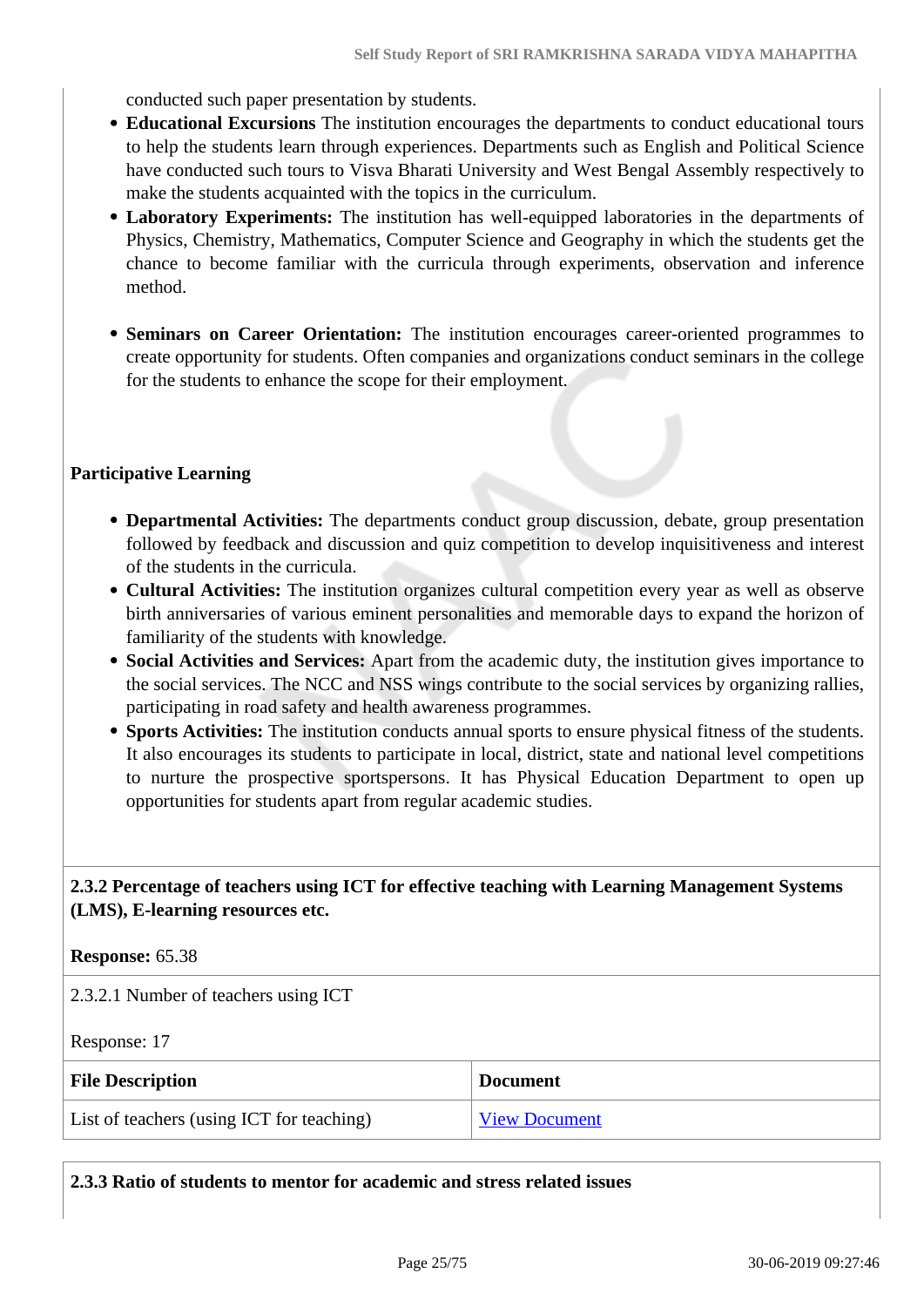conducted such paper presentation by students.

- **Educational Excursions** The institution encourages the departments to conduct educational tours to help the students learn through experiences. Departments such as English and Political Science have conducted such tours to Visva Bharati University and West Bengal Assembly respectively to make the students acquainted with the topics in the curriculum.
- **Laboratory Experiments:** The institution has well-equipped laboratories in the departments of Physics, Chemistry, Mathematics, Computer Science and Geography in which the students get the chance to become familiar with the curricula through experiments, observation and inference method.

- **Seminars on Career Orientation:** The institution encourages career-oriented programmes to create opportunity for students. Often companies and organizations conduct seminars in the college for the students to enhance the scope for their employment.

**Participative Learning**

- **Departmental Activities:** The departments conduct group discussion, debate, group presentation followed by feedback and discussion and quiz competition to develop inquisitiveness and interest of the students in the curricula.
- **Cultural Activities:** The institution organizes cultural competition every year as well as observe birth anniversaries of various eminent personalities and memorable days to expand the horizon of familiarity of the students with knowledge.
- **Social Activities and Services:** Apart from the academic duty, the institution gives importance to the social services. The NCC and NSS wings contribute to the social services by organizing rallies, participating in road safety and health awareness programmes.
- **Sports Activities:** The institution conducts annual sports to ensure physical fitness of the students. It also encourages its students to participate in local, district, state and national level competitions to nurture the prospective sportspersons. It has Physical Education Department to open up opportunities for students apart from regular academic studies.

**2.3.2 Percentage of teachers using ICT for effective teaching with Learning Management Systems (LMS), E-learning resources etc.**

**Response:** 65.38

2.3.2.1 Number of teachers using ICT

Response: 17

| File Description | Document |
|---|---|
| List of teachers (using ICT for teaching) | View Document |

**2.3.3 Ratio of students to mentor for academic and stress related issues**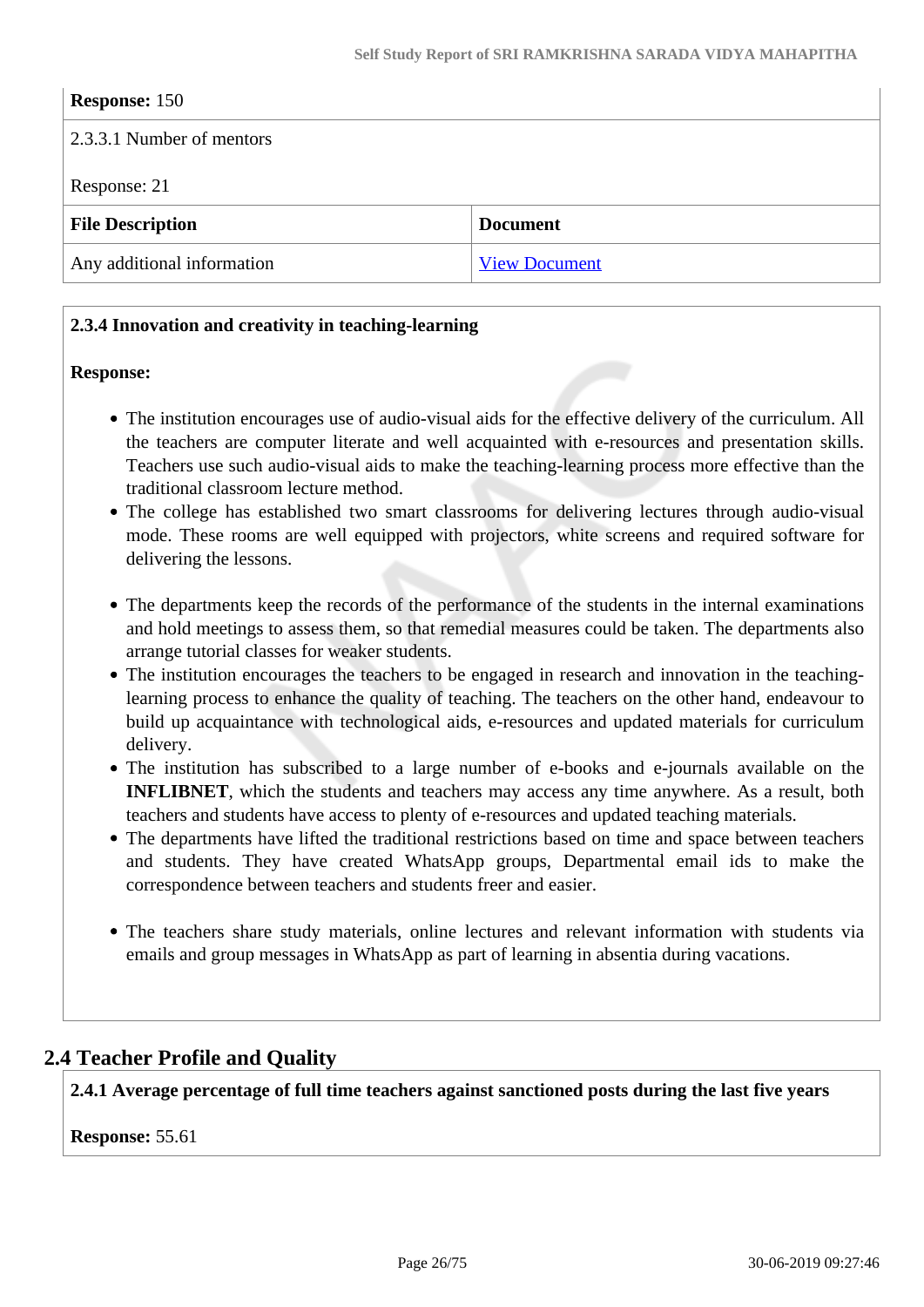**Response:** 150

2.3.3.1 Number of mentors

Response: 21

| File Description | Document |
| --- | --- |
| Any additional information | View Document |

**2.3.4 Innovation and creativity in teaching-learning**

**Response:**

- The institution encourages use of audio-visual aids for the effective delivery of the curriculum. All the teachers are computer literate and well acquainted with e-resources and presentation skills. Teachers use such audio-visual aids to make the teaching-learning process more effective than the traditional classroom lecture method.
- The college has established two smart classrooms for delivering lectures through audio-visual mode. These rooms are well equipped with projectors, white screens and required software for delivering the lessons.

- The departments keep the records of the performance of the students in the internal examinations and hold meetings to assess them, so that remedial measures could be taken. The departments also arrange tutorial classes for weaker students.
- The institution encourages the teachers to be engaged in research and innovation in the teaching-learning process to enhance the quality of teaching. The teachers on the other hand, endeavour to build up acquaintance with technological aids, e-resources and updated materials for curriculum delivery.
- The institution has subscribed to a large number of e-books and e-journals available on the **INFLIBNET**, which the students and teachers may access any time anywhere. As a result, both teachers and students have access to plenty of e-resources and updated teaching materials.
- The departments have lifted the traditional restrictions based on time and space between teachers and students. They have created WhatsApp groups, Departmental email ids to make the correspondence between teachers and students freer and easier.

- The teachers share study materials, online lectures and relevant information with students via emails and group messages in WhatsApp as part of learning in absentia during vacations.

## 2.4 Teacher Profile and Quality

**2.4.1 Average percentage of full time teachers against sanctioned posts during the last five years**

**Response:** 55.61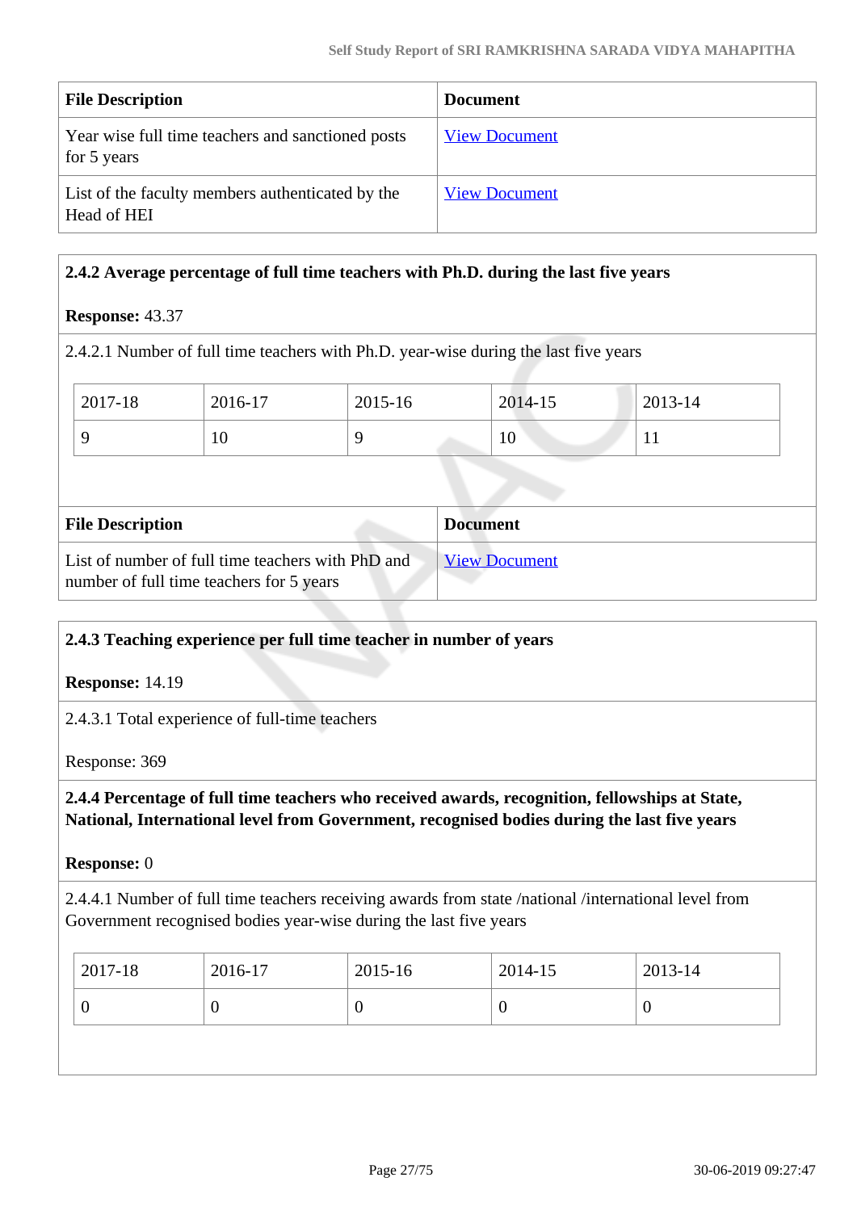| File Description | Document |
|---|---|
| Year wise full time teachers and sanctioned posts for 5 years | View Document |
| List of the faculty members authenticated by the Head of HEI | View Document |

**2.4.2 Average percentage of full time teachers with Ph.D. during the last five years**

**Response:** 43.37

2.4.2.1 Number of full time teachers with Ph.D. year-wise during the last five years

| 2017-18 | 2016-17 | 2015-16 | 2014-15 | 2013-14 |
|---|---|---|---|---|
| 9 | 10 | 9 | 10 | 11 |

| File Description | Document |
|---|---|
| List of number of full time teachers with PhD and number of full time teachers for 5 years | View Document |

**2.4.3 Teaching experience per full time teacher in number of years**

**Response:** 14.19

2.4.3.1 Total experience of full-time teachers

Response: 369

**2.4.4 Percentage of full time teachers who received awards, recognition, fellowships at State, National, International level from Government, recognised bodies during the last five years**

**Response:** 0

2.4.4.1 Number of full time teachers receiving awards from state /national /international level from Government recognised bodies year-wise during the last five years

| 2017-18 | 2016-17 | 2015-16 | 2014-15 | 2013-14 |
|---|---|---|---|---|
| 0 | 0 | 0 | 0 | 0 |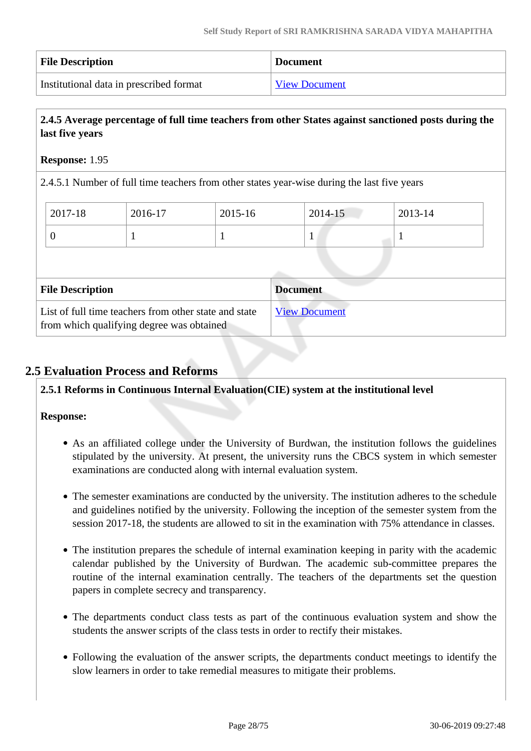| File Description | Document |
|---|---|
| Institutional data in prescribed format | View Document |

**2.4.5 Average percentage of full time teachers from other States against sanctioned posts during the last five years**

**Response:** 1.95

2.4.5.1 Number of full time teachers from other states year-wise during the last five years

| 2017-18 | 2016-17 | 2015-16 | 2014-15 | 2013-14 |
|---|---|---|---|---|
| 0 | 1 | 1 | 1 | 1 |

| File Description | Document |
|---|---|
| List of full time teachers from other state and state from which qualifying degree was obtained | View Document |

## 2.5 Evaluation Process and Reforms

**2.5.1 Reforms in Continuous Internal Evaluation(CIE) system at the institutional level**

**Response:**

- As an affiliated college under the University of Burdwan, the institution follows the guidelines stipulated by the university. At present, the university runs the CBCS system in which semester examinations are conducted along with internal evaluation system.
- The semester examinations are conducted by the university. The institution adheres to the schedule and guidelines notified by the university. Following the inception of the semester system from the session 2017-18, the students are allowed to sit in the examination with 75% attendance in classes.
- The institution prepares the schedule of internal examination keeping in parity with the academic calendar published by the University of Burdwan. The academic sub-committee prepares the routine of the internal examination centrally. The teachers of the departments set the question papers in complete secrecy and transparency.
- The departments conduct class tests as part of the continuous evaluation system and show the students the answer scripts of the class tests in order to rectify their mistakes.
- Following the evaluation of the answer scripts, the departments conduct meetings to identify the slow learners in order to take remedial measures to mitigate their problems.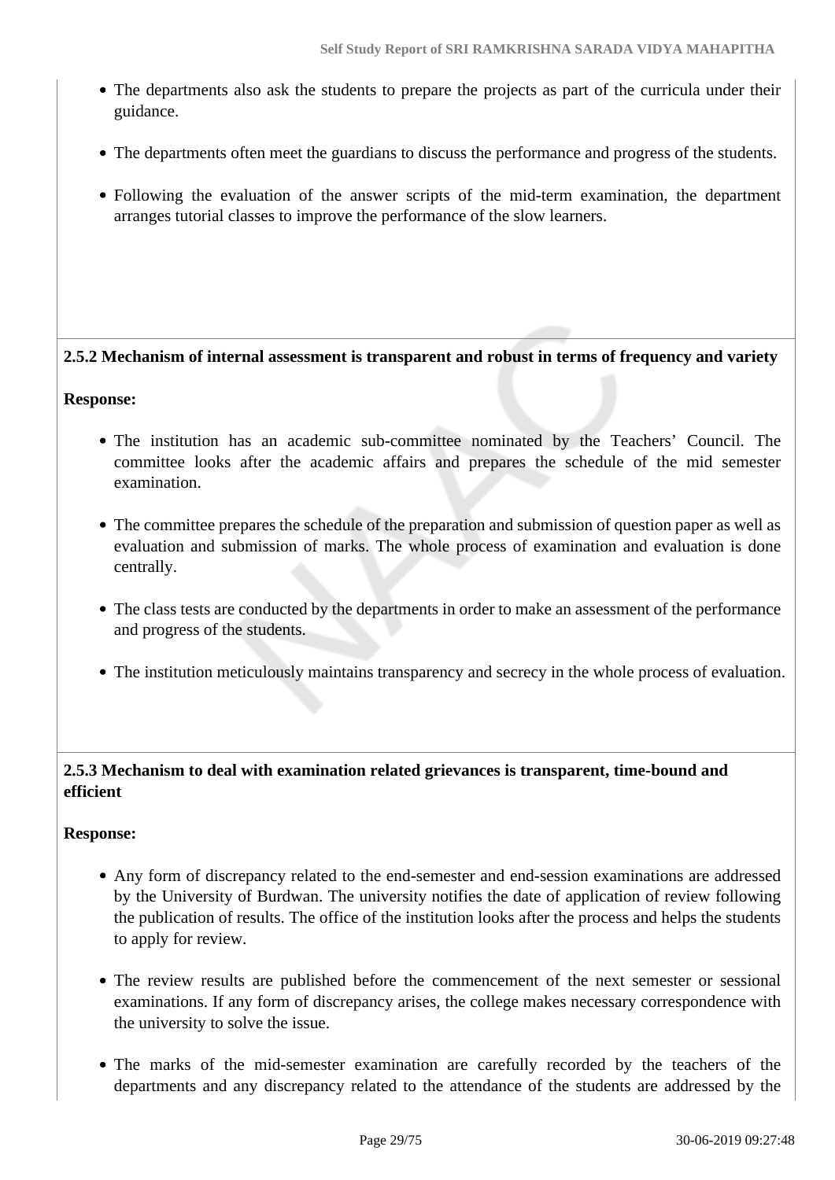- The departments also ask the students to prepare the projects as part of the curricula under their guidance.
- The departments often meet the guardians to discuss the performance and progress of the students.
- Following the evaluation of the answer scripts of the mid-term examination, the department arranges tutorial classes to improve the performance of the slow learners.

**2.5.2 Mechanism of internal assessment is transparent and robust in terms of frequency and variety**

**Response:**

- The institution has an academic sub-committee nominated by the Teachers' Council. The committee looks after the academic affairs and prepares the schedule of the mid semester examination.
- The committee prepares the schedule of the preparation and submission of question paper as well as evaluation and submission of marks. The whole process of examination and evaluation is done centrally.
- The class tests are conducted by the departments in order to make an assessment of the performance and progress of the students.
- The institution meticulously maintains transparency and secrecy in the whole process of evaluation.

**2.5.3 Mechanism to deal with examination related grievances is transparent, time-bound and efficient**

**Response:**

- Any form of discrepancy related to the end-semester and end-session examinations are addressed by the University of Burdwan. The university notifies the date of application of review following the publication of results. The office of the institution looks after the process and helps the students to apply for review.
- The review results are published before the commencement of the next semester or sessional examinations. If any form of discrepancy arises, the college makes necessary correspondence with the university to solve the issue.
- The marks of the mid-semester examination are carefully recorded by the teachers of the departments and any discrepancy related to the attendance of the students are addressed by the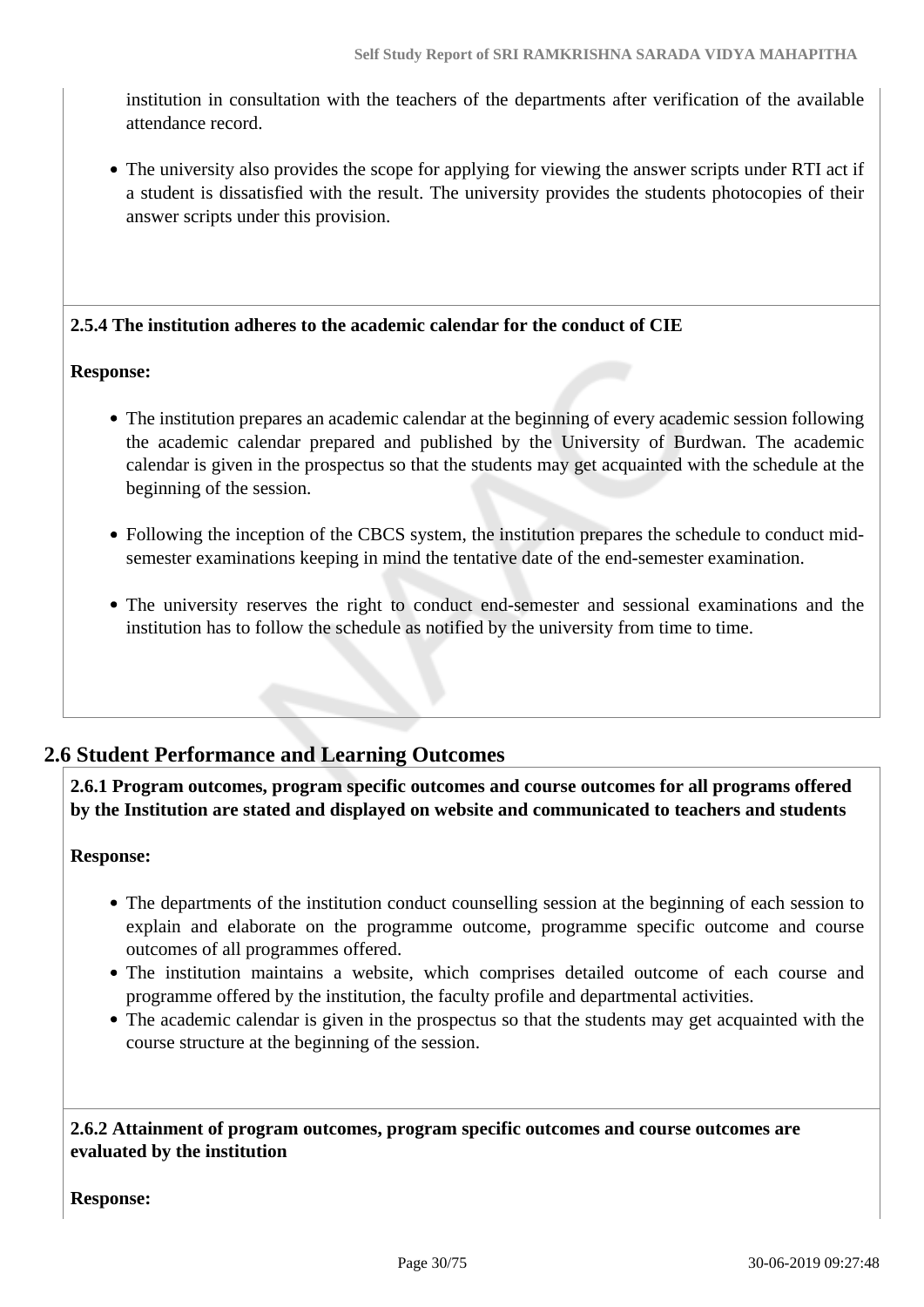institution in consultation with the teachers of the departments after verification of the available attendance record.

- The university also provides the scope for applying for viewing the answer scripts under RTI act if a student is dissatisfied with the result. The university provides the students photocopies of their answer scripts under this provision.

**2.5.4 The institution adheres to the academic calendar for the conduct of CIE**

**Response:**

- The institution prepares an academic calendar at the beginning of every academic session following the academic calendar prepared and published by the University of Burdwan. The academic calendar is given in the prospectus so that the students may get acquainted with the schedule at the beginning of the session.
- Following the inception of the CBCS system, the institution prepares the schedule to conduct mid-semester examinations keeping in mind the tentative date of the end-semester examination.
- The university reserves the right to conduct end-semester and sessional examinations and the institution has to follow the schedule as notified by the university from time to time.

## 2.6 Student Performance and Learning Outcomes

**2.6.1 Program outcomes, program specific outcomes and course outcomes for all programs offered by the Institution are stated and displayed on website and communicated to teachers and students**

**Response:**

- The departments of the institution conduct counselling session at the beginning of each session to explain and elaborate on the programme outcome, programme specific outcome and course outcomes of all programmes offered.
- The institution maintains a website, which comprises detailed outcome of each course and programme offered by the institution, the faculty profile and departmental activities.
- The academic calendar is given in the prospectus so that the students may get acquainted with the course structure at the beginning of the session.

**2.6.2 Attainment of program outcomes, program specific outcomes and course outcomes are evaluated by the institution**

**Response:**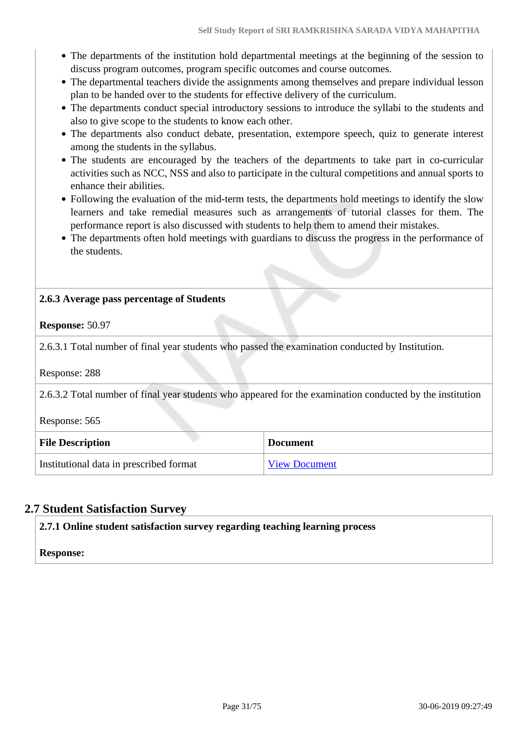- The departments of the institution hold departmental meetings at the beginning of the session to discuss program outcomes, program specific outcomes and course outcomes.
- The departmental teachers divide the assignments among themselves and prepare individual lesson plan to be handed over to the students for effective delivery of the curriculum.
- The departments conduct special introductory sessions to introduce the syllabi to the students and also to give scope to the students to know each other.
- The departments also conduct debate, presentation, extempore speech, quiz to generate interest among the students in the syllabus.
- The students are encouraged by the teachers of the departments to take part in co-curricular activities such as NCC, NSS and also to participate in the cultural competitions and annual sports to enhance their abilities.
- Following the evaluation of the mid-term tests, the departments hold meetings to identify the slow learners and take remedial measures such as arrangements of tutorial classes for them. The performance report is also discussed with students to help them to amend their mistakes.
- The departments often hold meetings with guardians to discuss the progress in the performance of the students.

**2.6.3 Average pass percentage of Students**

**Response:** 50.97

2.6.3.1 Total number of final year students who passed the examination conducted by Institution.

Response: 288

2.6.3.2 Total number of final year students who appeared for the examination conducted by the institution

Response: 565

| File Description | Document |
| --- | --- |
| Institutional data in prescribed format | View Document |

## 2.7 Student Satisfaction Survey

**2.7.1 Online student satisfaction survey regarding teaching learning process**

**Response:**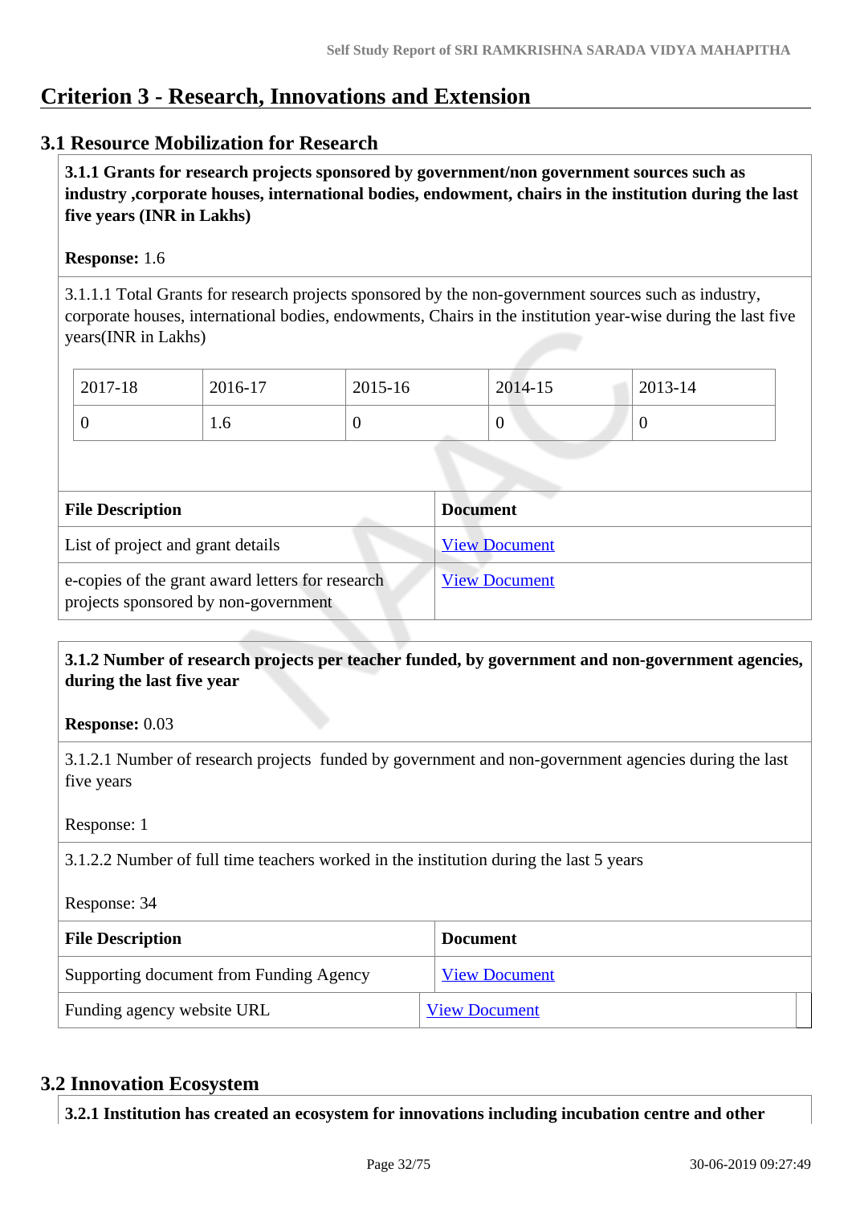# Criterion 3 - Research, Innovations and Extension

## 3.1 Resource Mobilization for Research

**3.1.1 Grants for research projects sponsored by government/non government sources such as industry ,corporate houses, international bodies, endowment, chairs in the institution during the last five years (INR in Lakhs)**

**Response:** 1.6

3.1.1.1 Total Grants for research projects sponsored by the non-government sources such as industry, corporate houses, international bodies, endowments, Chairs in the institution year-wise during the last five years(INR in Lakhs)

| 2017-18 | 2016-17 | 2015-16 | 2014-15 | 2013-14 |
|---|---|---|---|---|
| 0 | 1.6 | 0 | 0 | 0 |

| File Description | Document |
|---|---|
| List of project and grant details | View Document |
| e-copies of the grant award letters for research projects sponsored by non-government | View Document |

**3.1.2 Number of research projects per teacher funded, by government and non-government agencies, during the last five year**

**Response:** 0.03

3.1.2.1 Number of research projects funded by government and non-government agencies during the last five years

Response: 1

3.1.2.2 Number of full time teachers worked in the institution during the last 5 years

Response: 34

| File Description | Document |
|---|---|
| Supporting document from Funding Agency | View Document |
| Funding agency website URL | View Document |

## 3.2 Innovation Ecosystem

**3.2.1 Institution has created an ecosystem for innovations including incubation centre and other**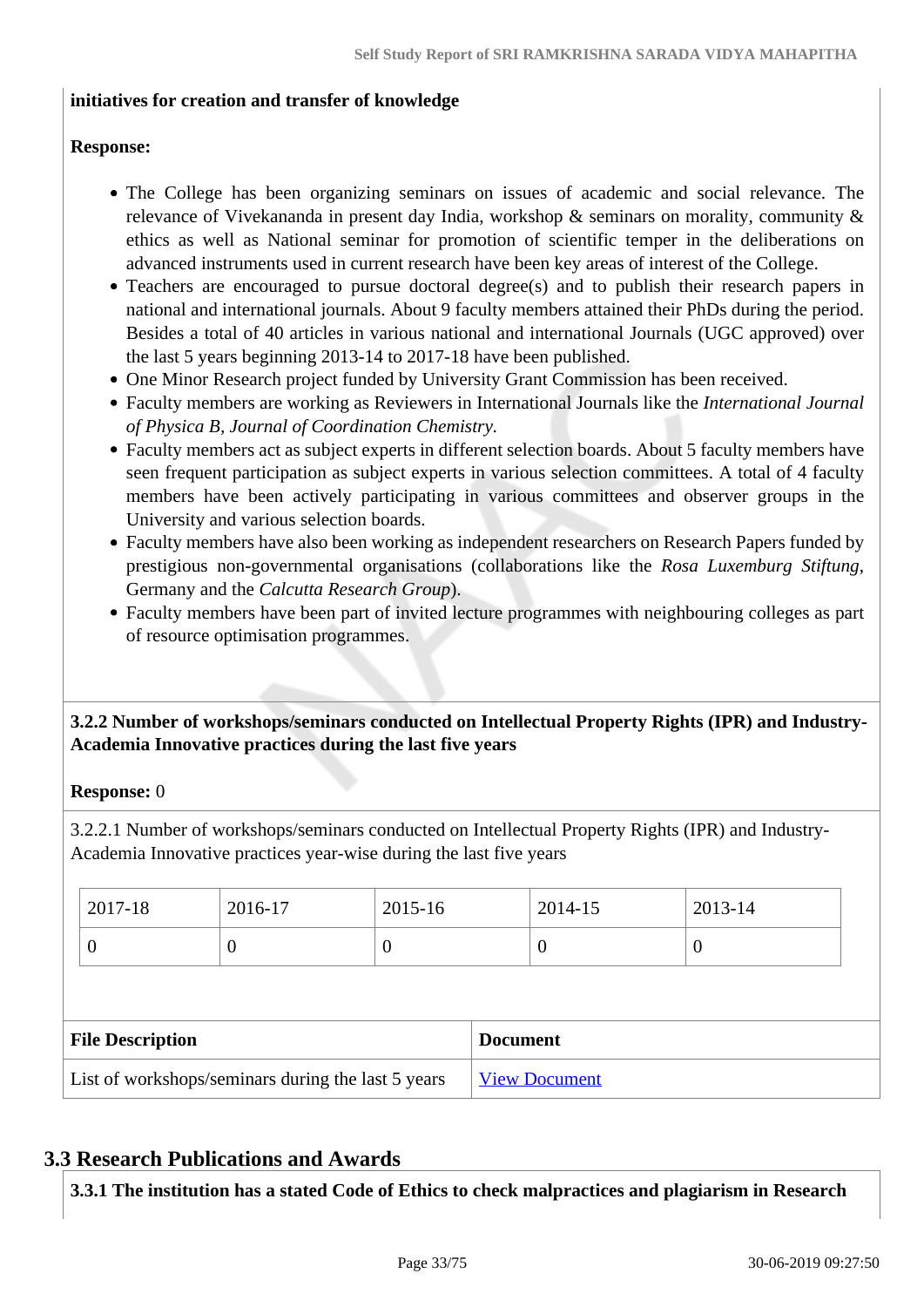**initiatives for creation and transfer of knowledge**

**Response:**

- The College has been organizing seminars on issues of academic and social relevance. The relevance of Vivekananda in present day India, workshop & seminars on morality, community & ethics as well as National seminar for promotion of scientific temper in the deliberations on advanced instruments used in current research have been key areas of interest of the College.
- Teachers are encouraged to pursue doctoral degree(s) and to publish their research papers in national and international journals. About 9 faculty members attained their PhDs during the period. Besides a total of 40 articles in various national and international Journals (UGC approved) over the last 5 years beginning 2013-14 to 2017-18 have been published.
- One Minor Research project funded by University Grant Commission has been received.
- Faculty members are working as Reviewers in International Journals like the *International Journal of Physica B, Journal of Coordination Chemistry.*
- Faculty members act as subject experts in different selection boards. About 5 faculty members have seen frequent participation as subject experts in various selection committees. A total of 4 faculty members have been actively participating in various committees and observer groups in the University and various selection boards.
- Faculty members have also been working as independent researchers on Research Papers funded by prestigious non-governmental organisations (collaborations like the *Rosa Luxemburg Stiftung*, Germany and the *Calcutta Research Group*).
- Faculty members have been part of invited lecture programmes with neighbouring colleges as part of resource optimisation programmes.

**3.2.2 Number of workshops/seminars conducted on Intellectual Property Rights (IPR) and Industry-Academia Innovative practices during the last five years**

**Response:** 0

3.2.2.1 Number of workshops/seminars conducted on Intellectual Property Rights (IPR) and Industry-Academia Innovative practices year-wise during the last five years

| 2017-18 | 2016-17 | 2015-16 | 2014-15 | 2013-14 |
|---|---|---|---|---|
| 0 | 0 | 0 | 0 | 0 |

| File Description | Document |
|---|---|
| List of workshops/seminars during the last 5 years | View Document |

## 3.3 Research Publications and Awards

**3.3.1 The institution has a stated Code of Ethics to check malpractices and plagiarism in Research**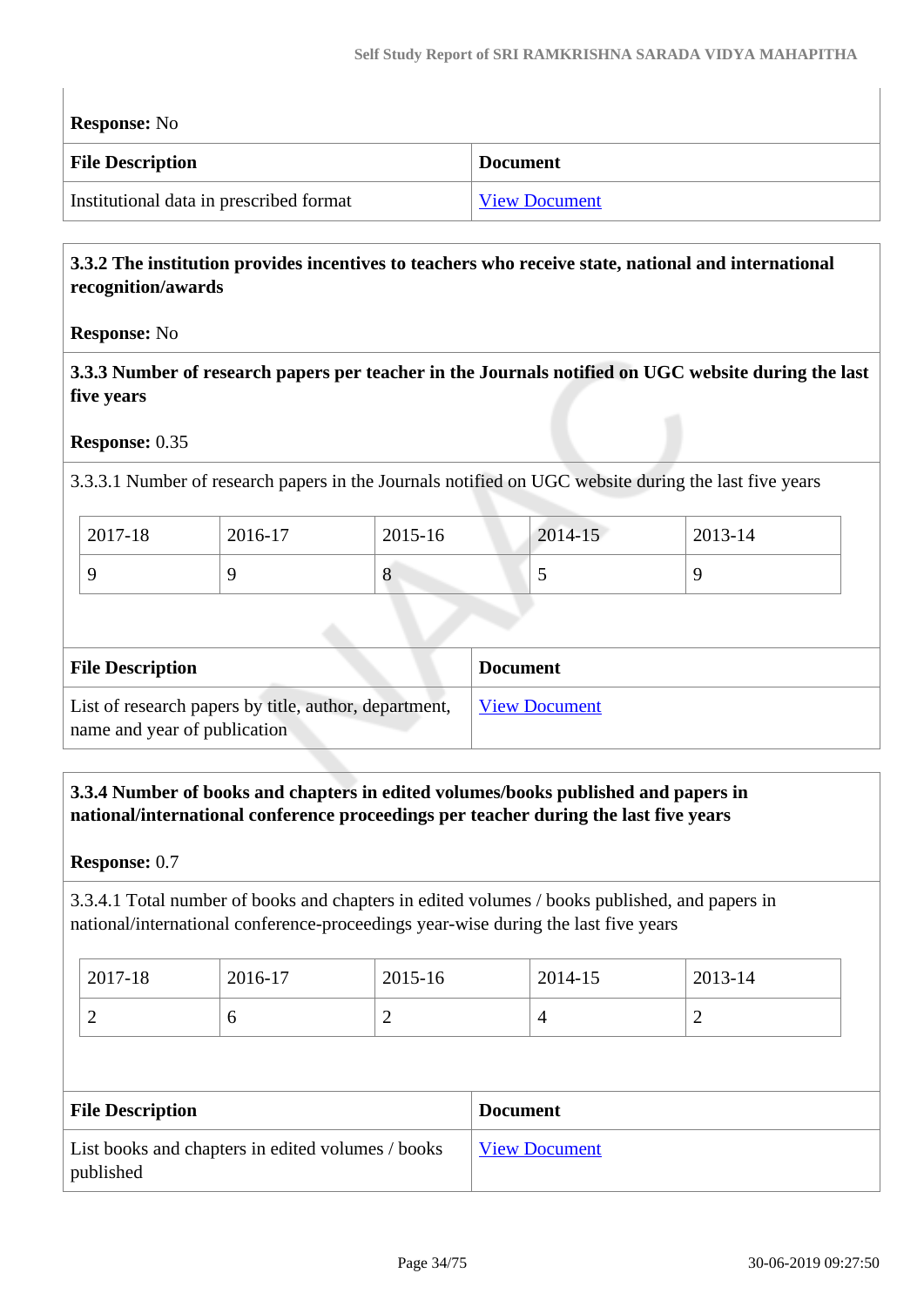**Response:** No

| File Description | Document |
|---|---|
| Institutional data in prescribed format | View Document |

**3.3.2 The institution provides incentives to teachers who receive state, national and international recognition/awards**

**Response:** No

**3.3.3 Number of research papers per teacher in the Journals notified on UGC website during the last five years**

**Response:** 0.35

3.3.3.1 Number of research papers in the Journals notified on UGC website during the last five years

| 2017-18 | 2016-17 | 2015-16 | 2014-15 | 2013-14 |
|---|---|---|---|---|
| 9 | 9 | 8 | 5 | 9 |

| File Description | Document |
|---|---|
| List of research papers by title, author, department, name and year of publication | View Document |

**3.3.4 Number of books and chapters in edited volumes/books published and papers in national/international conference proceedings per teacher during the last five years**

**Response:** 0.7

3.3.4.1 Total number of books and chapters in edited volumes / books published, and papers in national/international conference-proceedings year-wise during the last five years

| 2017-18 | 2016-17 | 2015-16 | 2014-15 | 2013-14 |
|---|---|---|---|---|
| 2 | 6 | 2 | 4 | 2 |

| File Description | Document |
|---|---|
| List books and chapters in edited volumes / books published | View Document |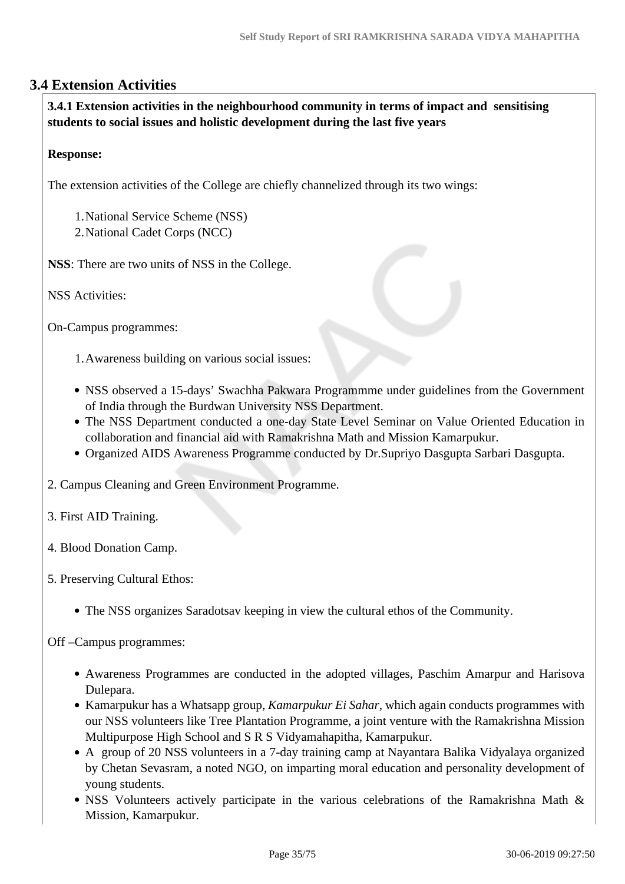## 3.4 Extension Activities

**3.4.1 Extension activities in the neighbourhood community in terms of impact and sensitising students to social issues and holistic development during the last five years**

**Response:**

The extension activities of the College are chiefly channelized through its two wings:

1. National Service Scheme (NSS)
2. National Cadet Corps (NCC)

**NSS**: There are two units of NSS in the College.

NSS Activities:

On-Campus programmes:

1. Awareness building on various social issues:

- NSS observed a 15-days' Swachha Pakwara Programmme under guidelines from the Government of India through the Burdwan University NSS Department.
- The NSS Department conducted a one-day State Level Seminar on Value Oriented Education in collaboration and financial aid with Ramakrishna Math and Mission Kamarpukur.
- Organized AIDS Awareness Programme conducted by Dr.Supriyo Dasgupta Sarbari Dasgupta.

2. Campus Cleaning and Green Environment Programme.

3. First AID Training.

4. Blood Donation Camp.

5. Preserving Cultural Ethos:

- The NSS organizes Saradotsav keeping in view the cultural ethos of the Community.

Off –Campus programmes:

- Awareness Programmes are conducted in the adopted villages, Paschim Amarpur and Harisova Dulepara.
- Kamarpukur has a Whatsapp group, *Kamarpukur Ei Sahar*, which again conducts programmes with our NSS volunteers like Tree Plantation Programme, a joint venture with the Ramakrishna Mission Multipurpose High School and S R S Vidyamahapitha, Kamarpukur.
- A group of 20 NSS volunteers in a 7-day training camp at Nayantara Balika Vidyalaya organized by Chetan Sevasram, a noted NGO, on imparting moral education and personality development of young students.
- NSS Volunteers actively participate in the various celebrations of the Ramakrishna Math & Mission, Kamarpukur.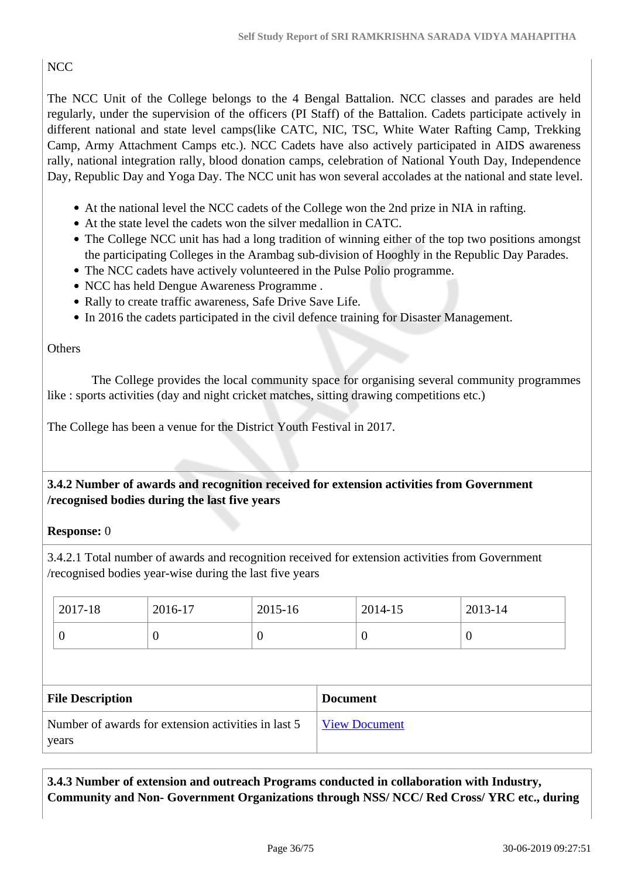NCC

The NCC Unit of the College belongs to the 4 Bengal Battalion. NCC classes and parades are held regularly, under the supervision of the officers (PI Staff) of the Battalion. Cadets participate actively in different national and state level camps(like CATC, NIC, TSC, White Water Rafting Camp, Trekking Camp, Army Attachment Camps etc.). NCC Cadets have also actively participated in AIDS awareness rally, national integration rally, blood donation camps, celebration of National Youth Day, Independence Day, Republic Day and Yoga Day. The NCC unit has won several accolades at the national and state level.

- At the national level the NCC cadets of the College won the 2nd prize in NIA in rafting.
- At the state level the cadets won the silver medallion in CATC.
- The College NCC unit has had a long tradition of winning either of the top two positions amongst the participating Colleges in the Arambag sub-division of Hooghly in the Republic Day Parades.
- The NCC cadets have actively volunteered in the Pulse Polio programme.
- NCC has held Dengue Awareness Programme .
- Rally to create traffic awareness, Safe Drive Save Life.
- In 2016 the cadets participated in the civil defence training for Disaster Management.

Others

The College provides the local community space for organising several community programmes like : sports activities (day and night cricket matches, sitting drawing competitions etc.)

The College has been a venue for the District Youth Festival in 2017.

**3.4.2 Number of awards and recognition received for extension activities from Government /recognised bodies during the last five years**

**Response:** 0

3.4.2.1 Total number of awards and recognition received for extension activities from Government /recognised bodies year-wise during the last five years

| 2017-18 | 2016-17 | 2015-16 | 2014-15 | 2013-14 |
|---|---|---|---|---|
| 0 | 0 | 0 | 0 | 0 |

| File Description | Document |
|---|---|
| Number of awards for extension activities in last 5 years | View Document |

**3.4.3 Number of extension and outreach Programs conducted in collaboration with Industry, Community and Non- Government Organizations through NSS/ NCC/ Red Cross/ YRC etc., during**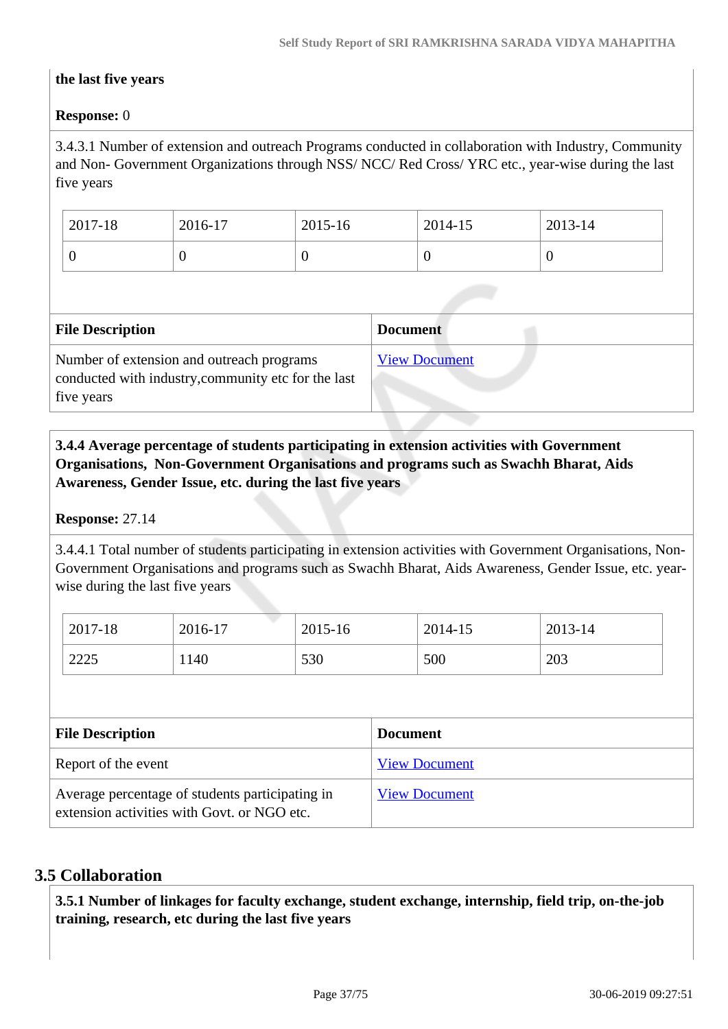**the last five years**

**Response:** 0

3.4.3.1 Number of extension and outreach Programs conducted in collaboration with Industry, Community and Non- Government Organizations through NSS/ NCC/ Red Cross/ YRC etc., year-wise during the last five years

| 2017-18 | 2016-17 | 2015-16 | 2014-15 | 2013-14 |
|---|---|---|---|---|
| 0 | 0 | 0 | 0 | 0 |

| File Description | Document |
|---|---|
| Number of extension and outreach programs conducted with industry,community etc for the last five years | View Document |

**3.4.4 Average percentage of students participating in extension activities with Government Organisations, Non-Government Organisations and programs such as Swachh Bharat, Aids Awareness, Gender Issue, etc. during the last five years**

**Response:** 27.14

3.4.4.1 Total number of students participating in extension activities with Government Organisations, Non-Government Organisations and programs such as Swachh Bharat, Aids Awareness, Gender Issue, etc. year-wise during the last five years

| 2017-18 | 2016-17 | 2015-16 | 2014-15 | 2013-14 |
|---|---|---|---|---|
| 2225 | 1140 | 530 | 500 | 203 |

| File Description | Document |
|---|---|
| Report of the event | View Document |
| Average percentage of students participating in extension activities with Govt. or NGO etc. | View Document |

## 3.5 Collaboration

**3.5.1 Number of linkages for faculty exchange, student exchange, internship, field trip, on-the-job training, research, etc during the last five years**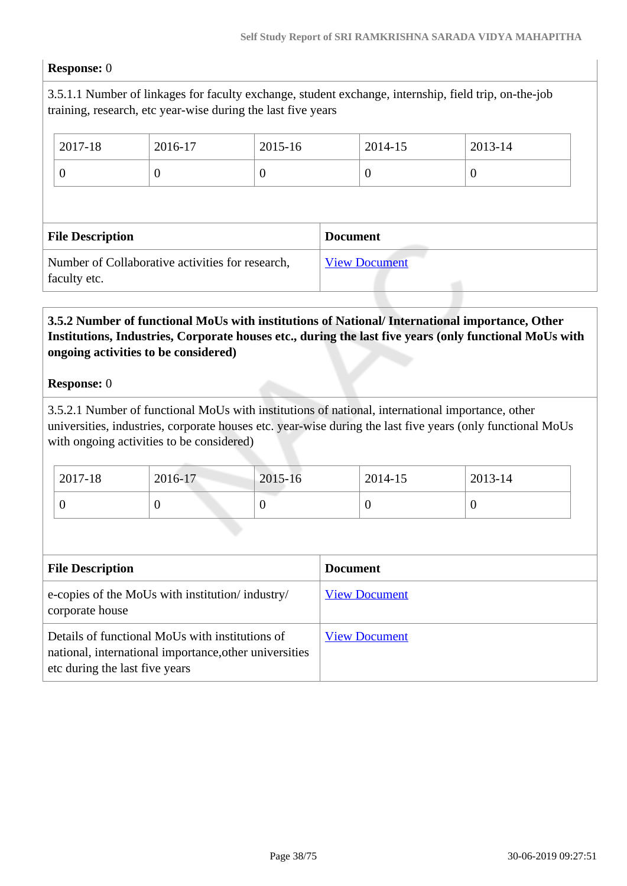**Response:** 0

3.5.1.1 Number of linkages for faculty exchange, student exchange, internship, field trip, on-the-job training, research, etc year-wise during the last five years

| 2017-18 | 2016-17 | 2015-16 | 2014-15 | 2013-14 |
|---|---|---|---|---|
| 0 | 0 | 0 | 0 | 0 |

| File Description | Document |
|---|---|
| Number of Collaborative activities for research, faculty etc. | View Document |

**3.5.2 Number of functional MoUs with institutions of National/ International importance, Other Institutions, Industries, Corporate houses etc., during the last five years (only functional MoUs with ongoing activities to be considered)**

**Response:** 0

3.5.2.1 Number of functional MoUs with institutions of national, international importance, other universities, industries, corporate houses etc. year-wise during the last five years (only functional MoUs with ongoing activities to be considered)

| 2017-18 | 2016-17 | 2015-16 | 2014-15 | 2013-14 |
|---|---|---|---|---|
| 0 | 0 | 0 | 0 | 0 |

| File Description | Document |
|---|---|
| e-copies of the MoUs with institution/ industry/ corporate house | View Document |
| Details of functional MoUs with institutions of national, international importance,other universities etc during the last five years | View Document |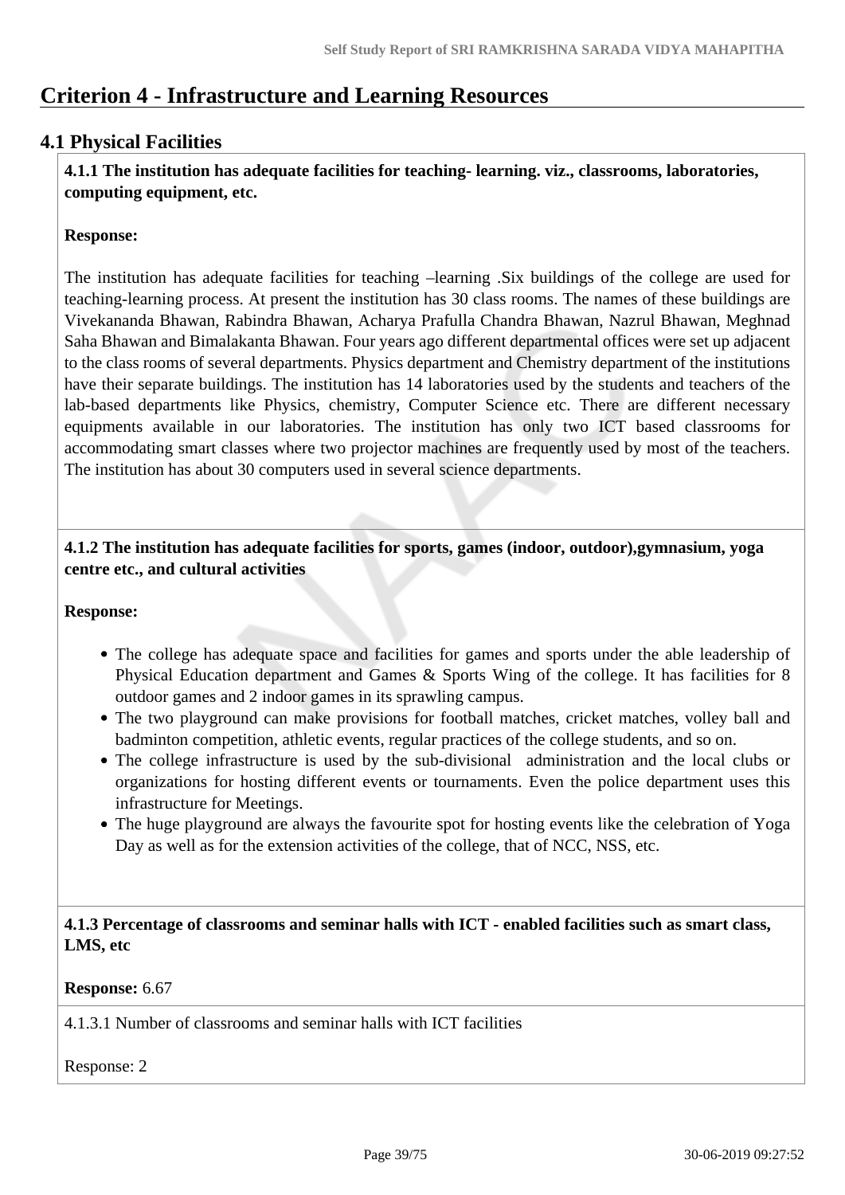# Criterion 4 - Infrastructure and Learning Resources

## 4.1 Physical Facilities

**4.1.1 The institution has adequate facilities for teaching- learning. viz., classrooms, laboratories, computing equipment, etc.**

**Response:**

The institution has adequate facilities for teaching –learning .Six buildings of the college are used for teaching-learning process. At present the institution has 30 class rooms. The names of these buildings are Vivekananda Bhawan, Rabindra Bhawan, Acharya Prafulla Chandra Bhawan, Nazrul Bhawan, Meghnad Saha Bhawan and Bimalakanta Bhawan. Four years ago different departmental offices were set up adjacent to the class rooms of several departments. Physics department and Chemistry department of the institutions have their separate buildings. The institution has 14 laboratories used by the students and teachers of the lab-based departments like Physics, chemistry, Computer Science etc. There are different necessary equipments available in our laboratories. The institution has only two ICT based classrooms for accommodating smart classes where two projector machines are frequently used by most of the teachers. The institution has about 30 computers used in several science departments.

**4.1.2 The institution has adequate facilities for sports, games (indoor, outdoor),gymnasium, yoga centre etc., and cultural activities**

**Response:**

- The college has adequate space and facilities for games and sports under the able leadership of Physical Education department and Games & Sports Wing of the college. It has facilities for 8 outdoor games and 2 indoor games in its sprawling campus.
- The two playground can make provisions for football matches, cricket matches, volley ball and badminton competition, athletic events, regular practices of the college students, and so on.
- The college infrastructure is used by the sub-divisional administration and the local clubs or organizations for hosting different events or tournaments. Even the police department uses this infrastructure for Meetings.
- The huge playground are always the favourite spot for hosting events like the celebration of Yoga Day as well as for the extension activities of the college, that of NCC, NSS, etc.

**4.1.3 Percentage of classrooms and seminar halls with ICT - enabled facilities such as smart class, LMS, etc**

**Response:** 6.67

4.1.3.1 Number of classrooms and seminar halls with ICT facilities

Response: 2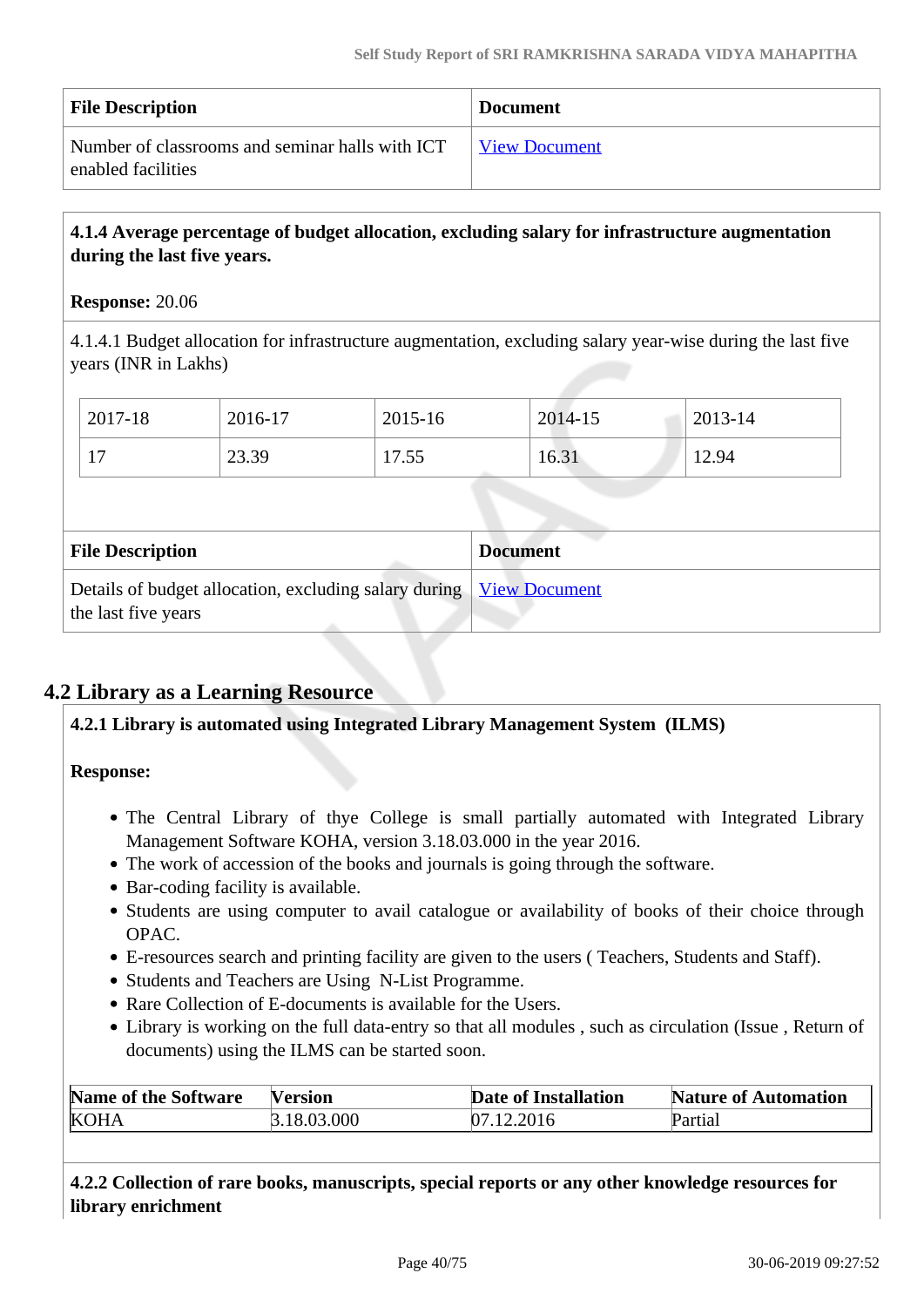| File Description | Document |
| --- | --- |
| Number of classrooms and seminar halls with ICT enabled facilities | View Document |

**4.1.4 Average percentage of budget allocation, excluding salary for infrastructure augmentation during the last five years.**

**Response:** 20.06

4.1.4.1 Budget allocation for infrastructure augmentation, excluding salary year-wise during the last five years (INR in Lakhs)

| 2017-18 | 2016-17 | 2015-16 | 2014-15 | 2013-14 |
| --- | --- | --- | --- | --- |
| 17 | 23.39 | 17.55 | 16.31 | 12.94 |

| File Description | Document |
| --- | --- |
| Details of budget allocation, excluding salary during the last five years | View Document |

## 4.2 Library as a Learning Resource

**4.2.1 Library is automated using Integrated Library Management System (ILMS)**

**Response:**

- The Central Library of thye College is small partially automated with Integrated Library Management Software KOHA, version 3.18.03.000 in the year 2016.
- The work of accession of the books and journals is going through the software.
- Bar-coding facility is available.
- Students are using computer to avail catalogue or availability of books of their choice through OPAC.
- E-resources search and printing facility are given to the users ( Teachers, Students and Staff).
- Students and Teachers are Using N-List Programme.
- Rare Collection of E-documents is available for the Users.
- Library is working on the full data-entry so that all modules , such as circulation (Issue , Return of documents) using the ILMS can be started soon.

| Name of the Software | Version | Date of Installation | Nature of Automation |
| --- | --- | --- | --- |
| KOHA | 3.18.03.000 | 07.12.2016 | Partial |

**4.2.2 Collection of rare books, manuscripts, special reports or any other knowledge resources for library enrichment**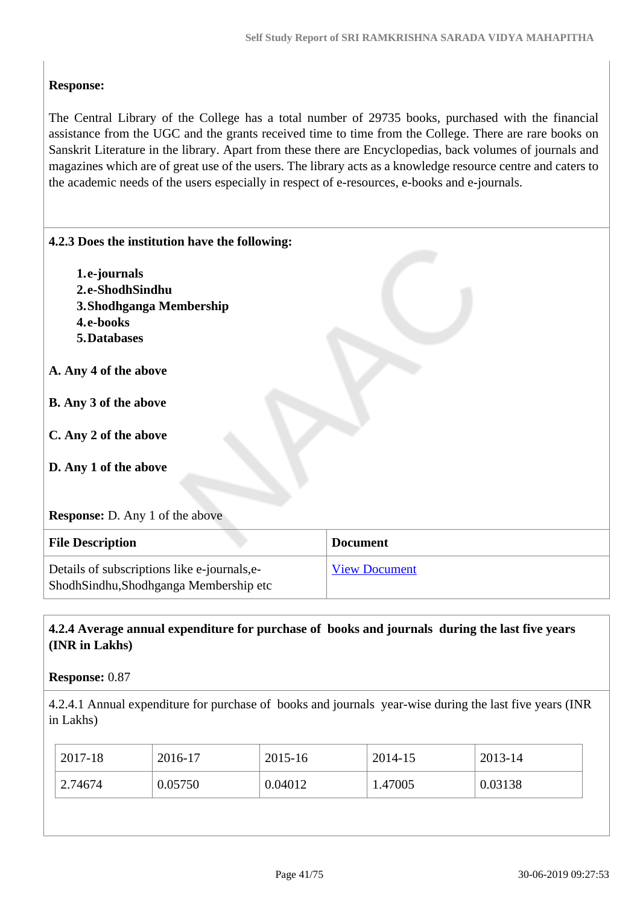**Response:**

The Central Library of the College has a total number of 29735 books, purchased with the financial assistance from the UGC and the grants received time to time from the College. There are rare books on Sanskrit Literature in the library. Apart from these there are Encyclopedias, back volumes of journals and magazines which are of great use of the users. The library acts as a knowledge resource centre and caters to the academic needs of the users especially in respect of e-resources, e-books and e-journals.

**4.2.3 Does the institution have the following:**

1. **e-journals**
2. **e-ShodhSindhu**
3. **Shodhganga Membership**
4. **e-books**
5. **Databases**

**A. Any 4 of the above**

**B. Any 3 of the above**

**C. Any 2 of the above**

**D. Any 1 of the above**

**Response:** D. Any 1 of the above

| File Description | Document |
|---|---|
| Details of subscriptions like e-journals,e-ShodhSindhu,Shodhganga Membership etc | View Document |

**4.2.4 Average annual expenditure for purchase of books and journals during the last five years (INR in Lakhs)**

**Response:** 0.87

4.2.4.1 Annual expenditure for purchase of books and journals year-wise during the last five years (INR in Lakhs)

| 2017-18 | 2016-17 | 2015-16 | 2014-15 | 2013-14 |
|---|---|---|---|---|
| 2.74674 | 0.05750 | 0.04012 | 1.47005 | 0.03138 |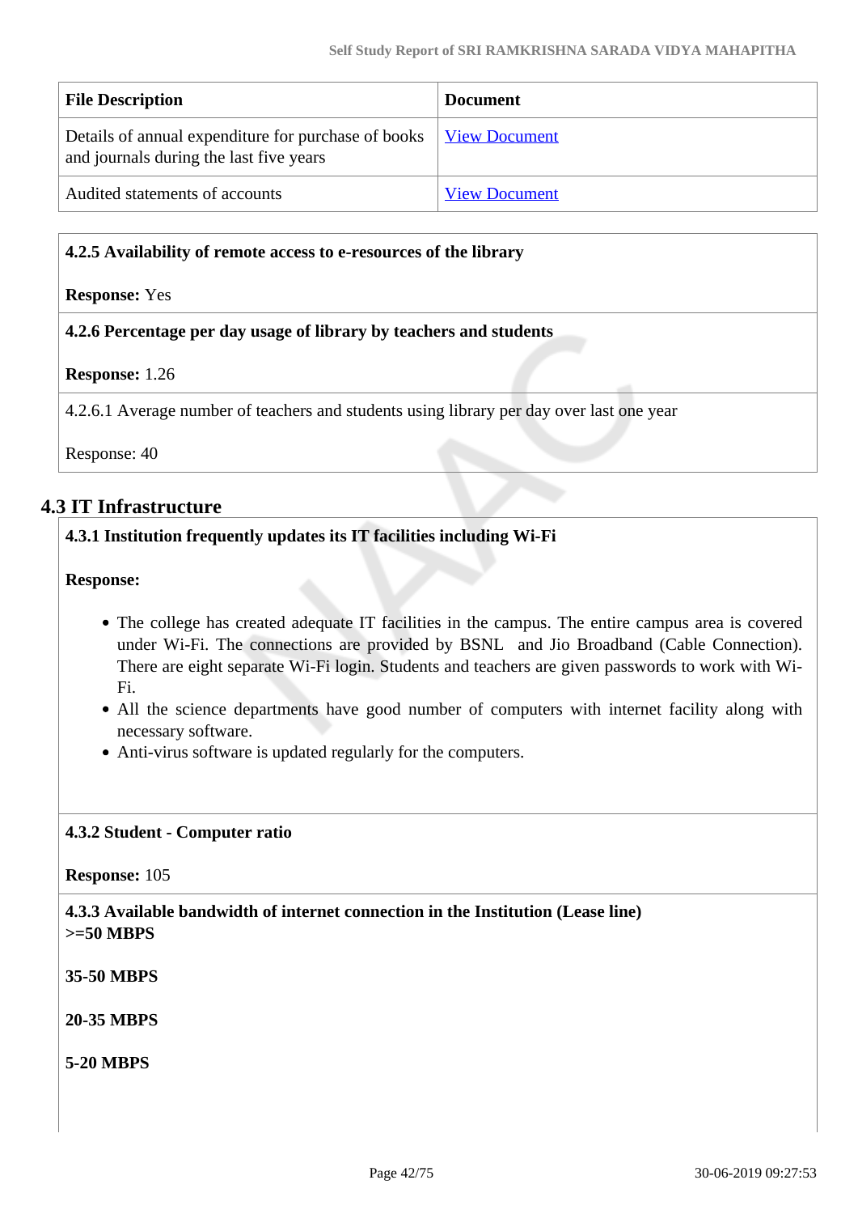| File Description | Document |
|---|---|
| Details of annual expenditure for purchase of books and journals during the last five years | View Document |
| Audited statements of accounts | View Document |

**4.2.5 Availability of remote access to e-resources of the library**

**Response:** Yes

**4.2.6 Percentage per day usage of library by teachers and students**

**Response:** 1.26

4.2.6.1 Average number of teachers and students using library per day over last one year

Response: 40

## 4.3 IT Infrastructure

**4.3.1 Institution frequently updates its IT facilities including Wi-Fi**

**Response:**

- The college has created adequate IT facilities in the campus. The entire campus area is covered under Wi-Fi. The connections are provided by BSNL and Jio Broadband (Cable Connection). There are eight separate Wi-Fi login. Students and teachers are given passwords to work with Wi-Fi.
- All the science departments have good number of computers with internet facility along with necessary software.
- Anti-virus software is updated regularly for the computers.

**4.3.2 Student - Computer ratio**

**Response:** 105

**4.3.3 Available bandwidth of internet connection in the Institution (Lease line)**
**>=50 MBPS**

**35-50 MBPS**

**20-35 MBPS**

**5-20 MBPS**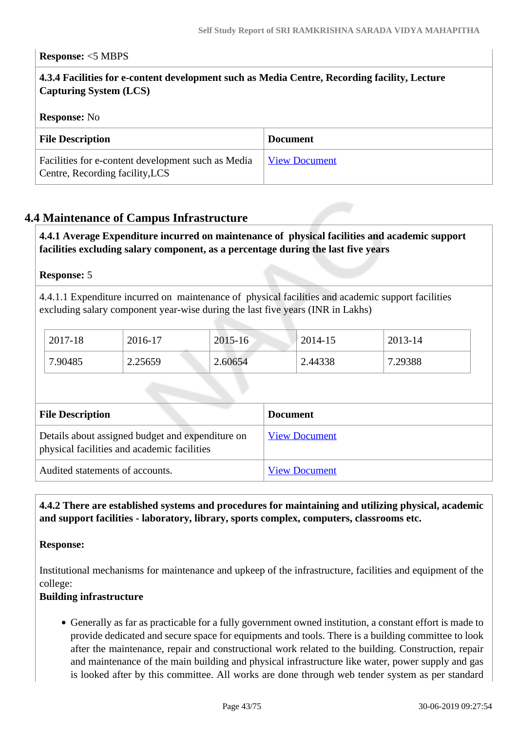**Response:** <5 MBPS

**4.3.4 Facilities for e-content development such as Media Centre, Recording facility, Lecture Capturing System (LCS)**

**Response:** No

| File Description | Document |
|---|---|
| Facilities for e-content development such as Media Centre, Recording facility,LCS | View Document |

## 4.4 Maintenance of Campus Infrastructure

**4.4.1 Average Expenditure incurred on maintenance of physical facilities and academic support facilities excluding salary component, as a percentage during the last five years**

**Response:** 5

4.4.1.1 Expenditure incurred on maintenance of physical facilities and academic support facilities excluding salary component year-wise during the last five years (INR in Lakhs)

| 2017-18 | 2016-17 | 2015-16 | 2014-15 | 2013-14 |
|---|---|---|---|---|
| 7.90485 | 2.25659 | 2.60654 | 2.44338 | 7.29388 |

| File Description | Document |
|---|---|
| Details about assigned budget and expenditure on physical facilities and academic facilities | View Document |
| Audited statements of accounts. | View Document |

**4.4.2 There are established systems and procedures for maintaining and utilizing physical, academic and support facilities - laboratory, library, sports complex, computers, classrooms etc.**

**Response:**

Institutional mechanisms for maintenance and upkeep of the infrastructure, facilities and equipment of the college:

**Building infrastructure**

- Generally as far as practicable for a fully government owned institution, a constant effort is made to provide dedicated and secure space for equipments and tools. There is a building committee to look after the maintenance, repair and constructional work related to the building. Construction, repair and maintenance of the main building and physical infrastructure like water, power supply and gas is looked after by this committee. All works are done through web tender system as per standard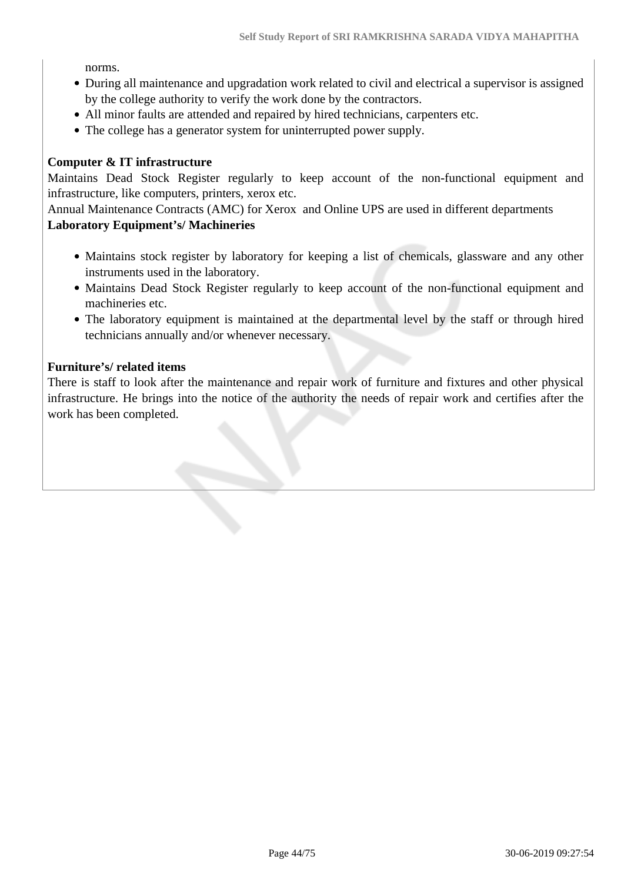norms.

- During all maintenance and upgradation work related to civil and electrical a supervisor is assigned by the college authority to verify the work done by the contractors.
- All minor faults are attended and repaired by hired technicians, carpenters etc.
- The college has a generator system for uninterrupted power supply.

**Computer & IT infrastructure**

Maintains Dead Stock Register regularly to keep account of the non-functional equipment and infrastructure, like computers, printers, xerox etc.

Annual Maintenance Contracts (AMC) for Xerox and Online UPS are used in different departments

**Laboratory Equipment's/ Machineries**

- Maintains stock register by laboratory for keeping a list of chemicals, glassware and any other instruments used in the laboratory.
- Maintains Dead Stock Register regularly to keep account of the non-functional equipment and machineries etc.
- The laboratory equipment is maintained at the departmental level by the staff or through hired technicians annually and/or whenever necessary.

**Furniture's/ related items**

There is staff to look after the maintenance and repair work of furniture and fixtures and other physical infrastructure. He brings into the notice of the authority the needs of repair work and certifies after the work has been completed.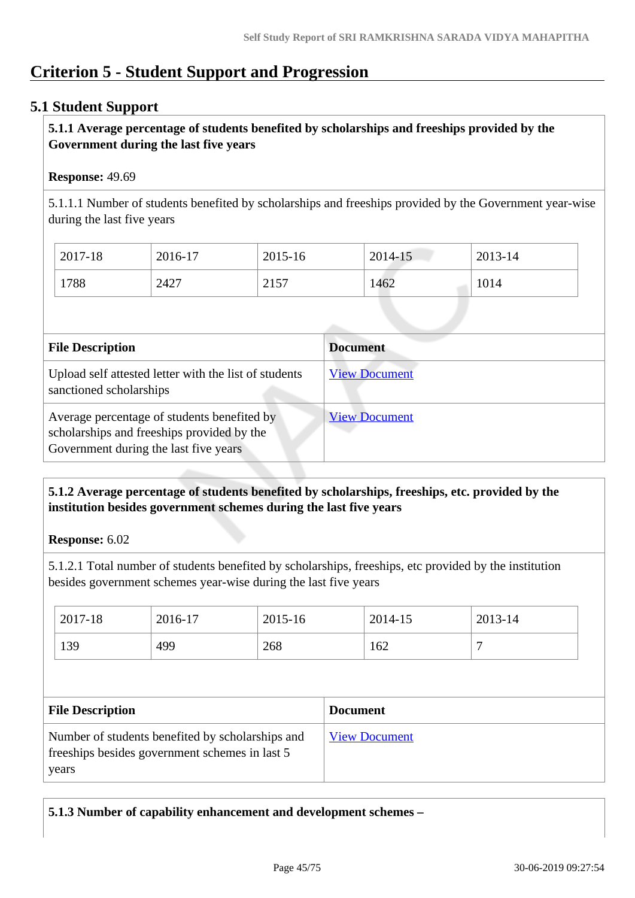# Criterion 5 - Student Support and Progression

## 5.1 Student Support

**5.1.1 Average percentage of students benefited by scholarships and freeships provided by the Government during the last five years**

**Response:** 49.69

5.1.1.1 Number of students benefited by scholarships and freeships provided by the Government year-wise during the last five years

| 2017-18 | 2016-17 | 2015-16 | 2014-15 | 2013-14 |
|---|---|---|---|---|
| 1788 | 2427 | 2157 | 1462 | 1014 |

| File Description | Document |
|---|---|
| Upload self attested letter with the list of students sanctioned scholarships | View Document |
| Average percentage of students benefited by scholarships and freeships provided by the Government during the last five years | View Document |

**5.1.2 Average percentage of students benefited by scholarships, freeships, etc. provided by the institution besides government schemes during the last five years**

**Response:** 6.02

5.1.2.1 Total number of students benefited by scholarships, freeships, etc provided by the institution besides government schemes year-wise during the last five years

| 2017-18 | 2016-17 | 2015-16 | 2014-15 | 2013-14 |
|---|---|---|---|---|
| 139 | 499 | 268 | 162 | 7 |

| File Description | Document |
|---|---|
| Number of students benefited by scholarships and freeships besides government schemes in last 5 years | View Document |

**5.1.3 Number of capability enhancement and development schemes –**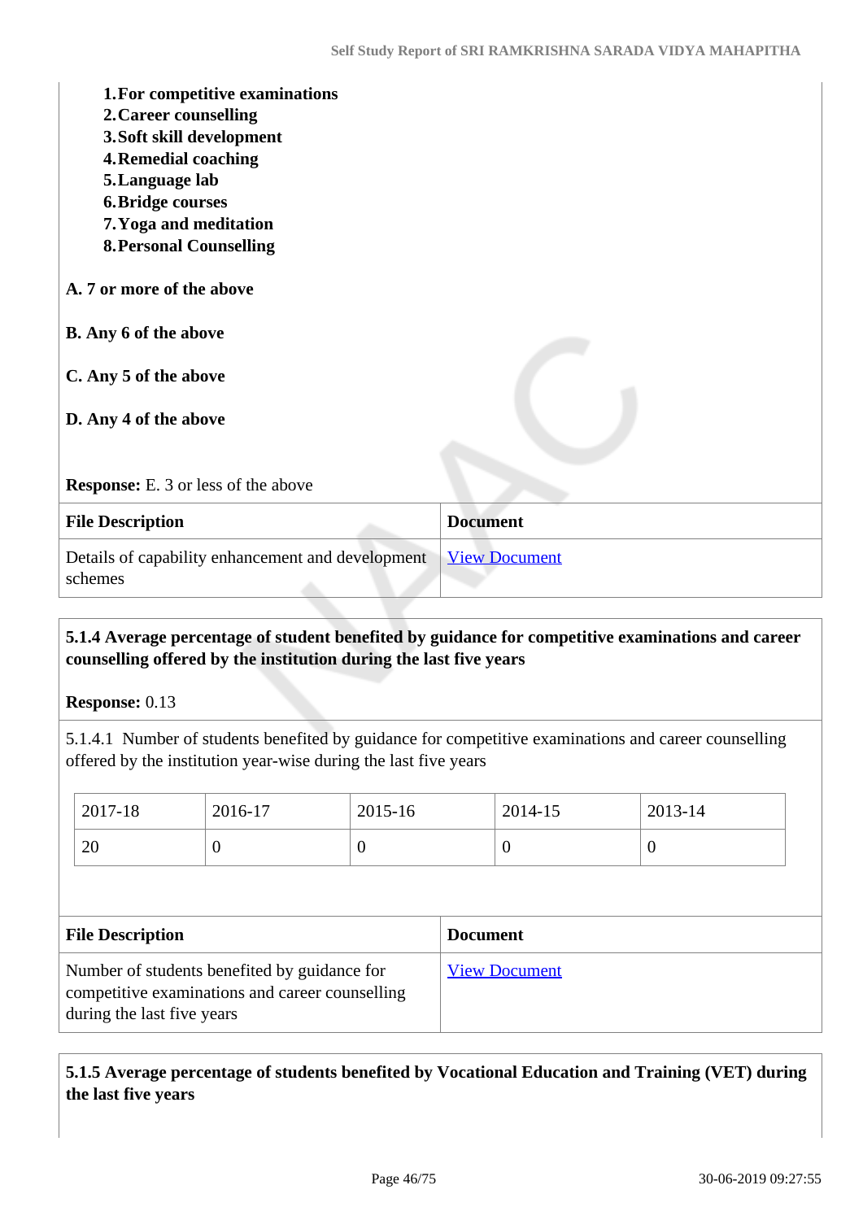1. **For competitive examinations**
2. **Career counselling**
3. **Soft skill development**
4. **Remedial coaching**
5. **Language lab**
6. **Bridge courses**
7. **Yoga and meditation**
8. **Personal Counselling**

**A. 7 or more of the above**

**B. Any 6 of the above**

**C. Any 5 of the above**

**D. Any 4 of the above**

**Response:** E. 3 or less of the above

| File Description | Document |
|---|---|
| Details of capability enhancement and development schemes | View Document |

**5.1.4 Average percentage of student benefited by guidance for competitive examinations and career counselling offered by the institution during the last five years**

**Response:** 0.13

5.1.4.1 Number of students benefited by guidance for competitive examinations and career counselling offered by the institution year-wise during the last five years

| 2017-18 | 2016-17 | 2015-16 | 2014-15 | 2013-14 |
|---|---|---|---|---|
| 20 | 0 | 0 | 0 | 0 |

| File Description | Document |
|---|---|
| Number of students benefited by guidance for competitive examinations and career counselling during the last five years | View Document |

**5.1.5 Average percentage of students benefited by Vocational Education and Training (VET) during the last five years**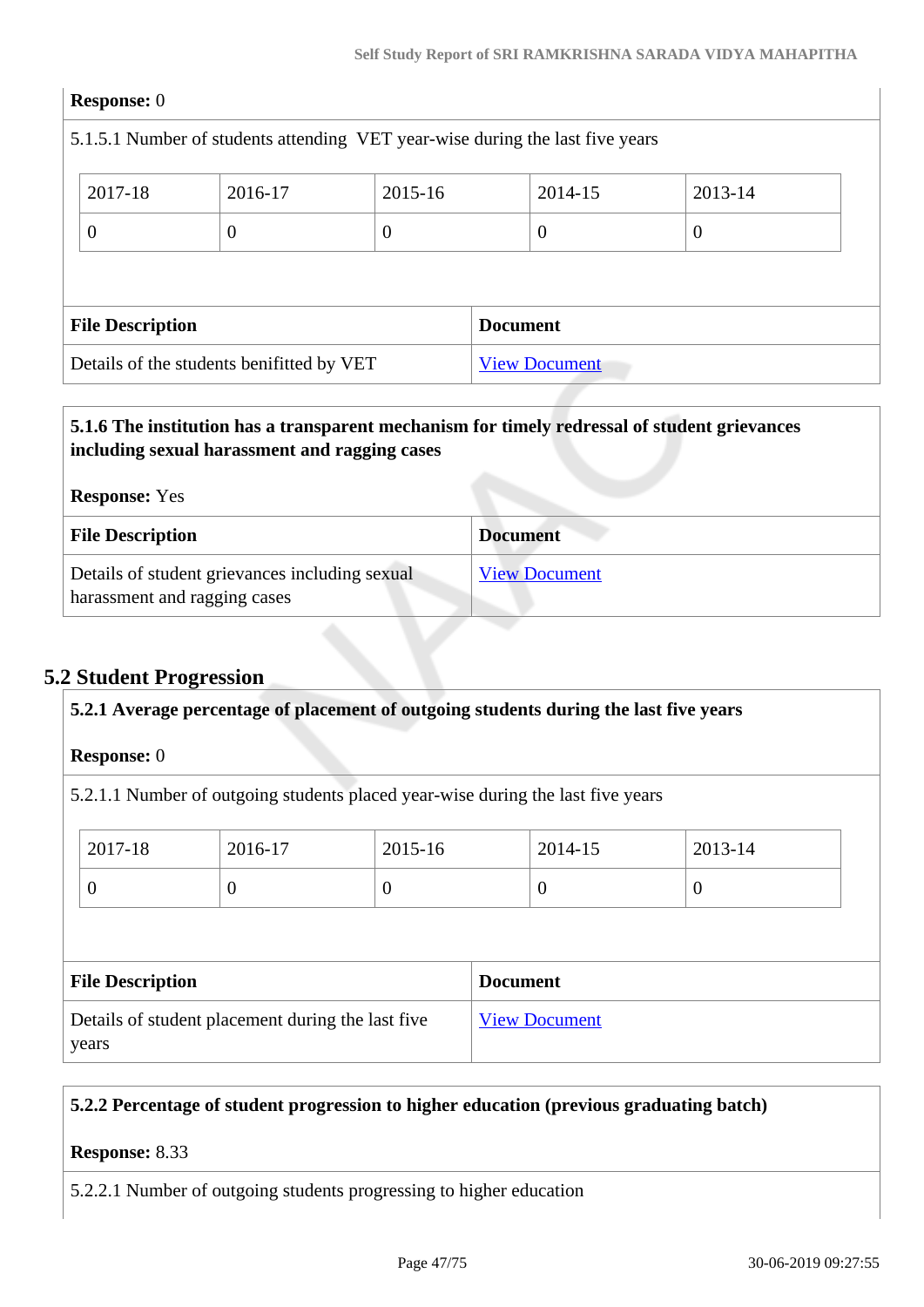**Response:** 0

5.1.5.1 Number of students attending VET year-wise during the last five years

| 2017-18 | 2016-17 | 2015-16 | 2014-15 | 2013-14 |
|---|---|---|---|---|
| 0 | 0 | 0 | 0 | 0 |

| File Description | Document |
|---|---|
| Details of the students benifitted by VET | View Document |

**5.1.6 The institution has a transparent mechanism for timely redressal of student grievances including sexual harassment and ragging cases**

**Response:** Yes

| File Description | Document |
|---|---|
| Details of student grievances including sexual harassment and ragging cases | View Document |

## 5.2 Student Progression

**5.2.1 Average percentage of placement of outgoing students during the last five years**

**Response:** 0

5.2.1.1 Number of outgoing students placed year-wise during the last five years

| 2017-18 | 2016-17 | 2015-16 | 2014-15 | 2013-14 |
|---|---|---|---|---|
| 0 | 0 | 0 | 0 | 0 |

| File Description | Document |
|---|---|
| Details of student placement during the last five years | View Document |

**5.2.2 Percentage of student progression to higher education (previous graduating batch)**

**Response:** 8.33

5.2.2.1 Number of outgoing students progressing to higher education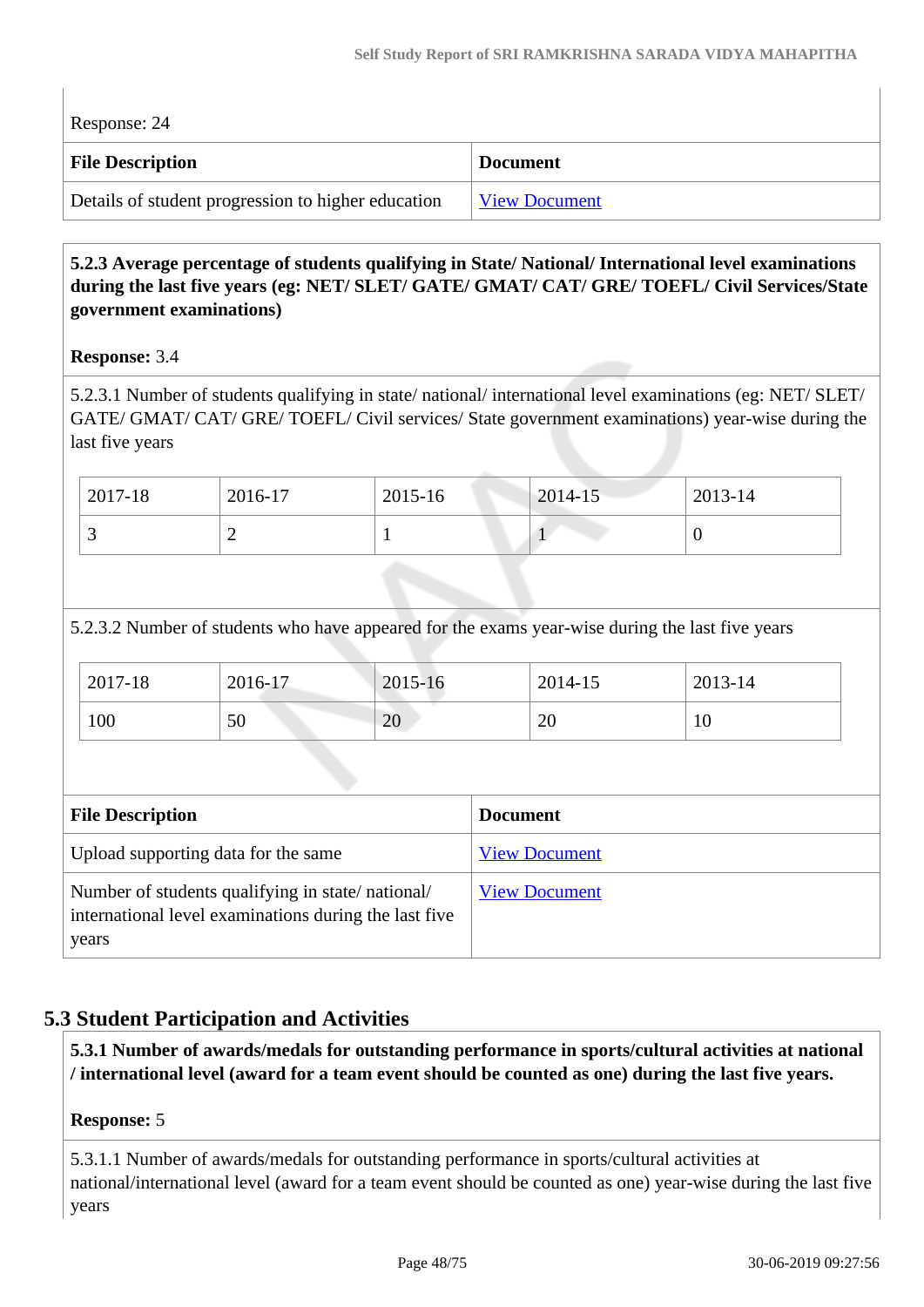Response: 24

| File Description | Document |
| --- | --- |
| Details of student progression to higher education | View Document |

**5.2.3 Average percentage of students qualifying in State/ National/ International level examinations during the last five years (eg: NET/ SLET/ GATE/ GMAT/ CAT/ GRE/ TOEFL/ Civil Services/State government examinations)**

**Response:** 3.4

5.2.3.1 Number of students qualifying in state/ national/ international level examinations (eg: NET/ SLET/ GATE/ GMAT/ CAT/ GRE/ TOEFL/ Civil services/ State government examinations) year-wise during the last five years

| 2017-18 | 2016-17 | 2015-16 | 2014-15 | 2013-14 |
| --- | --- | --- | --- | --- |
| 3 | 2 | 1 | 1 | 0 |

5.2.3.2 Number of students who have appeared for the exams year-wise during the last five years

| 2017-18 | 2016-17 | 2015-16 | 2014-15 | 2013-14 |
| --- | --- | --- | --- | --- |
| 100 | 50 | 20 | 20 | 10 |

| File Description | Document |
| --- | --- |
| Upload supporting data for the same | View Document |
| Number of students qualifying in state/ national/ international level examinations during the last five years | View Document |

## 5.3 Student Participation and Activities

**5.3.1 Number of awards/medals for outstanding performance in sports/cultural activities at national / international level (award for a team event should be counted as one) during the last five years.**

**Response:** 5

5.3.1.1 Number of awards/medals for outstanding performance in sports/cultural activities at national/international level (award for a team event should be counted as one) year-wise during the last five years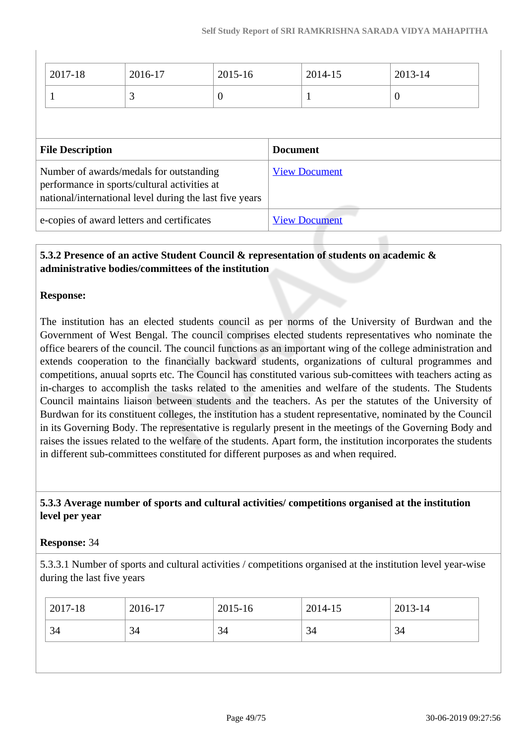| 2017-18 | 2016-17 | 2015-16 | 2014-15 | 2013-14 |
|---|---|---|---|---|
| 1 | 3 | 0 | 1 | 0 |

| File Description | Document |
|---|---|
| Number of awards/medals for outstanding performance in sports/cultural activities at national/international level during the last five years | View Document |
| e-copies of award letters and certificates | View Document |

**5.3.2 Presence of an active Student Council & representation of students on academic & administrative bodies/committees of the institution**

**Response:**

The institution has an elected students council as per norms of the University of Burdwan and the Government of West Bengal. The council comprises elected students representatives who nominate the office bearers of the council. The council functions as an important wing of the college administration and extends cooperation to the financially backward students, organizations of cultural programmes and competitions, anuual soprts etc. The Council has constituted various sub-comittees with teachers acting as in-charges to accomplish the tasks related to the amenities and welfare of the students. The Students Council maintains liaison between students and the teachers. As per the statutes of the University of Burdwan for its constituent colleges, the institution has a student representative, nominated by the Council in its Governing Body. The representative is regularly present in the meetings of the Governing Body and raises the issues related to the welfare of the students. Apart form, the institution incorporates the students in different sub-committees constituted for different purposes as and when required.

**5.3.3 Average number of sports and cultural activities/ competitions organised at the institution level per year**

**Response:** 34

5.3.3.1 Number of sports and cultural activities / competitions organised at the institution level year-wise during the last five years

| 2017-18 | 2016-17 | 2015-16 | 2014-15 | 2013-14 |
|---|---|---|---|---|
| 34 | 34 | 34 | 34 | 34 |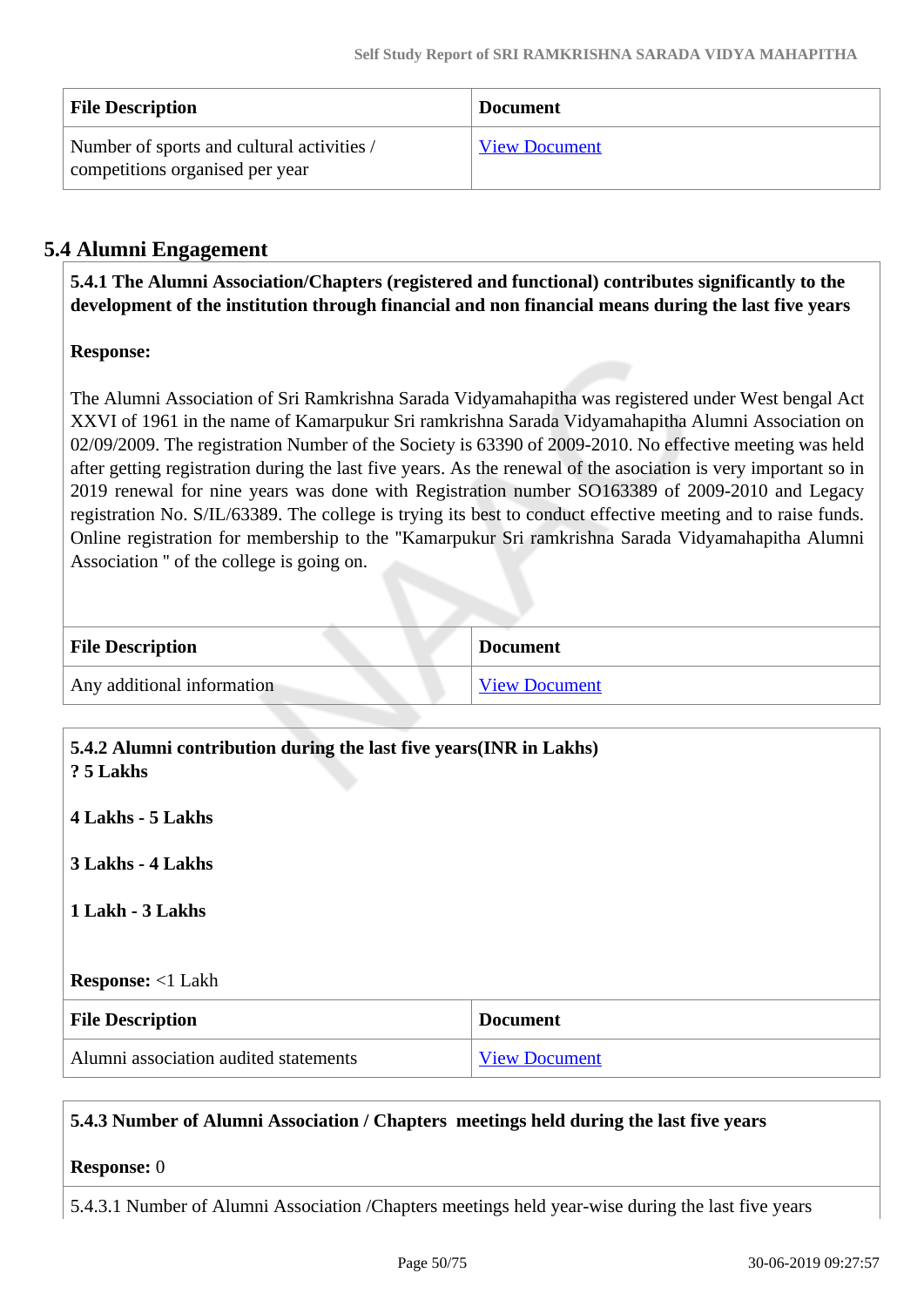| File Description | Document |
| --- | --- |
| Number of sports and cultural activities / competitions organised per year | View Document |

## 5.4 Alumni Engagement

**5.4.1 The Alumni Association/Chapters (registered and functional) contributes significantly to the development of the institution through financial and non financial means during the last five years**

**Response:**

The Alumni Association of Sri Ramkrishna Sarada Vidyamahapitha was registered under West bengal Act XXVI of 1961 in the name of Kamarpukur Sri ramkrishna Sarada Vidyamahapitha Alumni Association on 02/09/2009. The registration Number of the Society is 63390 of 2009-2010. No effective meeting was held after getting registration during the last five years. As the renewal of the asociation is very important so in 2019 renewal for nine years was done with Registration number SO163389 of 2009-2010 and Legacy registration No. S/IL/63389. The college is trying its best to conduct effective meeting and to raise funds. Online registration for membership to the "Kamarpukur Sri ramkrishna Sarada Vidyamahapitha Alumni Association " of the college is going on.

| File Description | Document |
| --- | --- |
| Any additional information | View Document |

**5.4.2 Alumni contribution during the last five years(INR in Lakhs)**
**? 5 Lakhs**

**4 Lakhs - 5 Lakhs**

**3 Lakhs - 4 Lakhs**

**1 Lakh - 3 Lakhs**

**Response:** <1 Lakh

| File Description | Document |
| --- | --- |
| Alumni association audited statements | View Document |

**5.4.3 Number of Alumni Association / Chapters meetings held during the last five years**

**Response:** 0

5.4.3.1 Number of Alumni Association /Chapters meetings held year-wise during the last five years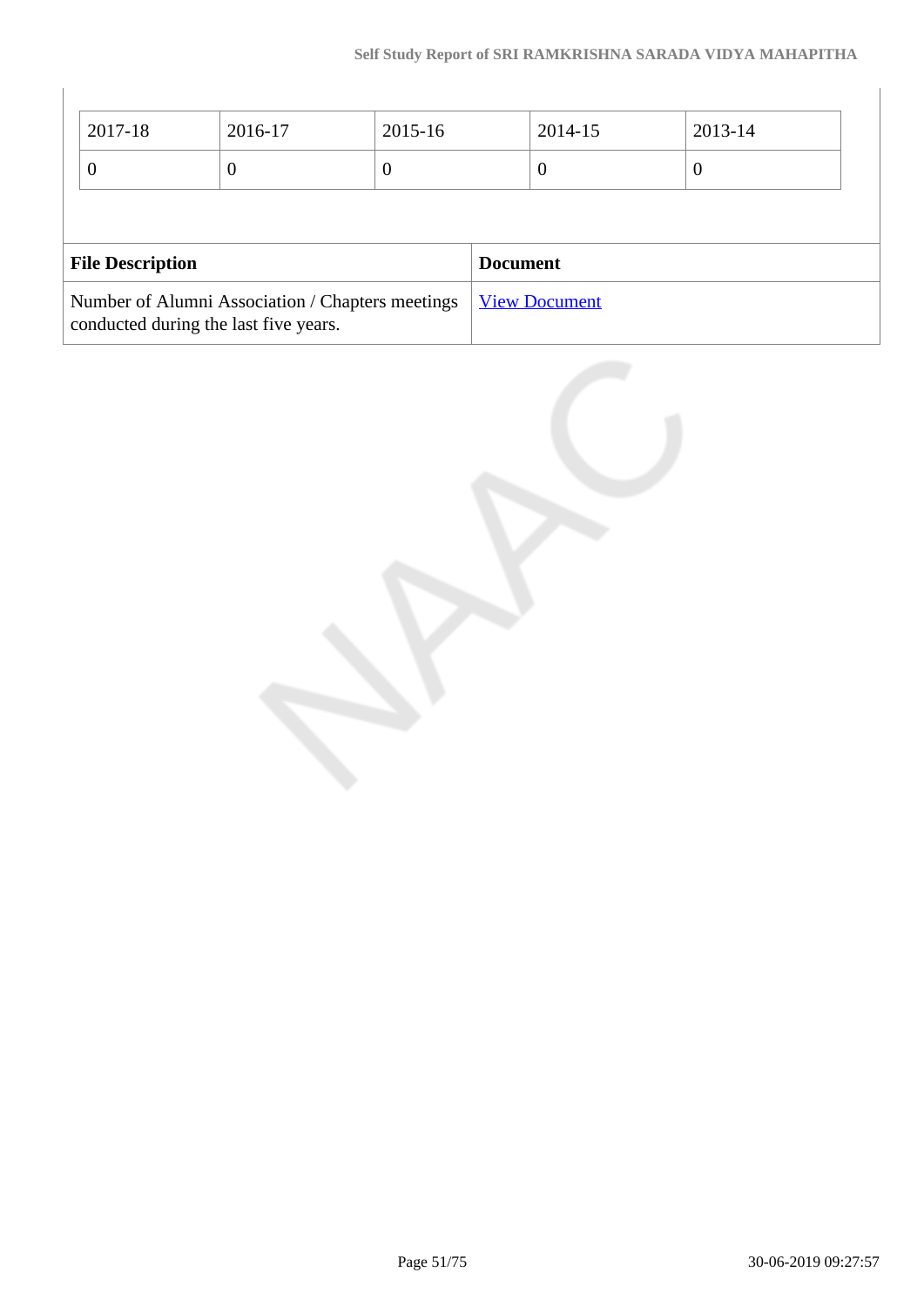| 2017-18 | 2016-17 | 2015-16 | 2014-15 | 2013-14 |
|---|---|---|---|---|
| 0 | 0 | 0 | 0 | 0 |

| File Description | Document |
|---|---|
| Number of Alumni Association / Chapters meetings conducted during the last five years. | View Document |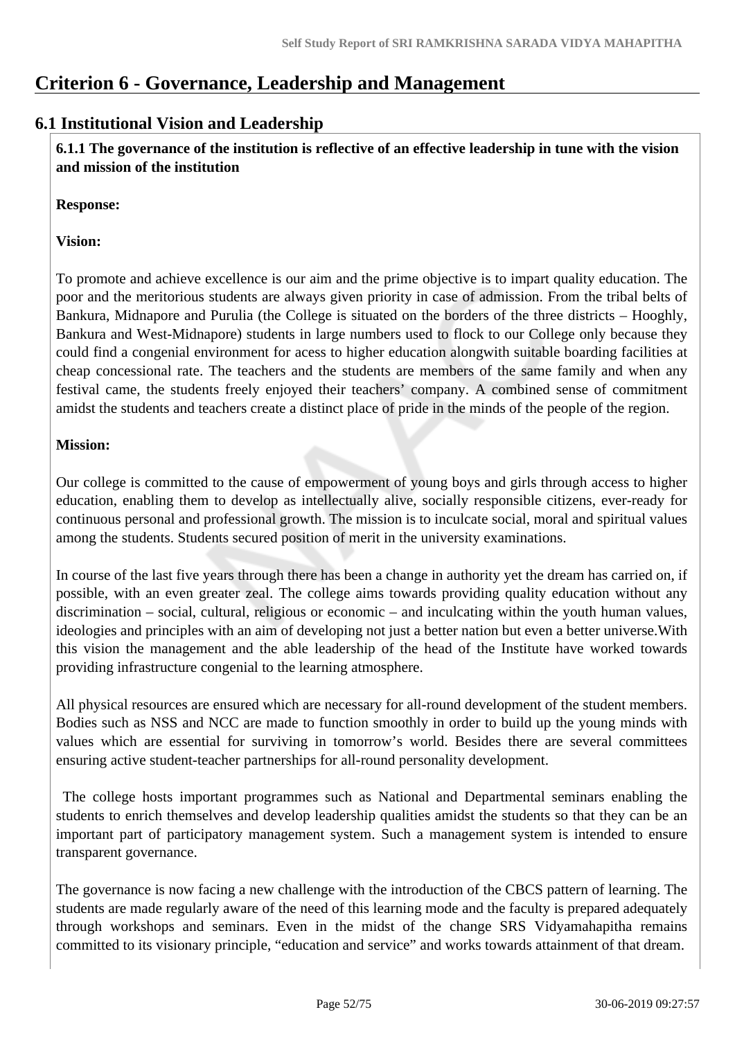# Criterion 6 - Governance, Leadership and Management

## 6.1 Institutional Vision and Leadership

**6.1.1 The governance of the institution is reflective of an effective leadership in tune with the vision and mission of the institution**

**Response:**

**Vision:**

To promote and achieve excellence is our aim and the prime objective is to impart quality education. The poor and the meritorious students are always given priority in case of admission. From the tribal belts of Bankura, Midnapore and Purulia (the College is situated on the borders of the three districts – Hooghly, Bankura and West-Midnapore) students in large numbers used to flock to our College only because they could find a congenial environment for acess to higher education alongwith suitable boarding facilities at cheap concessional rate. The teachers and the students are members of the same family and when any festival came, the students freely enjoyed their teachers' company. A combined sense of commitment amidst the students and teachers create a distinct place of pride in the minds of the people of the region.

**Mission:**

Our college is committed to the cause of empowerment of young boys and girls through access to higher education, enabling them to develop as intellectually alive, socially responsible citizens, ever-ready for continuous personal and professional growth. The mission is to inculcate social, moral and spiritual values among the students. Students secured position of merit in the university examinations.

In course of the last five years through there has been a change in authority yet the dream has carried on, if possible, with an even greater zeal. The college aims towards providing quality education without any discrimination – social, cultural, religious or economic – and inculcating within the youth human values, ideologies and principles with an aim of developing not just a better nation but even a better universe.With this vision the management and the able leadership of the head of the Institute have worked towards providing infrastructure congenial to the learning atmosphere.

All physical resources are ensured which are necessary for all-round development of the student members. Bodies such as NSS and NCC are made to function smoothly in order to build up the young minds with values which are essential for surviving in tomorrow's world. Besides there are several committees ensuring active student-teacher partnerships for all-round personality development.

The college hosts important programmes such as National and Departmental seminars enabling the students to enrich themselves and develop leadership qualities amidst the students so that they can be an important part of participatory management system. Such a management system is intended to ensure transparent governance.

The governance is now facing a new challenge with the introduction of the CBCS pattern of learning. The students are made regularly aware of the need of this learning mode and the faculty is prepared adequately through workshops and seminars. Even in the midst of the change SRS Vidyamahapitha remains committed to its visionary principle, "education and service" and works towards attainment of that dream.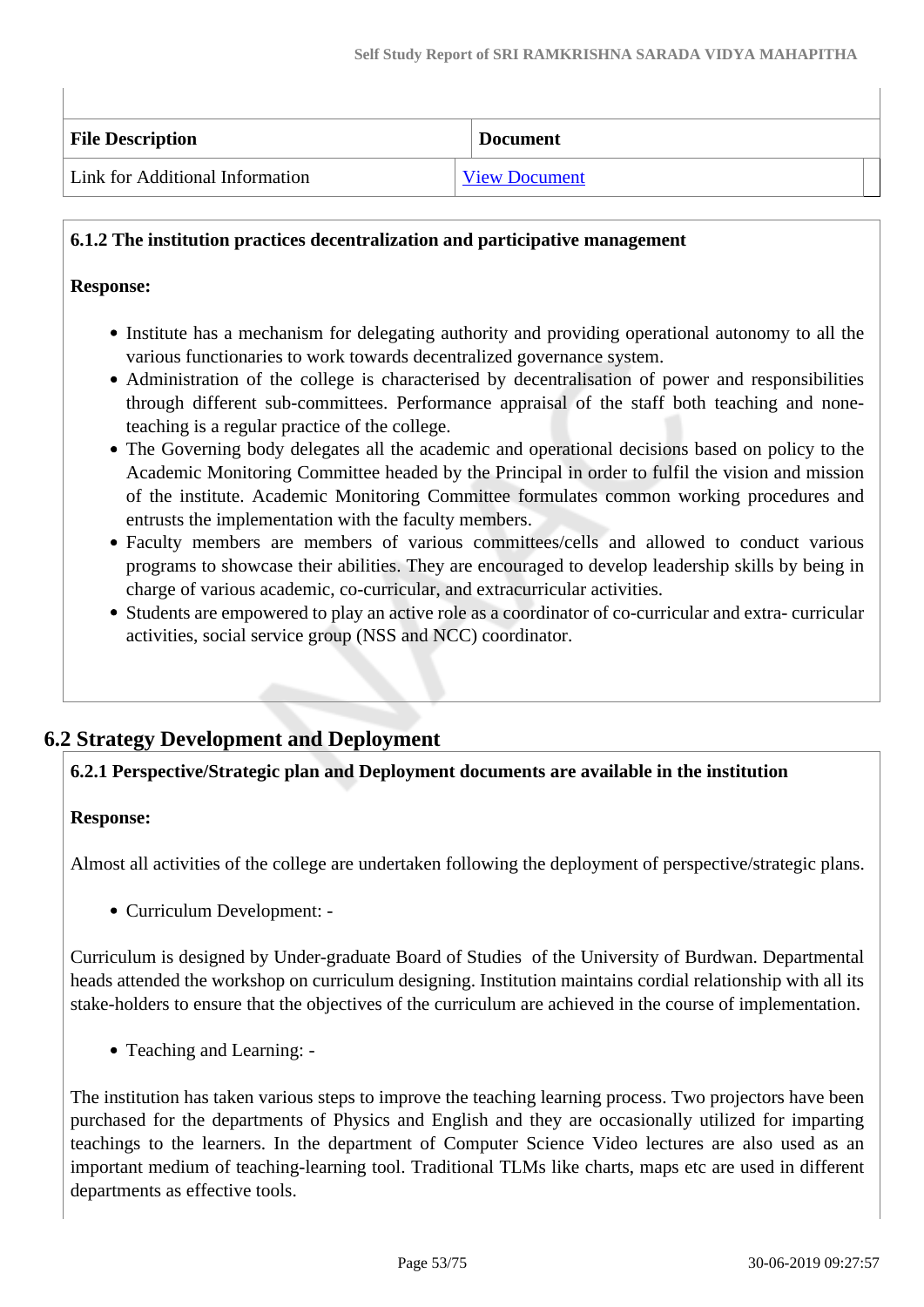| File Description | Document |
| --- | --- |
| Link for Additional Information | View Document |

**6.1.2 The institution practices decentralization and participative management**

**Response:**

- Institute has a mechanism for delegating authority and providing operational autonomy to all the various functionaries to work towards decentralized governance system.
- Administration of the college is characterised by decentralisation of power and responsibilities through different sub-committees. Performance appraisal of the staff both teaching and none-teaching is a regular practice of the college.
- The Governing body delegates all the academic and operational decisions based on policy to the Academic Monitoring Committee headed by the Principal in order to fulfil the vision and mission of the institute. Academic Monitoring Committee formulates common working procedures and entrusts the implementation with the faculty members.
- Faculty members are members of various committees/cells and allowed to conduct various programs to showcase their abilities. They are encouraged to develop leadership skills by being in charge of various academic, co-curricular, and extracurricular activities.
- Students are empowered to play an active role as a coordinator of co-curricular and extra- curricular activities, social service group (NSS and NCC) coordinator.

## 6.2 Strategy Development and Deployment

**6.2.1 Perspective/Strategic plan and Deployment documents are available in the institution**

**Response:**

Almost all activities of the college are undertaken following the deployment of perspective/strategic plans.

- Curriculum Development: -

Curriculum is designed by Under-graduate Board of Studies of the University of Burdwan. Departmental heads attended the workshop on curriculum designing. Institution maintains cordial relationship with all its stake-holders to ensure that the objectives of the curriculum are achieved in the course of implementation.

- Teaching and Learning: -

The institution has taken various steps to improve the teaching learning process. Two projectors have been purchased for the departments of Physics and English and they are occasionally utilized for imparting teachings to the learners. In the department of Computer Science Video lectures are also used as an important medium of teaching-learning tool. Traditional TLMs like charts, maps etc are used in different departments as effective tools.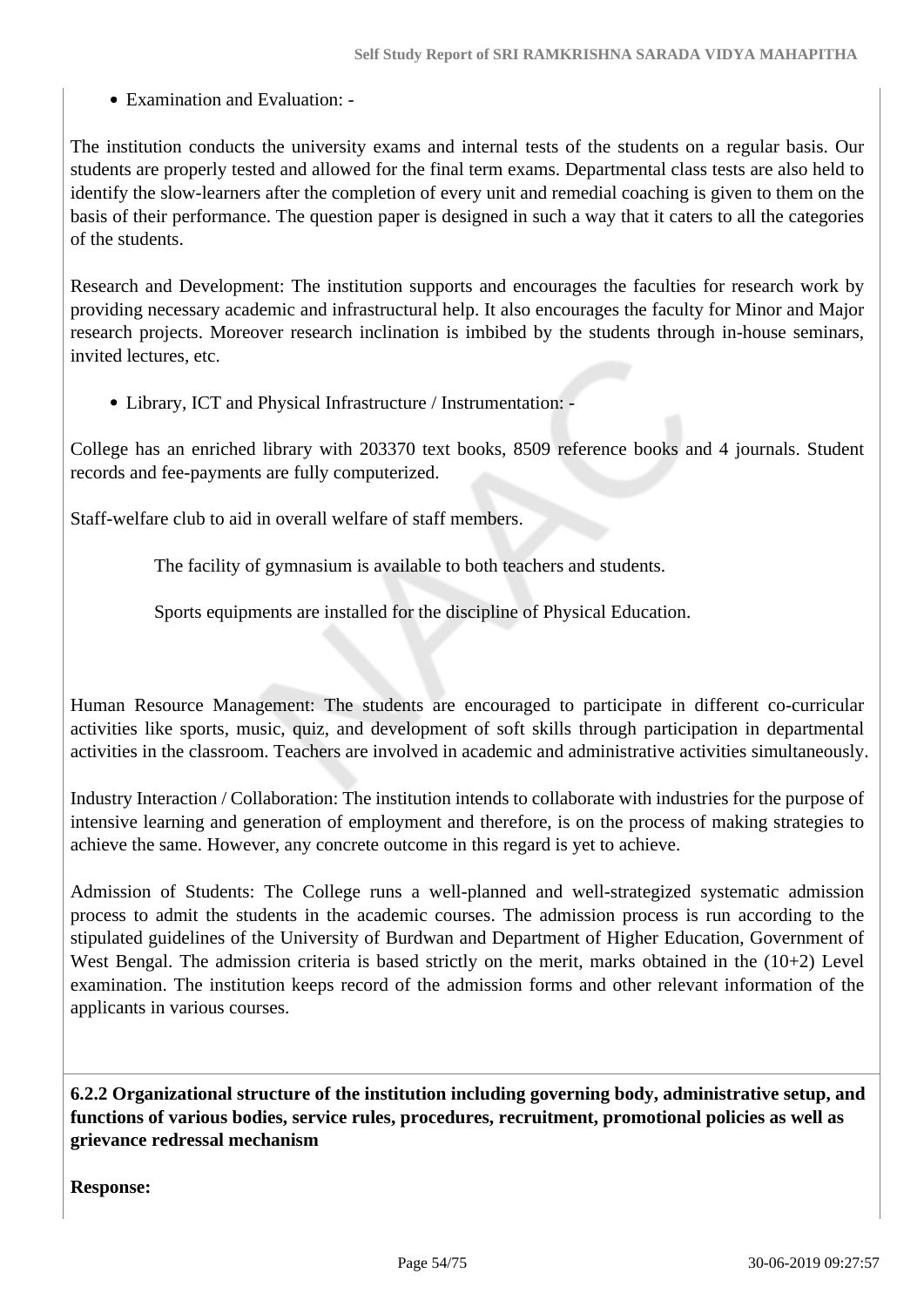- Examination and Evaluation: -

The institution conducts the university exams and internal tests of the students on a regular basis. Our students are properly tested and allowed for the final term exams. Departmental class tests are also held to identify the slow-learners after the completion of every unit and remedial coaching is given to them on the basis of their performance. The question paper is designed in such a way that it caters to all the categories of the students.

Research and Development: The institution supports and encourages the faculties for research work by providing necessary academic and infrastructural help. It also encourages the faculty for Minor and Major research projects. Moreover research inclination is imbibed by the students through in-house seminars, invited lectures, etc.

- Library, ICT and Physical Infrastructure / Instrumentation: -

College has an enriched library with 203370 text books, 8509 reference books and 4 journals. Student records and fee-payments are fully computerized.

Staff-welfare club to aid in overall welfare of staff members.

The facility of gymnasium is available to both teachers and students.

Sports equipments are installed for the discipline of Physical Education.

Human Resource Management: The students are encouraged to participate in different co-curricular activities like sports, music, quiz, and development of soft skills through participation in departmental activities in the classroom. Teachers are involved in academic and administrative activities simultaneously.

Industry Interaction / Collaboration: The institution intends to collaborate with industries for the purpose of intensive learning and generation of employment and therefore, is on the process of making strategies to achieve the same. However, any concrete outcome in this regard is yet to achieve.

Admission of Students: The College runs a well-planned and well-strategized systematic admission process to admit the students in the academic courses. The admission process is run according to the stipulated guidelines of the University of Burdwan and Department of Higher Education, Government of West Bengal. The admission criteria is based strictly on the merit, marks obtained in the (10+2) Level examination. The institution keeps record of the admission forms and other relevant information of the applicants in various courses.

**6.2.2 Organizational structure of the institution including governing body, administrative setup, and functions of various bodies, service rules, procedures, recruitment, promotional policies as well as grievance redressal mechanism**

**Response:**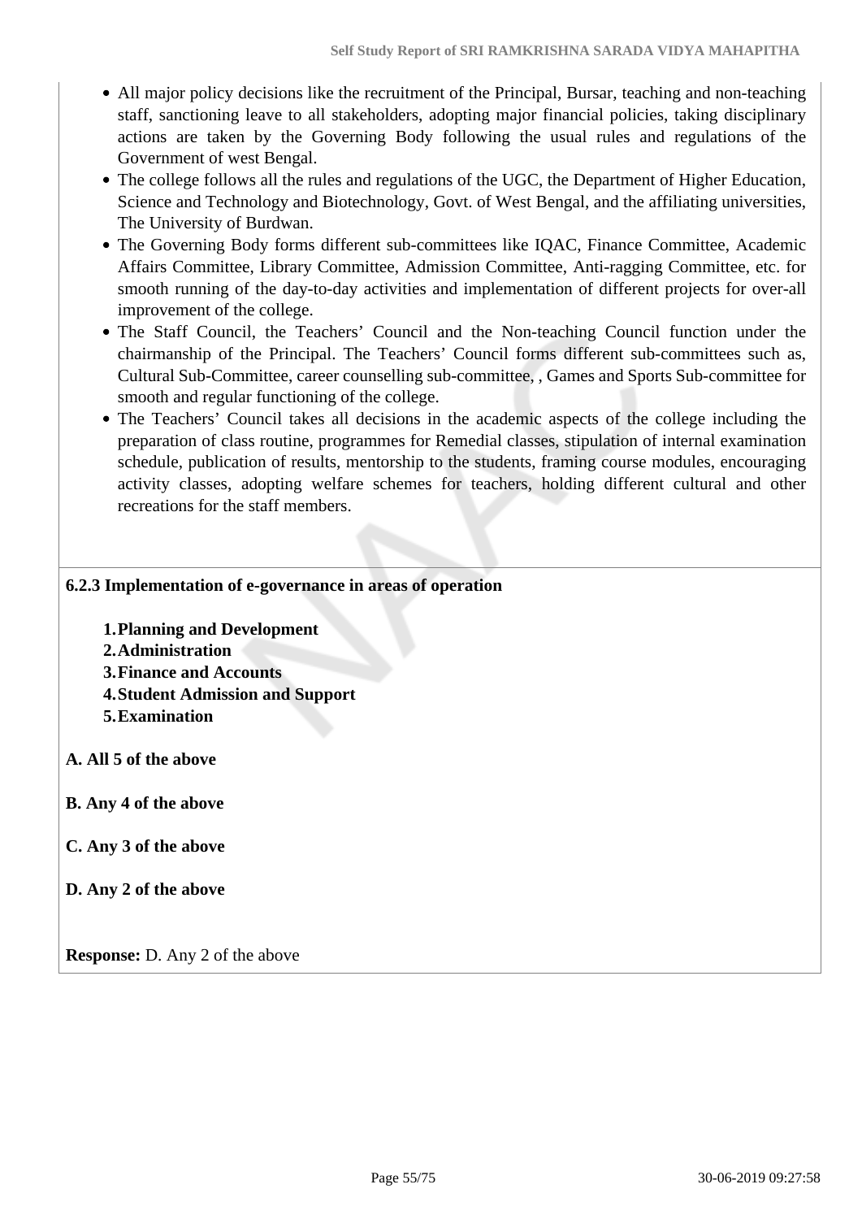- All major policy decisions like the recruitment of the Principal, Bursar, teaching and non-teaching staff, sanctioning leave to all stakeholders, adopting major financial policies, taking disciplinary actions are taken by the Governing Body following the usual rules and regulations of the Government of west Bengal.
- The college follows all the rules and regulations of the UGC, the Department of Higher Education, Science and Technology and Biotechnology, Govt. of West Bengal, and the affiliating universities, The University of Burdwan.
- The Governing Body forms different sub-committees like IQAC, Finance Committee, Academic Affairs Committee, Library Committee, Admission Committee, Anti-ragging Committee, etc. for smooth running of the day-to-day activities and implementation of different projects for over-all improvement of the college.
- The Staff Council, the Teachers' Council and the Non-teaching Council function under the chairmanship of the Principal. The Teachers' Council forms different sub-committees such as, Cultural Sub-Committee, career counselling sub-committee, , Games and Sports Sub-committee for smooth and regular functioning of the college.
- The Teachers' Council takes all decisions in the academic aspects of the college including the preparation of class routine, programmes for Remedial classes, stipulation of internal examination schedule, publication of results, mentorship to the students, framing course modules, encouraging activity classes, adopting welfare schemes for teachers, holding different cultural and other recreations for the staff members.

**6.2.3 Implementation of e-governance in areas of operation**

1. **Planning and Development**
2. **Administration**
3. **Finance and Accounts**
4. **Student Admission and Support**
5. **Examination**

**A. All 5 of the above**

**B. Any 4 of the above**

**C. Any 3 of the above**

**D. Any 2 of the above**

**Response:** D. Any 2 of the above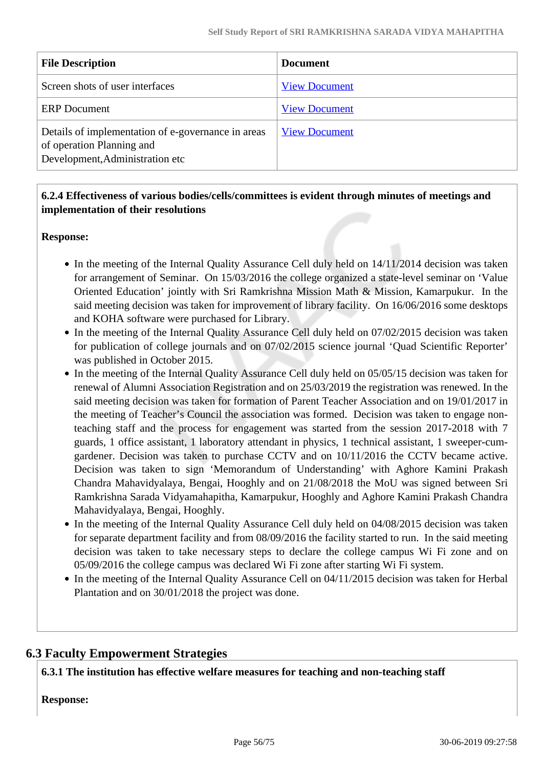| File Description | Document |
|---|---|
| Screen shots of user interfaces | View Document |
| ERP Document | View Document |
| Details of implementation of e-governance in areas of operation Planning and Development,Administration etc | View Document |

**6.2.4 Effectiveness of various bodies/cells/committees is evident through minutes of meetings and implementation of their resolutions**

**Response:**

- In the meeting of the Internal Quality Assurance Cell duly held on 14/11/2014 decision was taken for arrangement of Seminar. On 15/03/2016 the college organized a state-level seminar on 'Value Oriented Education' jointly with Sri Ramkrishna Mission Math & Mission, Kamarpukur. In the said meeting decision was taken for improvement of library facility. On 16/06/2016 some desktops and KOHA software were purchased for Library.
- In the meeting of the Internal Quality Assurance Cell duly held on 07/02/2015 decision was taken for publication of college journals and on 07/02/2015 science journal 'Quad Scientific Reporter' was published in October 2015.
- In the meeting of the Internal Quality Assurance Cell duly held on 05/05/15 decision was taken for renewal of Alumni Association Registration and on 25/03/2019 the registration was renewed. In the said meeting decision was taken for formation of Parent Teacher Association and on 19/01/2017 in the meeting of Teacher's Council the association was formed. Decision was taken to engage non-teaching staff and the process for engagement was started from the session 2017-2018 with 7 guards, 1 office assistant, 1 laboratory attendant in physics, 1 technical assistant, 1 sweeper-cum-gardener. Decision was taken to purchase CCTV and on 10/11/2016 the CCTV became active. Decision was taken to sign 'Memorandum of Understanding' with Aghore Kamini Prakash Chandra Mahavidyalaya, Bengai, Hooghly and on 21/08/2018 the MoU was signed between Sri Ramkrishna Sarada Vidyamahapitha, Kamarpukur, Hooghly and Aghore Kamini Prakash Chandra Mahavidyalaya, Bengai, Hooghly.
- In the meeting of the Internal Quality Assurance Cell duly held on 04/08/2015 decision was taken for separate department facility and from 08/09/2016 the facility started to run. In the said meeting decision was taken to take necessary steps to declare the college campus Wi Fi zone and on 05/09/2016 the college campus was declared Wi Fi zone after starting Wi Fi system.
- In the meeting of the Internal Quality Assurance Cell on 04/11/2015 decision was taken for Herbal Plantation and on 30/01/2018 the project was done.

## 6.3 Faculty Empowerment Strategies

**6.3.1 The institution has effective welfare measures for teaching and non-teaching staff**

**Response:**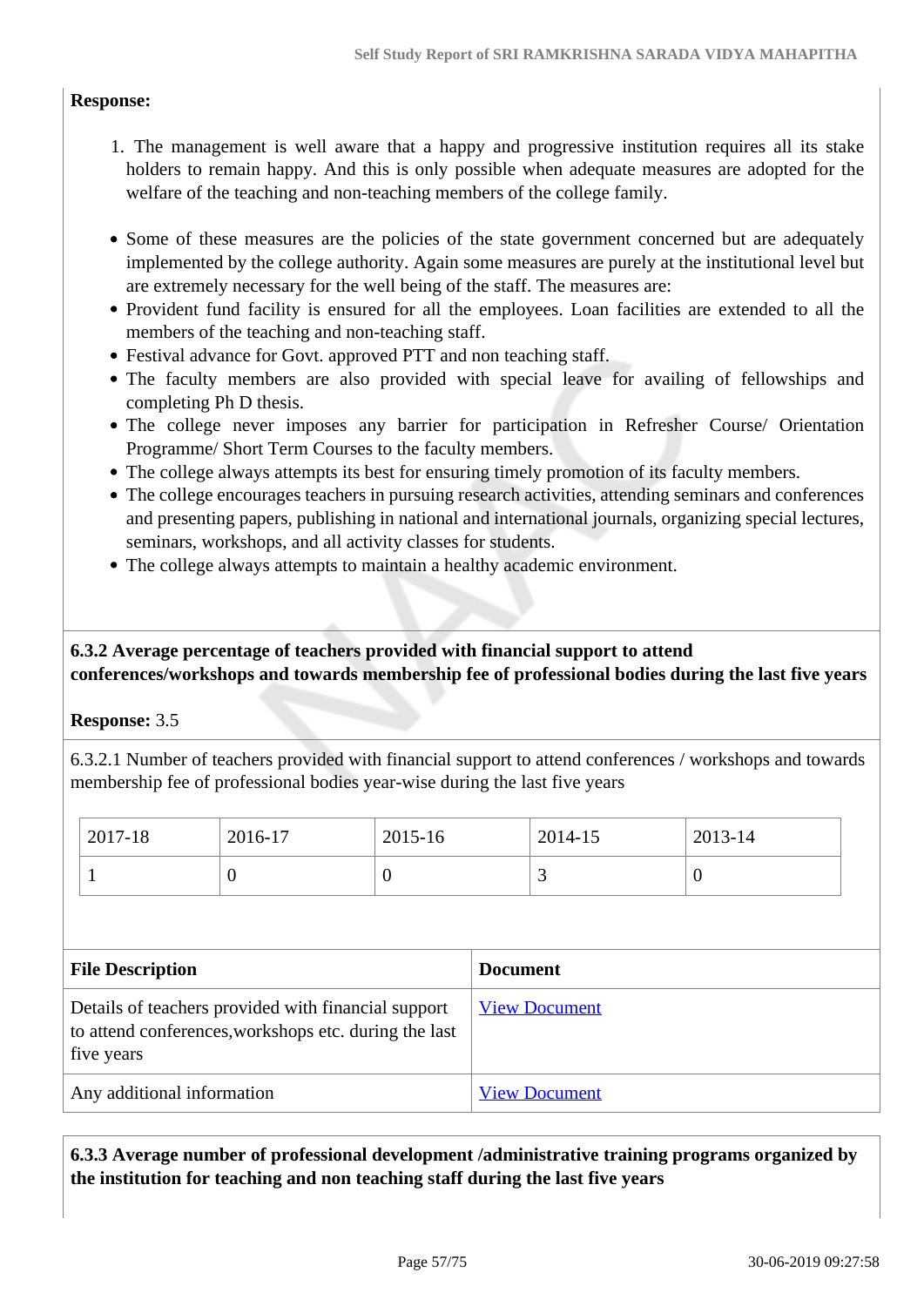**Response:**

1. The management is well aware that a happy and progressive institution requires all its stake holders to remain happy. And this is only possible when adequate measures are adopted for the welfare of the teaching and non-teaching members of the college family.

- Some of these measures are the policies of the state government concerned but are adequately implemented by the college authority. Again some measures are purely at the institutional level but are extremely necessary for the well being of the staff. The measures are:
- Provident fund facility is ensured for all the employees. Loan facilities are extended to all the members of the teaching and non-teaching staff.
- Festival advance for Govt. approved PTT and non teaching staff.
- The faculty members are also provided with special leave for availing of fellowships and completing Ph D thesis.
- The college never imposes any barrier for participation in Refresher Course/ Orientation Programme/ Short Term Courses to the faculty members.
- The college always attempts its best for ensuring timely promotion of its faculty members.
- The college encourages teachers in pursuing research activities, attending seminars and conferences and presenting papers, publishing in national and international journals, organizing special lectures, seminars, workshops, and all activity classes for students.
- The college always attempts to maintain a healthy academic environment.

**6.3.2 Average percentage of teachers provided with financial support to attend conferences/workshops and towards membership fee of professional bodies during the last five years**

**Response:** 3.5

6.3.2.1 Number of teachers provided with financial support to attend conferences / workshops and towards membership fee of professional bodies year-wise during the last five years

| 2017-18 | 2016-17 | 2015-16 | 2014-15 | 2013-14 |
|---|---|---|---|---|
| 1 | 0 | 0 | 3 | 0 |

| File Description | Document |
|---|---|
| Details of teachers provided with financial support to attend conferences,workshops etc. during the last five years | View Document |
| Any additional information | View Document |

**6.3.3 Average number of professional development /administrative training programs organized by the institution for teaching and non teaching staff during the last five years**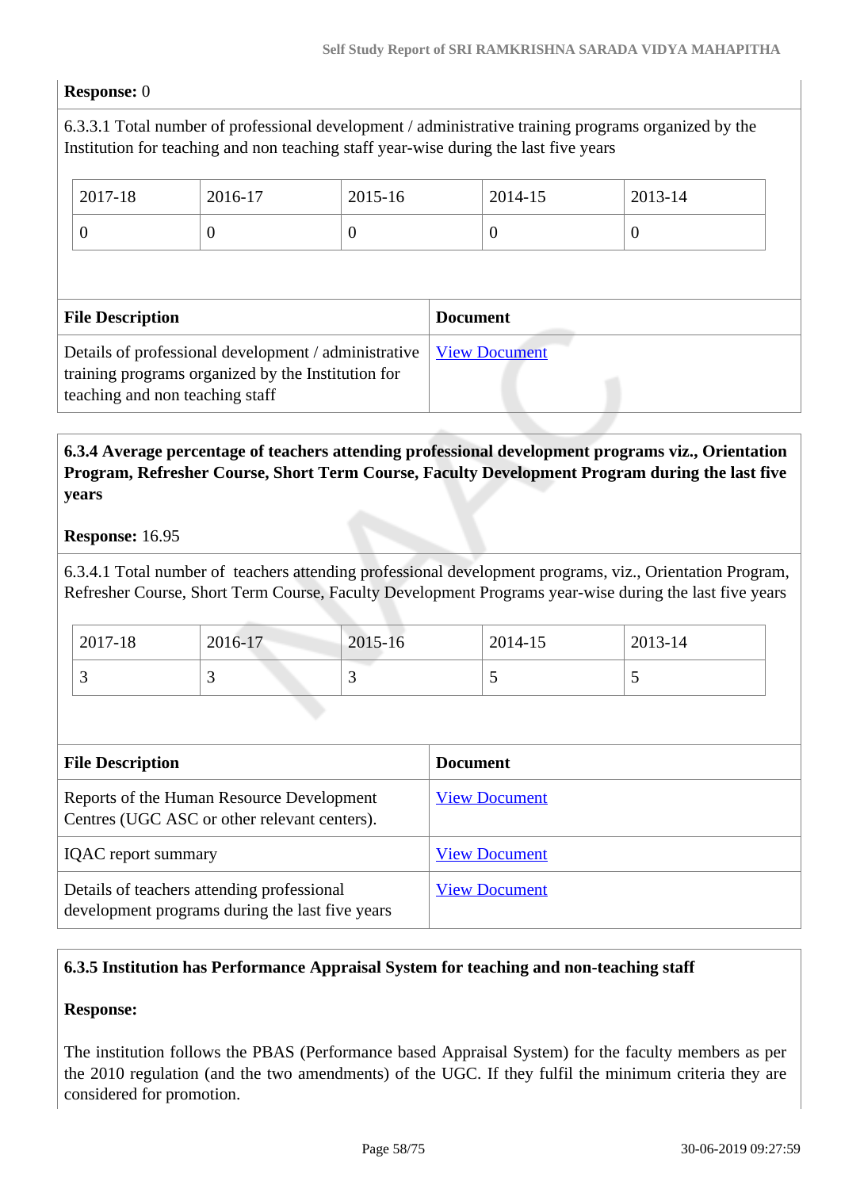**Response:** 0

6.3.3.1 Total number of professional development / administrative training programs organized by the Institution for teaching and non teaching staff year-wise during the last five years

| 2017-18 | 2016-17 | 2015-16 | 2014-15 | 2013-14 |
|---|---|---|---|---|
| 0 | 0 | 0 | 0 | 0 |

| File Description | Document |
|---|---|
| Details of professional development / administrative training programs organized by the Institution for teaching and non teaching staff | View Document |

**6.3.4 Average percentage of teachers attending professional development programs viz., Orientation Program, Refresher Course, Short Term Course, Faculty Development Program during the last five years**

**Response:** 16.95

6.3.4.1 Total number of teachers attending professional development programs, viz., Orientation Program, Refresher Course, Short Term Course, Faculty Development Programs year-wise during the last five years

| 2017-18 | 2016-17 | 2015-16 | 2014-15 | 2013-14 |
|---|---|---|---|---|
| 3 | 3 | 3 | 5 | 5 |

| File Description | Document |
|---|---|
| Reports of the Human Resource Development Centres (UGC ASC or other relevant centers). | View Document |
| IQAC report summary | View Document |
| Details of teachers attending professional development programs during the last five years | View Document |

**6.3.5 Institution has Performance Appraisal System for teaching and non-teaching staff**

**Response:**

The institution follows the PBAS (Performance based Appraisal System) for the faculty members as per the 2010 regulation (and the two amendments) of the UGC. If they fulfil the minimum criteria they are considered for promotion.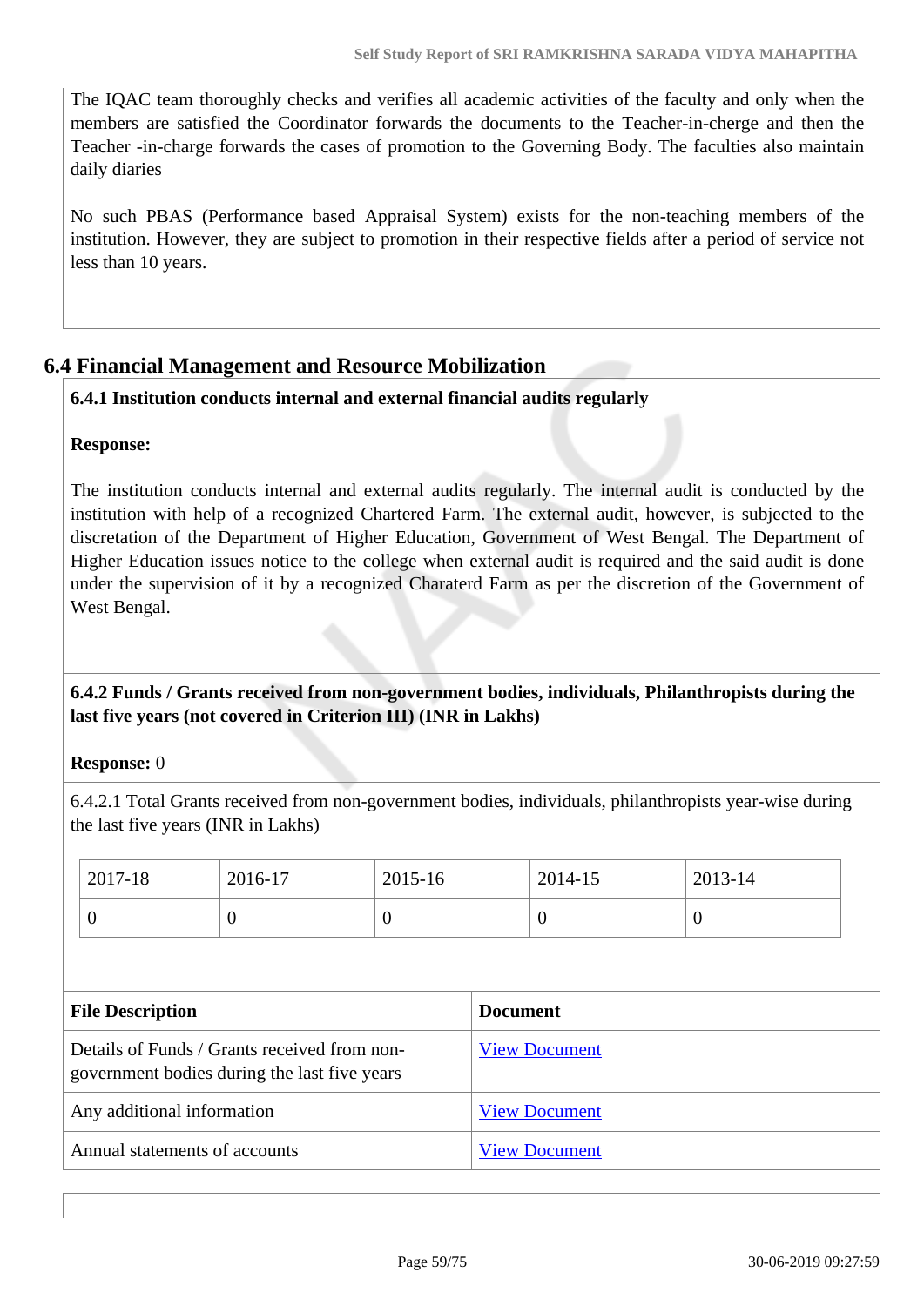The IQAC team thoroughly checks and verifies all academic activities of the faculty and only when the members are satisfied the Coordinator forwards the documents to the Teacher-in-cherge and then the Teacher -in-charge forwards the cases of promotion to the Governing Body. The faculties also maintain daily diaries

No such PBAS (Performance based Appraisal System) exists for the non-teaching members of the institution. However, they are subject to promotion in their respective fields after a period of service not less than 10 years.

## 6.4 Financial Management and Resource Mobilization

**6.4.1 Institution conducts internal and external financial audits regularly**

**Response:**

The institution conducts internal and external audits regularly. The internal audit is conducted by the institution with help of a recognized Chartered Farm. The external audit, however, is subjected to the discretation of the Department of Higher Education, Government of West Bengal. The Department of Higher Education issues notice to the college when external audit is required and the said audit is done under the supervision of it by a recognized Charaterd Farm as per the discretion of the Government of West Bengal.

**6.4.2 Funds / Grants received from non-government bodies, individuals, Philanthropists during the last five years (not covered in Criterion III) (INR in Lakhs)**

**Response:** 0

6.4.2.1 Total Grants received from non-government bodies, individuals, philanthropists year-wise during the last five years (INR in Lakhs)

| 2017-18 | 2016-17 | 2015-16 | 2014-15 | 2013-14 |
|---|---|---|---|---|
| 0 | 0 | 0 | 0 | 0 |

| File Description | Document |
|---|---|
| Details of Funds / Grants received from non-government bodies during the last five years | View Document |
| Any additional information | View Document |
| Annual statements of accounts | View Document |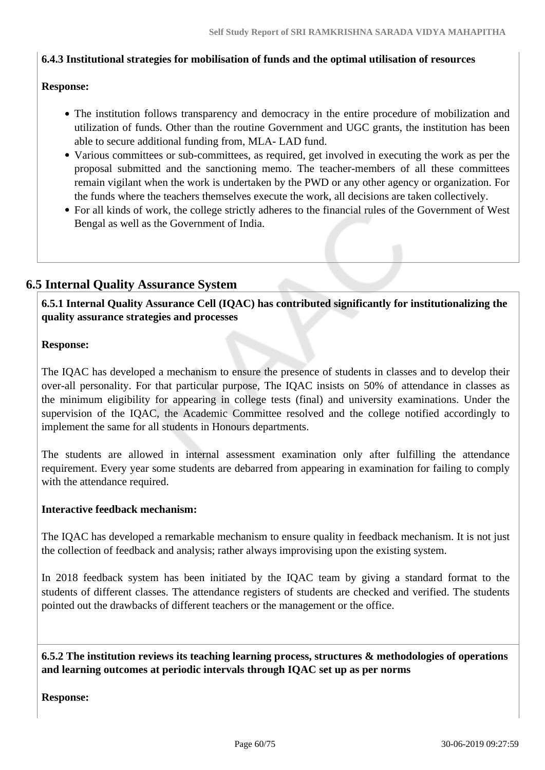**6.4.3 Institutional strategies for mobilisation of funds and the optimal utilisation of resources**

**Response:**

- The institution follows transparency and democracy in the entire procedure of mobilization and utilization of funds. Other than the routine Government and UGC grants, the institution has been able to secure additional funding from, MLA- LAD fund.
- Various committees or sub-committees, as required, get involved in executing the work as per the proposal submitted and the sanctioning memo. The teacher-members of all these committees remain vigilant when the work is undertaken by the PWD or any other agency or organization. For the funds where the teachers themselves execute the work, all decisions are taken collectively.
- For all kinds of work, the college strictly adheres to the financial rules of the Government of West Bengal as well as the Government of India.

## 6.5 Internal Quality Assurance System

**6.5.1 Internal Quality Assurance Cell (IQAC) has contributed significantly for institutionalizing the quality assurance strategies and processes**

**Response:**

The IQAC has developed a mechanism to ensure the presence of students in classes and to develop their over-all personality. For that particular purpose, The IQAC insists on 50% of attendance in classes as the minimum eligibility for appearing in college tests (final) and university examinations. Under the supervision of the IQAC, the Academic Committee resolved and the college notified accordingly to implement the same for all students in Honours departments.

The students are allowed in internal assessment examination only after fulfilling the attendance requirement. Every year some students are debarred from appearing in examination for failing to comply with the attendance required.

**Interactive feedback mechanism:**

The IQAC has developed a remarkable mechanism to ensure quality in feedback mechanism. It is not just the collection of feedback and analysis; rather always improvising upon the existing system.

In 2018 feedback system has been initiated by the IQAC team by giving a standard format to the students of different classes. The attendance registers of students are checked and verified. The students pointed out the drawbacks of different teachers or the management or the office.

**6.5.2 The institution reviews its teaching learning process, structures & methodologies of operations and learning outcomes at periodic intervals through IQAC set up as per norms**

**Response:**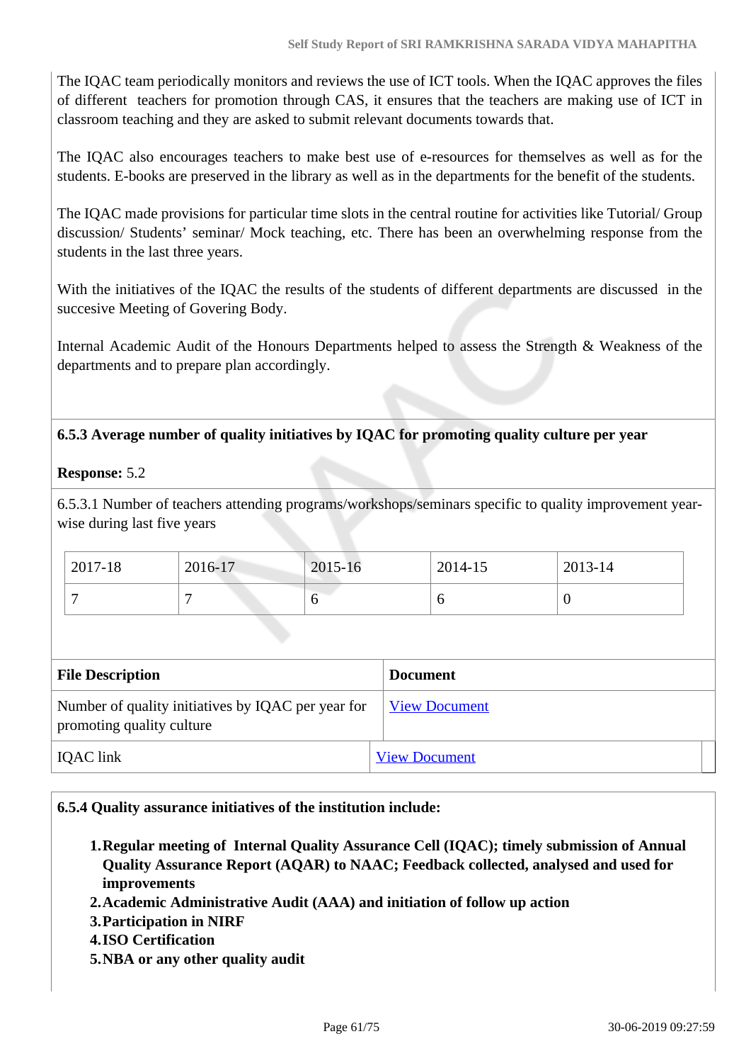The IQAC team periodically monitors and reviews the use of ICT tools. When the IQAC approves the files of different teachers for promotion through CAS, it ensures that the teachers are making use of ICT in classroom teaching and they are asked to submit relevant documents towards that.

The IQAC also encourages teachers to make best use of e-resources for themselves as well as for the students. E-books are preserved in the library as well as in the departments for the benefit of the students.

The IQAC made provisions for particular time slots in the central routine for activities like Tutorial/ Group discussion/ Students' seminar/ Mock teaching, etc. There has been an overwhelming response from the students in the last three years.

With the initiatives of the IQAC the results of the students of different departments are discussed in the succesive Meeting of Govering Body.

Internal Academic Audit of the Honours Departments helped to assess the Strength & Weakness of the departments and to prepare plan accordingly.

**6.5.3 Average number of quality initiatives by IQAC for promoting quality culture per year**

**Response:** 5.2

6.5.3.1 Number of teachers attending programs/workshops/seminars specific to quality improvement year-wise during last five years

| 2017-18 | 2016-17 | 2015-16 | 2014-15 | 2013-14 |
|---|---|---|---|---|
| 7 | 7 | 6 | 6 | 0 |

| File Description | Document |
|---|---|
| Number of quality initiatives by IQAC per year for promoting quality culture | View Document |
| IQAC link | View Document |

**6.5.4 Quality assurance initiatives of the institution include:**

1. **Regular meeting of Internal Quality Assurance Cell (IQAC); timely submission of Annual Quality Assurance Report (AQAR) to NAAC; Feedback collected, analysed and used for improvements**
2. **Academic Administrative Audit (AAA) and initiation of follow up action**
3. **Participation in NIRF**
4. **ISO Certification**
5. **NBA or any other quality audit**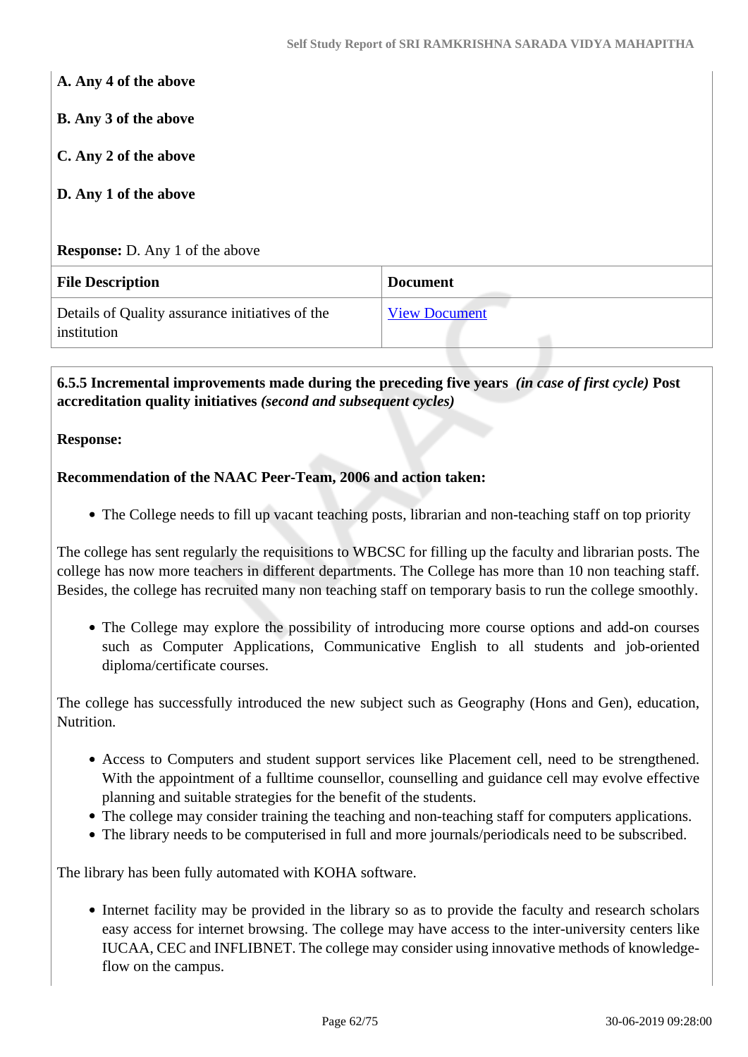**A. Any 4 of the above**

**B. Any 3 of the above**

**C. Any 2 of the above**

**D. Any 1 of the above**

**Response:** D. Any 1 of the above

| File Description | Document |
|---|---|
| Details of Quality assurance initiatives of the institution | View Document |

**6.5.5 Incremental improvements made during the preceding five years** ***(in case of first cycle)*** **Post accreditation quality initiatives** ***(second and subsequent cycles)***

**Response:**

**Recommendation of the NAAC Peer-Team, 2006 and action taken:**

- The College needs to fill up vacant teaching posts, librarian and non-teaching staff on top priority

The college has sent regularly the requisitions to WBCSC for filling up the faculty and librarian posts. The college has now more teachers in different departments. The College has more than 10 non teaching staff. Besides, the college has recruited many non teaching staff on temporary basis to run the college smoothly.

- The College may explore the possibility of introducing more course options and add-on courses such as Computer Applications, Communicative English to all students and job-oriented diploma/certificate courses.

The college has successfully introduced the new subject such as Geography (Hons and Gen), education, Nutrition.

- Access to Computers and student support services like Placement cell, need to be strengthened. With the appointment of a fulltime counsellor, counselling and guidance cell may evolve effective planning and suitable strategies for the benefit of the students.
- The college may consider training the teaching and non-teaching staff for computers applications.
- The library needs to be computerised in full and more journals/periodicals need to be subscribed.

The library has been fully automated with KOHA software.

- Internet facility may be provided in the library so as to provide the faculty and research scholars easy access for internet browsing. The college may have access to the inter-university centers like IUCAA, CEC and INFLIBNET. The college may consider using innovative methods of knowledge-flow on the campus.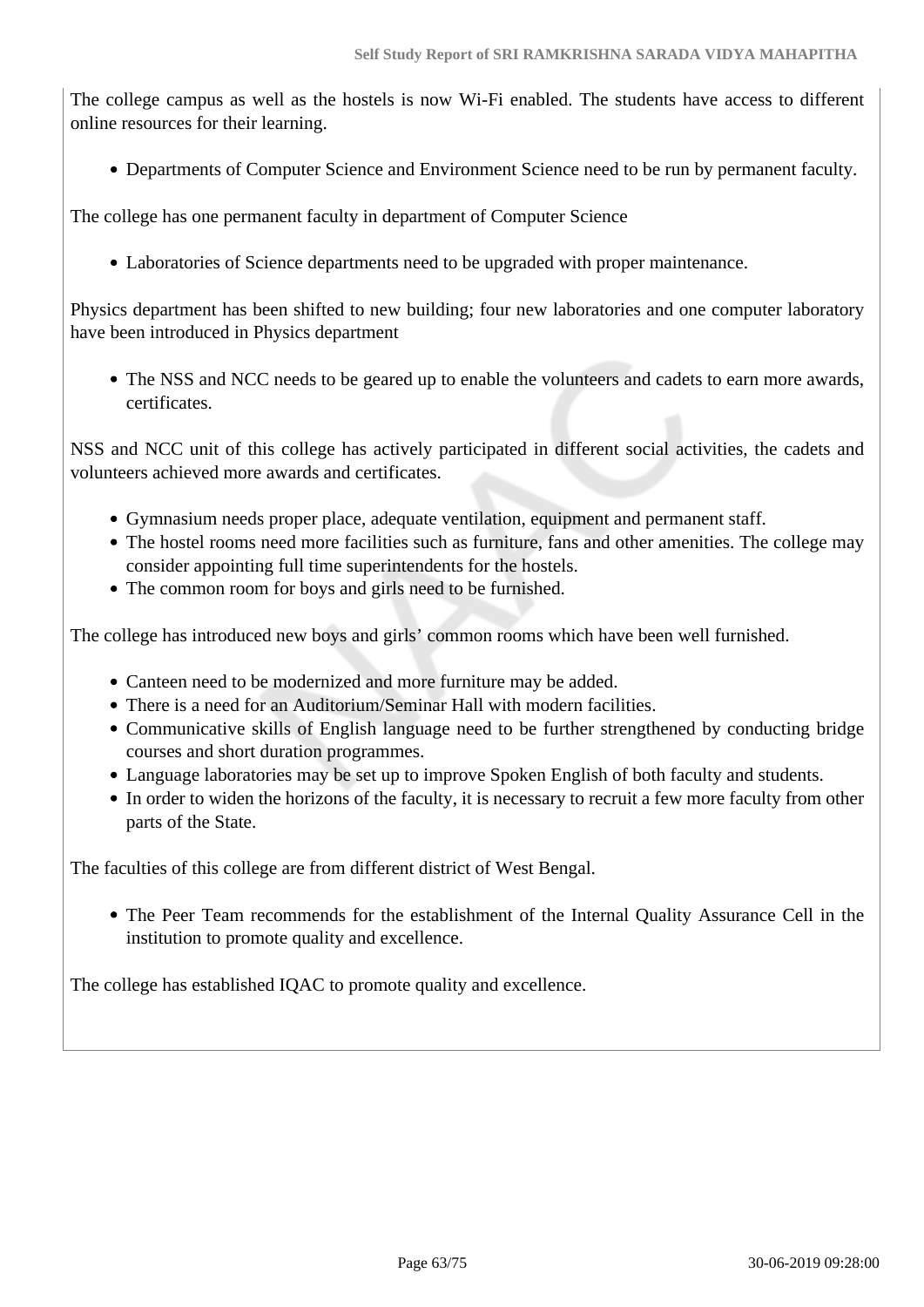The college campus as well as the hostels is now Wi-Fi enabled. The students have access to different online resources for their learning.

- Departments of Computer Science and Environment Science need to be run by permanent faculty.

The college has one permanent faculty in department of Computer Science

- Laboratories of Science departments need to be upgraded with proper maintenance.

Physics department has been shifted to new building; four new laboratories and one computer laboratory have been introduced in Physics department

- The NSS and NCC needs to be geared up to enable the volunteers and cadets to earn more awards, certificates.

NSS and NCC unit of this college has actively participated in different social activities, the cadets and volunteers achieved more awards and certificates.

- Gymnasium needs proper place, adequate ventilation, equipment and permanent staff.
- The hostel rooms need more facilities such as furniture, fans and other amenities. The college may consider appointing full time superintendents for the hostels.
- The common room for boys and girls need to be furnished.

The college has introduced new boys and girls' common rooms which have been well furnished.

- Canteen need to be modernized and more furniture may be added.
- There is a need for an Auditorium/Seminar Hall with modern facilities.
- Communicative skills of English language need to be further strengthened by conducting bridge courses and short duration programmes.
- Language laboratories may be set up to improve Spoken English of both faculty and students.
- In order to widen the horizons of the faculty, it is necessary to recruit a few more faculty from other parts of the State.

The faculties of this college are from different district of West Bengal.

- The Peer Team recommends for the establishment of the Internal Quality Assurance Cell in the institution to promote quality and excellence.

The college has established IQAC to promote quality and excellence.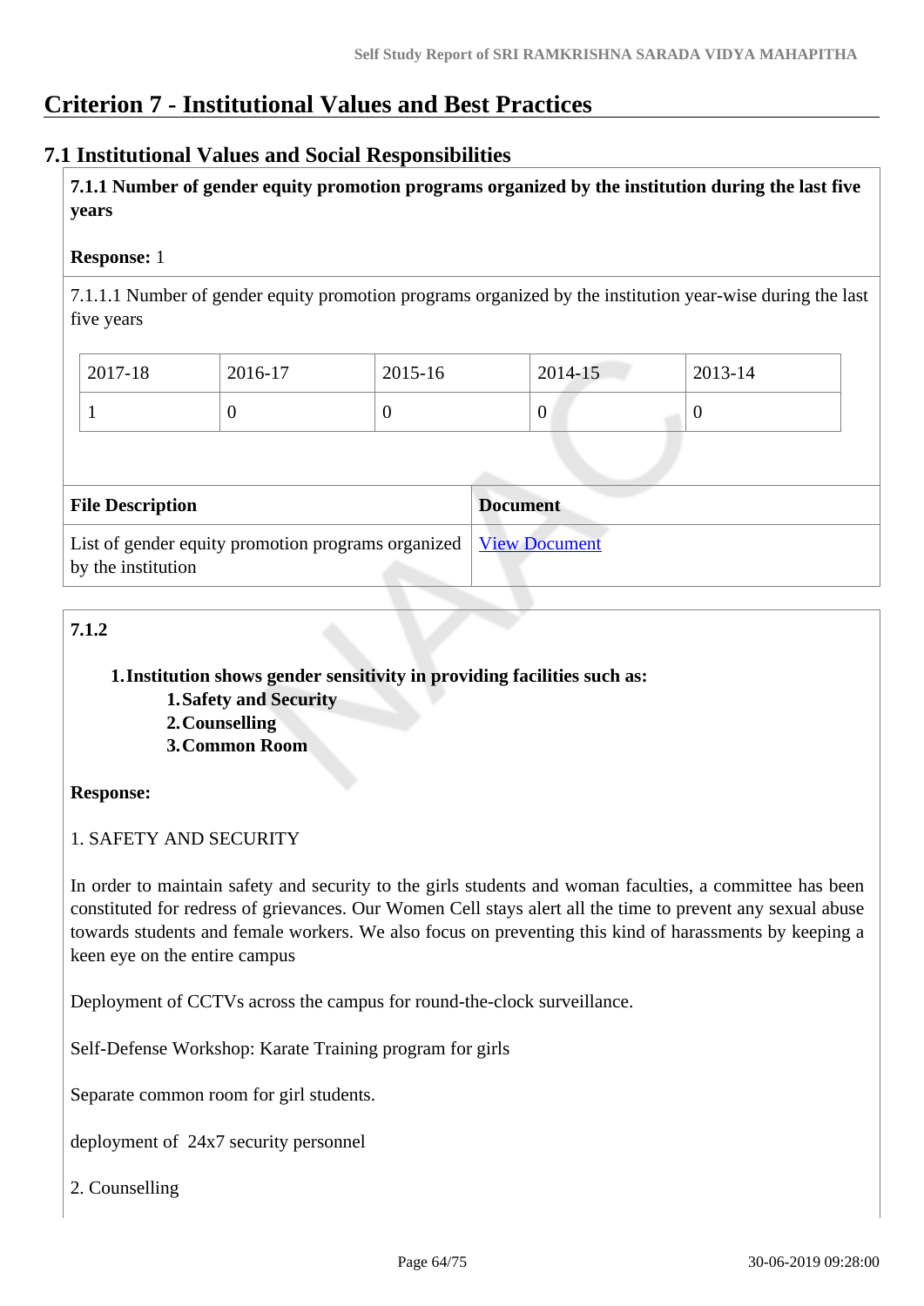# Criterion 7 - Institutional Values and Best Practices

## 7.1 Institutional Values and Social Responsibilities

**7.1.1 Number of gender equity promotion programs organized by the institution during the last five years**

**Response:** 1

7.1.1.1 Number of gender equity promotion programs organized by the institution year-wise during the last five years

| 2017-18 | 2016-17 | 2015-16 | 2014-15 | 2013-14 |
|---|---|---|---|---|
| 1 | 0 | 0 | 0 | 0 |

| File Description | Document |
|---|---|
| List of gender equity promotion programs organized by the institution | View Document |

**7.1.2**

1. **Institution shows gender sensitivity in providing facilities such as:**
    1. **Safety and Security**
    2. **Counselling**
    3. **Common Room**

**Response:**

1. SAFETY AND SECURITY

In order to maintain safety and security to the girls students and woman faculties, a committee has been constituted for redress of grievances. Our Women Cell stays alert all the time to prevent any sexual abuse towards students and female workers. We also focus on preventing this kind of harassments by keeping a keen eye on the entire campus

Deployment of CCTVs across the campus for round-the-clock surveillance.

Self-Defense Workshop: Karate Training program for girls

Separate common room for girl students.

deployment of 24x7 security personnel

2. Counselling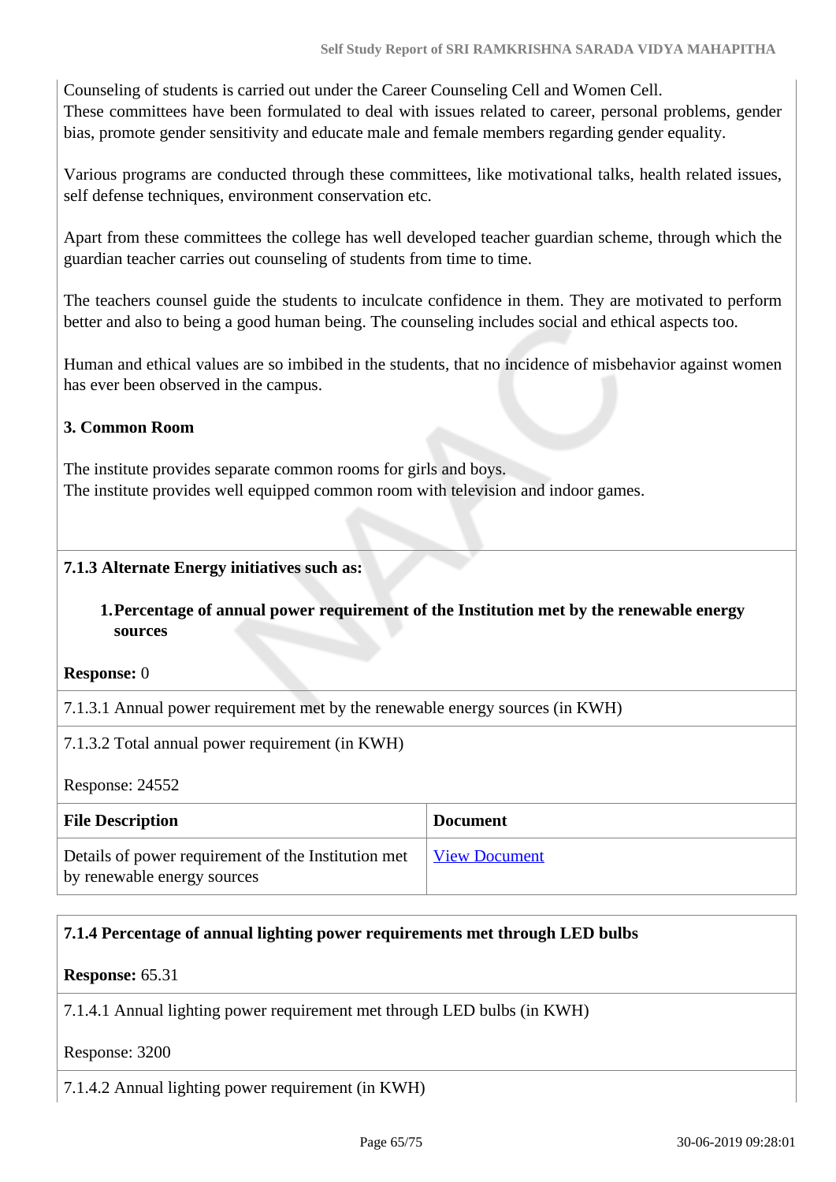Counseling of students is carried out under the Career Counseling Cell and Women Cell.
These committees have been formulated to deal with issues related to career, personal problems, gender bias, promote gender sensitivity and educate male and female members regarding gender equality.

Various programs are conducted through these committees, like motivational talks, health related issues, self defense techniques, environment conservation etc.

Apart from these committees the college has well developed teacher guardian scheme, through which the guardian teacher carries out counseling of students from time to time.

The teachers counsel guide the students to inculcate confidence in them. They are motivated to perform better and also to being a good human being. The counseling includes social and ethical aspects too.

Human and ethical values are so imbibed in the students, that no incidence of misbehavior against women has ever been observed in the campus.

**3. Common Room**

The institute provides separate common rooms for girls and boys.
The institute provides well equipped common room with television and indoor games.

**7.1.3 Alternate Energy initiatives such as:**

1. **Percentage of annual power requirement of the Institution met by the renewable energy sources**

**Response:** 0

7.1.3.1 Annual power requirement met by the renewable energy sources (in KWH)

7.1.3.2 Total annual power requirement (in KWH)

Response: 24552

| File Description | Document |
|---|---|
| Details of power requirement of the Institution met by renewable energy sources | View Document |

**7.1.4 Percentage of annual lighting power requirements met through LED bulbs**

**Response:** 65.31

7.1.4.1 Annual lighting power requirement met through LED bulbs (in KWH)

Response: 3200

7.1.4.2 Annual lighting power requirement (in KWH)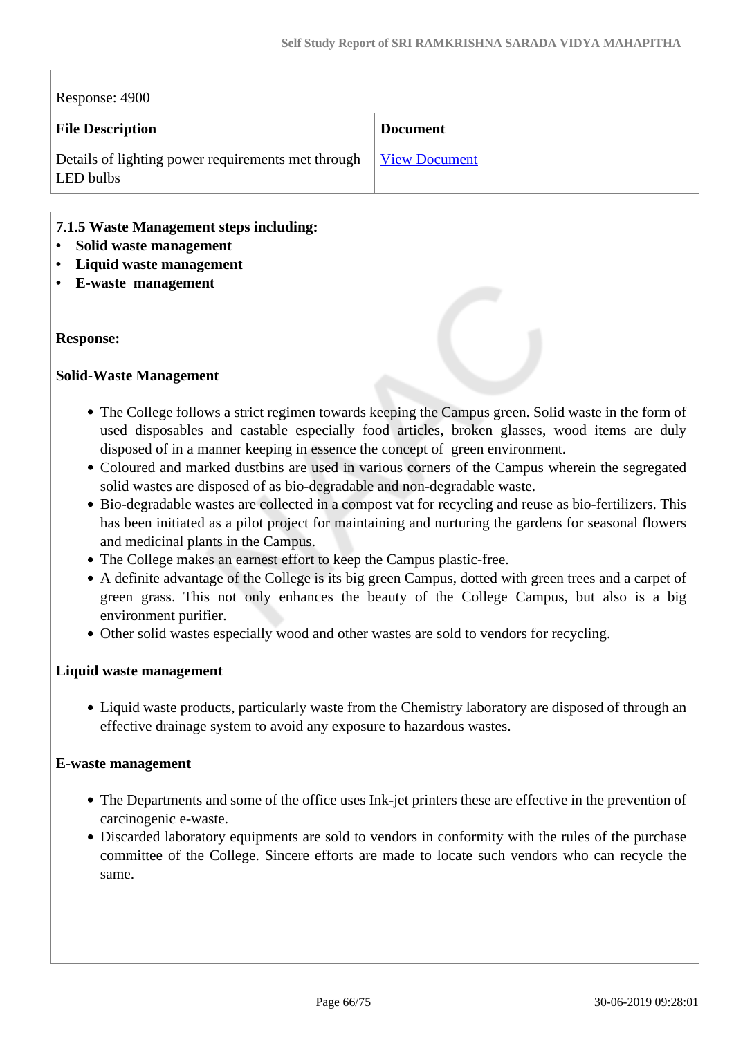Response: 4900

| File Description | Document |
| --- | --- |
| Details of lighting power requirements met through LED bulbs | View Document |

**7.1.5 Waste Management steps including:**

- **Solid waste management**
- **Liquid waste management**
- **E-waste management**

**Response:**

**Solid-Waste Management**

- The College follows a strict regimen towards keeping the Campus green. Solid waste in the form of used disposables and castable especially food articles, broken glasses, wood items are duly disposed of in a manner keeping in essence the concept of green environment.
- Coloured and marked dustbins are used in various corners of the Campus wherein the segregated solid wastes are disposed of as bio-degradable and non-degradable waste.
- Bio-degradable wastes are collected in a compost vat for recycling and reuse as bio-fertilizers. This has been initiated as a pilot project for maintaining and nurturing the gardens for seasonal flowers and medicinal plants in the Campus.
- The College makes an earnest effort to keep the Campus plastic-free.
- A definite advantage of the College is its big green Campus, dotted with green trees and a carpet of green grass. This not only enhances the beauty of the College Campus, but also is a big environment purifier.
- Other solid wastes especially wood and other wastes are sold to vendors for recycling.

**Liquid waste management**

- Liquid waste products, particularly waste from the Chemistry laboratory are disposed of through an effective drainage system to avoid any exposure to hazardous wastes.

**E-waste management**

- The Departments and some of the office uses Ink-jet printers these are effective in the prevention of carcinogenic e-waste.
- Discarded laboratory equipments are sold to vendors in conformity with the rules of the purchase committee of the College. Sincere efforts are made to locate such vendors who can recycle the same.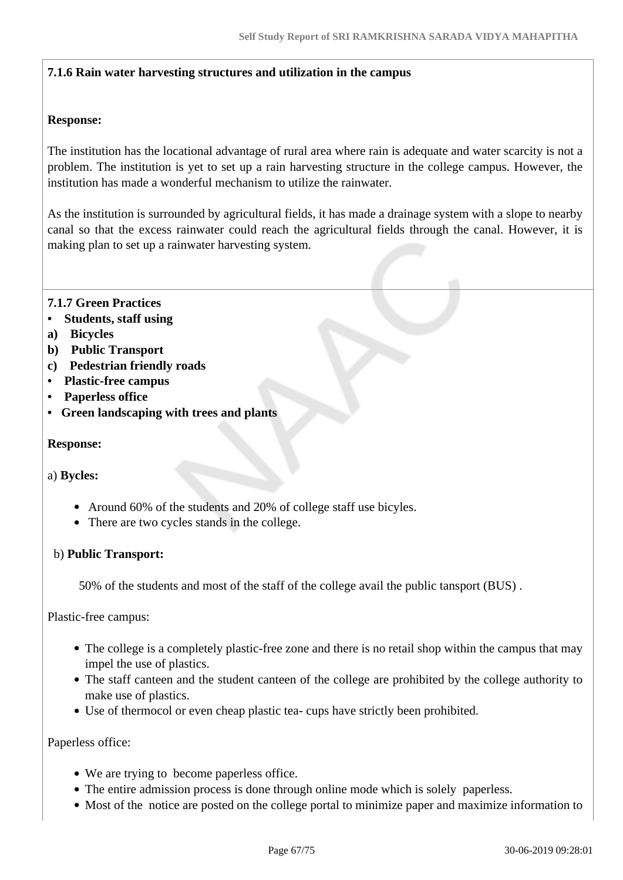**7.1.6 Rain water harvesting structures and utilization in the campus**

**Response:**

The institution has the locational advantage of rural area where rain is adequate and water scarcity is not a problem. The institution is yet to set up a rain harvesting structure in the college campus. However, the institution has made a wonderful mechanism to utilize the rainwater.

As the institution is surrounded by agricultural fields, it has made a drainage system with a slope to nearby canal so that the excess rainwater could reach the agricultural fields through the canal. However, it is making plan to set up a rainwater harvesting system.

**7.1.7 Green Practices**

- **Students, staff using**

**a) Bicycles**

**b) Public Transport**

**c) Pedestrian friendly roads**

- **Plastic-free campus**
- **Paperless office**
- **Green landscaping with trees and plants**

**Response:**

a) **Bycles:**

- Around 60% of the students and 20% of college staff use bicyles.
- There are two cycles stands in the college.

b) **Public Transport:**

50% of the students and most of the staff of the college avail the public tansport (BUS) .

Plastic-free campus:

- The college is a completely plastic-free zone and there is no retail shop within the campus that may impel the use of plastics.
- The staff canteen and the student canteen of the college are prohibited by the college authority to make use of plastics.
- Use of thermocol or even cheap plastic tea- cups have strictly been prohibited.

Paperless office:

- We are trying to become paperless office.
- The entire admission process is done through online mode which is solely paperless.
- Most of the notice are posted on the college portal to minimize paper and maximize information to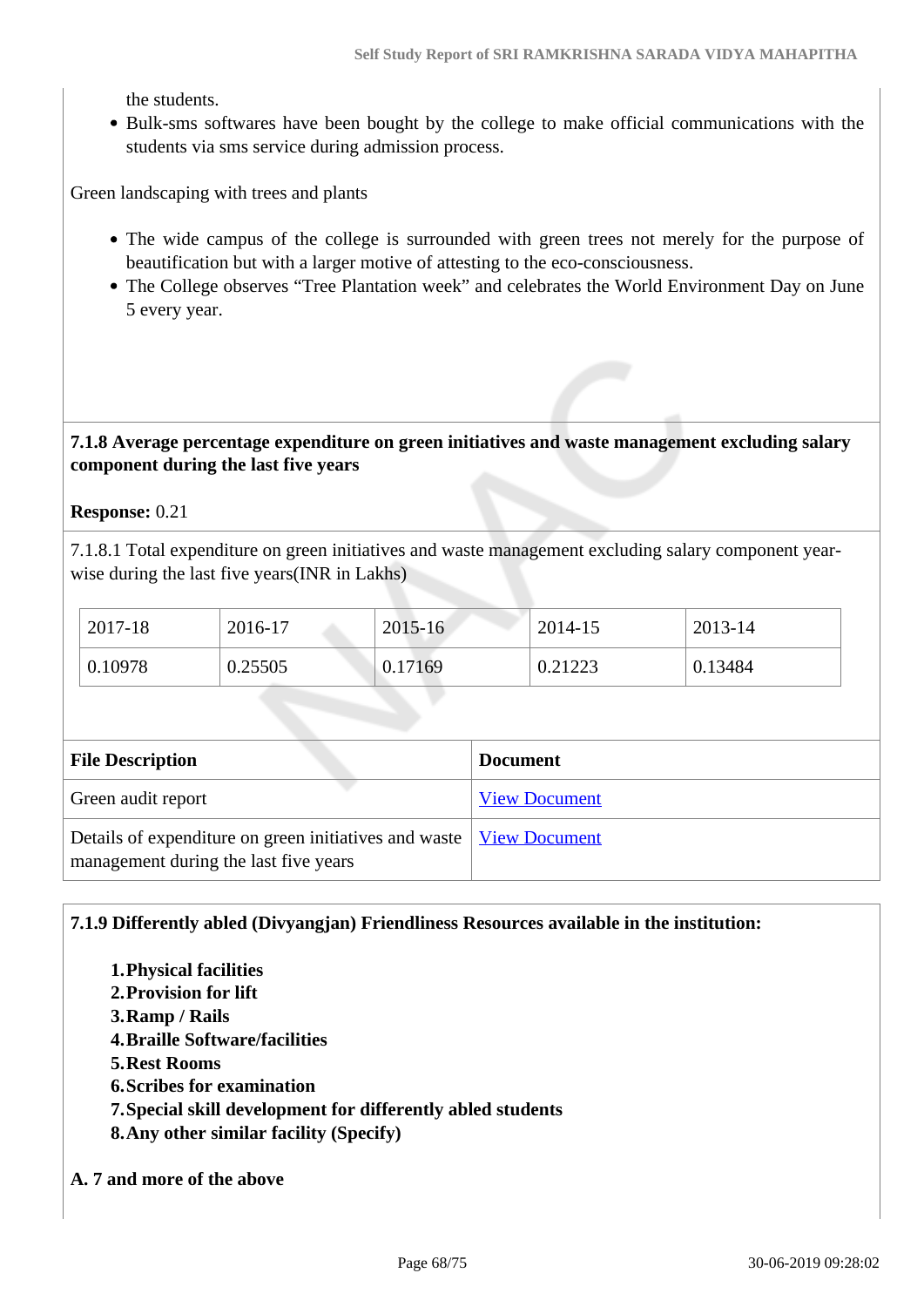the students.

- Bulk-sms softwares have been bought by the college to make official communications with the students via sms service during admission process.

Green landscaping with trees and plants

- The wide campus of the college is surrounded with green trees not merely for the purpose of beautification but with a larger motive of attesting to the eco-consciousness.
- The College observes “Tree Plantation week” and celebrates the World Environment Day on June 5 every year.

**7.1.8 Average percentage expenditure on green initiatives and waste management excluding salary component during the last five years**

**Response:** 0.21

7.1.8.1 Total expenditure on green initiatives and waste management excluding salary component year-wise during the last five years(INR in Lakhs)

| 2017-18 | 2016-17 | 2015-16 | 2014-15 | 2013-14 |
|---|---|---|---|---|
| 0.10978 | 0.25505 | 0.17169 | 0.21223 | 0.13484 |

| File Description | Document |
|---|---|
| Green audit report | View Document |
| Details of expenditure on green initiatives and waste management during the last five years | View Document |

**7.1.9 Differently abled (Divyangjan) Friendliness Resources available in the institution:**

1. **Physical facilities**
2. **Provision for lift**
3. **Ramp / Rails**
4. **Braille Software/facilities**
5. **Rest Rooms**
6. **Scribes for examination**
7. **Special skill development for differently abled students**
8. **Any other similar facility (Specify)**

**A. 7 and more of the above**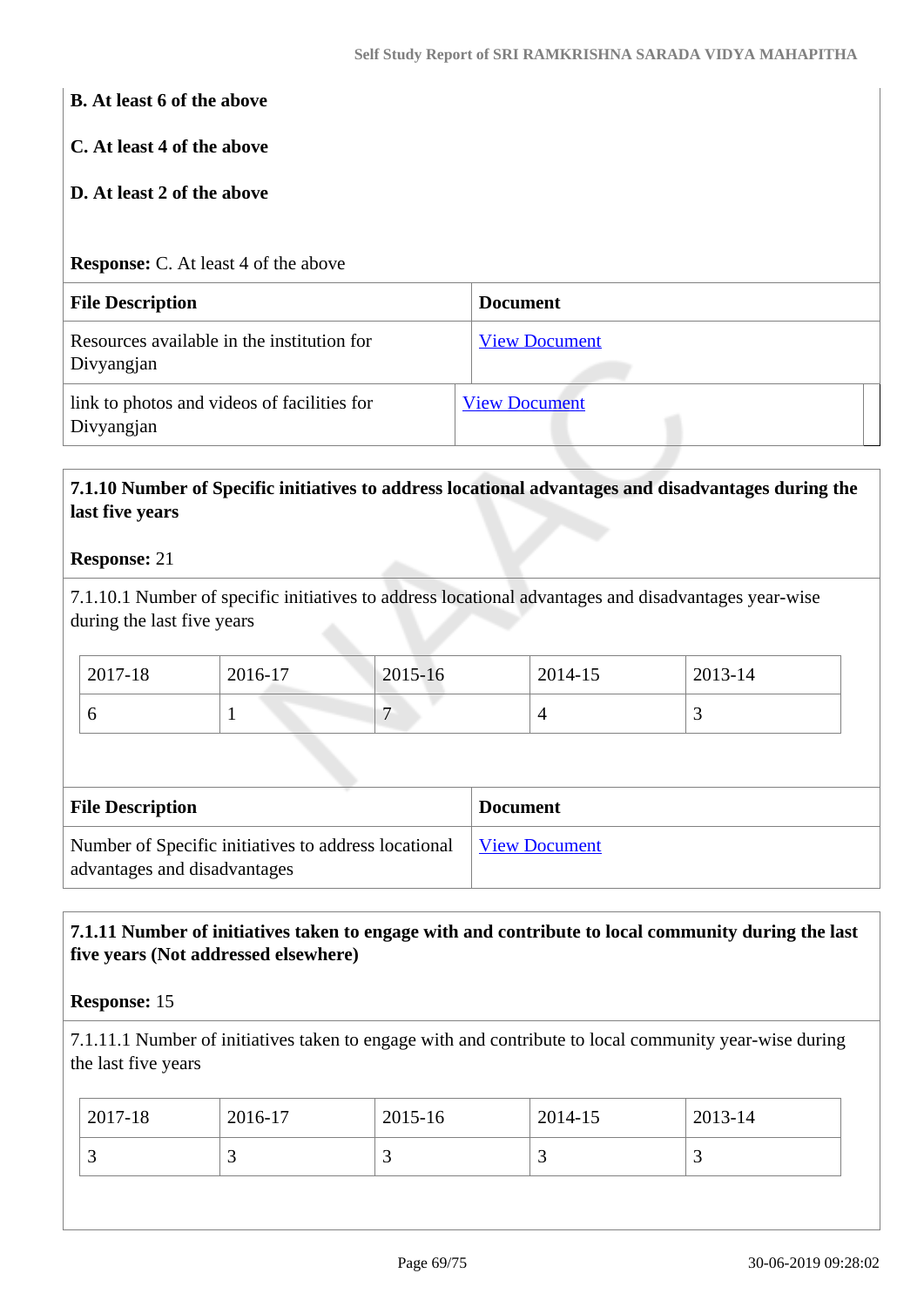**B. At least 6 of the above**

**C. At least 4 of the above**

**D. At least 2 of the above**

**Response:** C. At least 4 of the above

| File Description | Document |
|---|---|
| Resources available in the institution for Divyangjan | View Document |
| link to photos and videos of facilities for Divyangjan | View Document |

**7.1.10 Number of Specific initiatives to address locational advantages and disadvantages during the last five years**

**Response:** 21

7.1.10.1 Number of specific initiatives to address locational advantages and disadvantages year-wise during the last five years

| 2017-18 | 2016-17 | 2015-16 | 2014-15 | 2013-14 |
|---|---|---|---|---|
| 6 | 1 | 7 | 4 | 3 |

| File Description | Document |
|---|---|
| Number of Specific initiatives to address locational advantages and disadvantages | View Document |

**7.1.11 Number of initiatives taken to engage with and contribute to local community during the last five years (Not addressed elsewhere)**

**Response:** 15

7.1.11.1 Number of initiatives taken to engage with and contribute to local community year-wise during the last five years

| 2017-18 | 2016-17 | 2015-16 | 2014-15 | 2013-14 |
|---|---|---|---|---|
| 3 | 3 | 3 | 3 | 3 |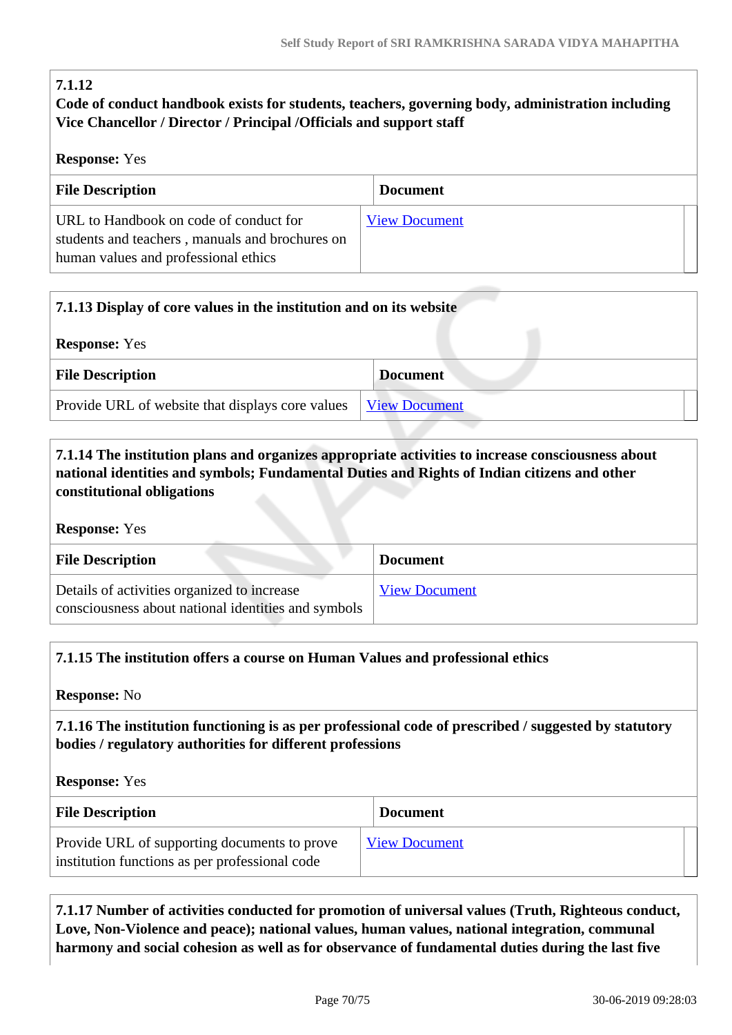**7.1.12**
**Code of conduct handbook exists for students, teachers, governing body, administration including Vice Chancellor / Director / Principal /Officials and support staff**

**Response:** Yes

| File Description | Document |
|---|---|
| URL to Handbook on code of conduct for students and teachers , manuals and brochures on human values and professional ethics | View Document |

**7.1.13 Display of core values in the institution and on its website**

**Response:** Yes

| File Description | Document |
|---|---|
| Provide URL of website that displays core values | View Document |

**7.1.14 The institution plans and organizes appropriate activities to increase consciousness about national identities and symbols; Fundamental Duties and Rights of Indian citizens and other constitutional obligations**

**Response:** Yes

| File Description | Document |
|---|---|
| Details of activities organized to increase consciousness about national identities and symbols | View Document |

**7.1.15 The institution offers a course on Human Values and professional ethics**

**Response:** No

**7.1.16 The institution functioning is as per professional code of prescribed / suggested by statutory bodies / regulatory authorities for different professions**

**Response:** Yes

| File Description | Document |
|---|---|
| Provide URL of supporting documents to prove institution functions as per professional code | View Document |

**7.1.17 Number of activities conducted for promotion of universal values (Truth, Righteous conduct, Love, Non-Violence and peace); national values, human values, national integration, communal harmony and social cohesion as well as for observance of fundamental duties during the last five**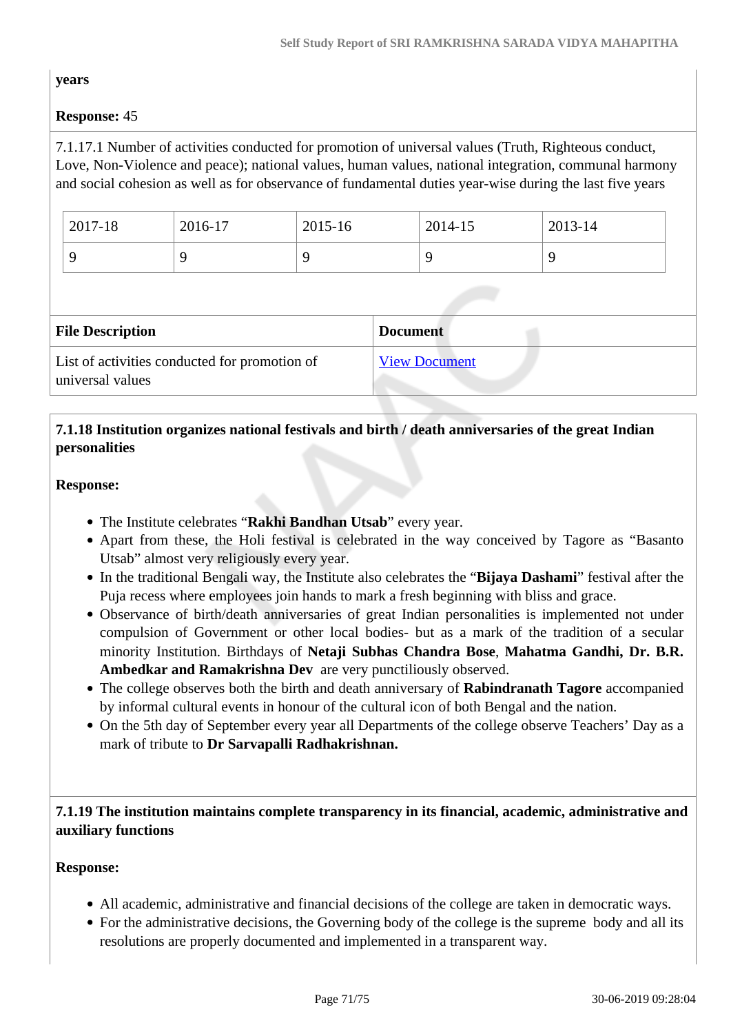years

**Response:** 45

7.1.17.1 Number of activities conducted for promotion of universal values (Truth, Righteous conduct, Love, Non-Violence and peace); national values, human values, national integration, communal harmony and social cohesion as well as for observance of fundamental duties year-wise during the last five years

| 2017-18 | 2016-17 | 2015-16 | 2014-15 | 2013-14 |
|---|---|---|---|---|
| 9 | 9 | 9 | 9 | 9 |

| File Description | Document |
|---|---|
| List of activities conducted for promotion of universal values | View Document |

**7.1.18 Institution organizes national festivals and birth / death anniversaries of the great Indian personalities**

**Response:**

- The Institute celebrates "**Rakhi Bandhan Utsab**" every year.
- Apart from these, the Holi festival is celebrated in the way conceived by Tagore as "Basanto Utsab" almost very religiously every year.
- In the traditional Bengali way, the Institute also celebrates the "**Bijaya Dashami**" festival after the Puja recess where employees join hands to mark a fresh beginning with bliss and grace.
- Observance of birth/death anniversaries of great Indian personalities is implemented not under compulsion of Government or other local bodies- but as a mark of the tradition of a secular minority Institution. Birthdays of **Netaji Subhas Chandra Bose**, **Mahatma Gandhi, Dr. B.R. Ambedkar and Ramakrishna Dev** are very punctiliously observed.
- The college observes both the birth and death anniversary of **Rabindranath Tagore** accompanied by informal cultural events in honour of the cultural icon of both Bengal and the nation.
- On the 5th day of September every year all Departments of the college observe Teachers' Day as a mark of tribute to **Dr Sarvapalli Radhakrishnan.**

**7.1.19 The institution maintains complete transparency in its financial, academic, administrative and auxiliary functions**

**Response:**

- All academic, administrative and financial decisions of the college are taken in democratic ways.
- For the administrative decisions, the Governing body of the college is the supreme body and all its resolutions are properly documented and implemented in a transparent way.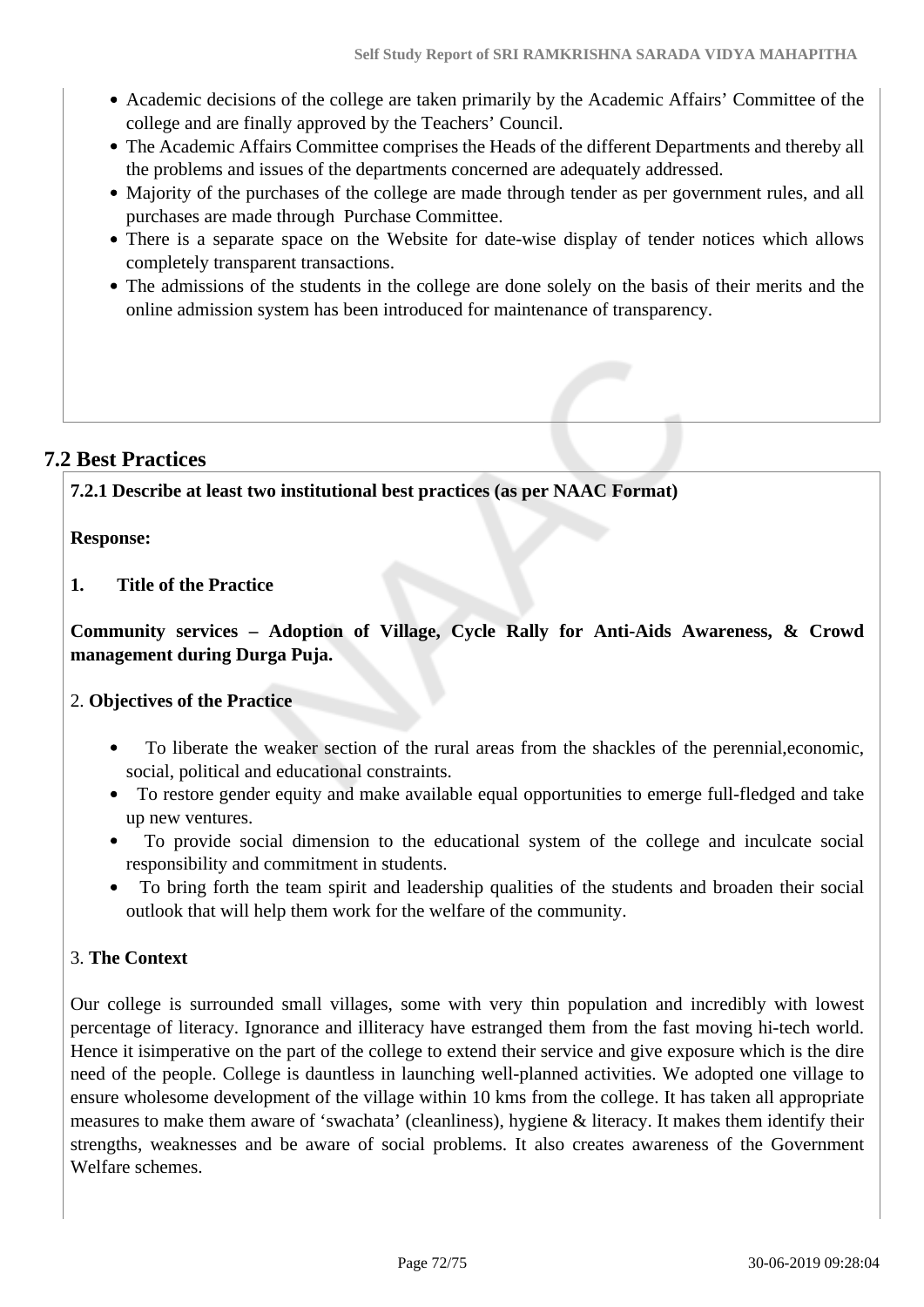- Academic decisions of the college are taken primarily by the Academic Affairs' Committee of the college and are finally approved by the Teachers' Council.
- The Academic Affairs Committee comprises the Heads of the different Departments and thereby all the problems and issues of the departments concerned are adequately addressed.
- Majority of the purchases of the college are made through tender as per government rules, and all purchases are made through Purchase Committee.
- There is a separate space on the Website for date-wise display of tender notices which allows completely transparent transactions.
- The admissions of the students in the college are done solely on the basis of their merits and the online admission system has been introduced for maintenance of transparency.

## 7.2 Best Practices

**7.2.1 Describe at least two institutional best practices (as per NAAC Format)**

**Response:**

**1. Title of the Practice**

**Community services – Adoption of Village, Cycle Rally for Anti-Aids Awareness, & Crowd management during Durga Puja.**

2. **Objectives of the Practice**

- To liberate the weaker section of the rural areas from the shackles of the perennial,economic, social, political and educational constraints.
- To restore gender equity and make available equal opportunities to emerge full-fledged and take up new ventures.
- To provide social dimension to the educational system of the college and inculcate social responsibility and commitment in students.
- To bring forth the team spirit and leadership qualities of the students and broaden their social outlook that will help them work for the welfare of the community.

3. **The Context**

Our college is surrounded small villages, some with very thin population and incredibly with lowest percentage of literacy. Ignorance and illiteracy have estranged them from the fast moving hi-tech world. Hence it isimperative on the part of the college to extend their service and give exposure which is the dire need of the people. College is dauntless in launching well-planned activities. We adopted one village to ensure wholesome development of the village within 10 kms from the college. It has taken all appropriate measures to make them aware of 'swachata' (cleanliness), hygiene & literacy. It makes them identify their strengths, weaknesses and be aware of social problems. It also creates awareness of the Government Welfare schemes.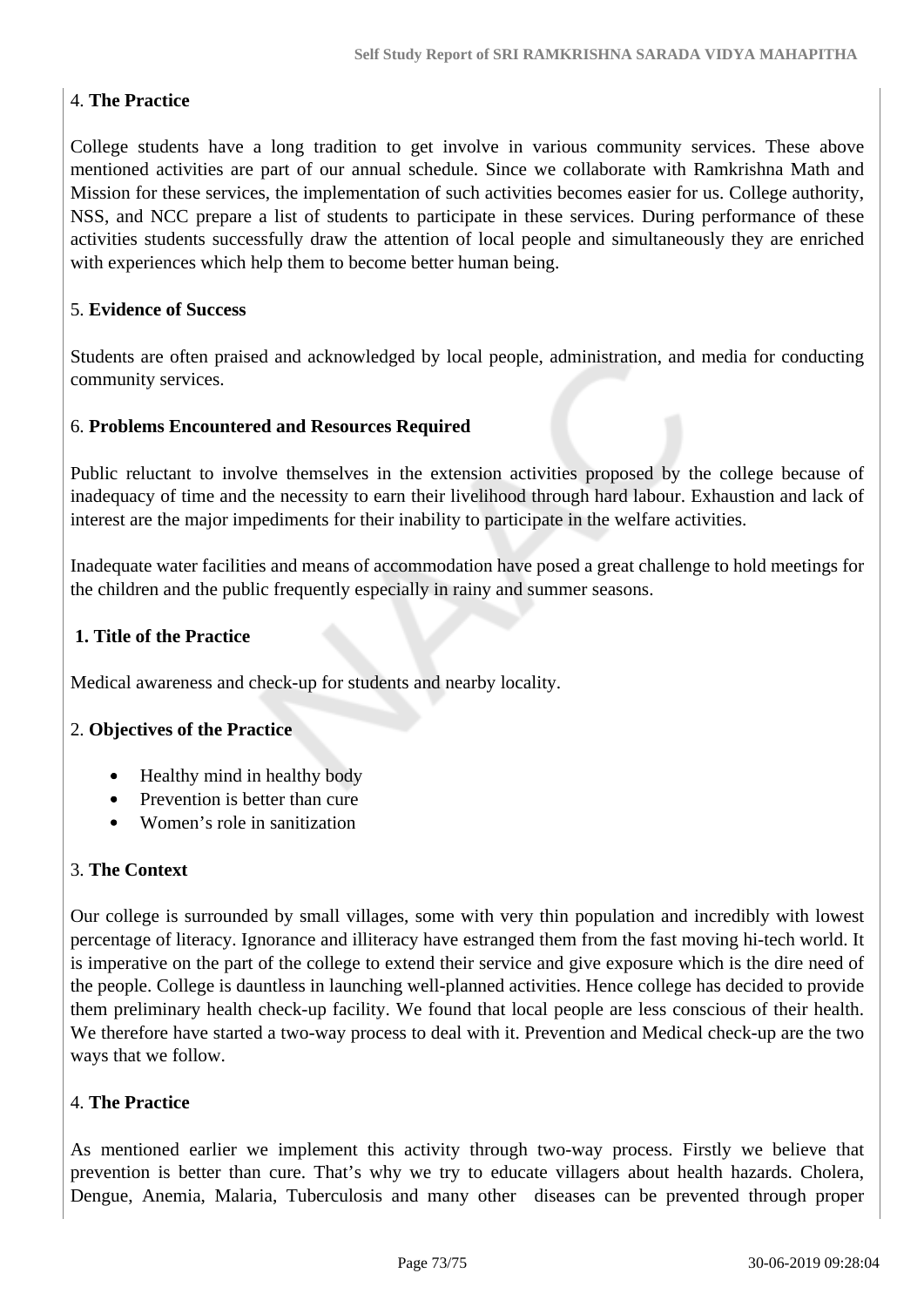4. **The Practice**

College students have a long tradition to get involve in various community services. These above mentioned activities are part of our annual schedule. Since we collaborate with Ramkrishna Math and Mission for these services, the implementation of such activities becomes easier for us. College authority, NSS, and NCC prepare a list of students to participate in these services. During performance of these activities students successfully draw the attention of local people and simultaneously they are enriched with experiences which help them to become better human being.

5. **Evidence of Success**

Students are often praised and acknowledged by local people, administration, and media for conducting community services.

6. **Problems Encountered and Resources Required**

Public reluctant to involve themselves in the extension activities proposed by the college because of inadequacy of time and the necessity to earn their livelihood through hard labour. Exhaustion and lack of interest are the major impediments for their inability to participate in the welfare activities.

Inadequate water facilities and means of accommodation have posed a great challenge to hold meetings for the children and the public frequently especially in rainy and summer seasons.

**1. Title of the Practice**

Medical awareness and check-up for students and nearby locality.

2. **Objectives of the Practice**

- Healthy mind in healthy body
- Prevention is better than cure
- Women's role in sanitization

3. **The Context**

Our college is surrounded by small villages, some with very thin population and incredibly with lowest percentage of literacy. Ignorance and illiteracy have estranged them from the fast moving hi-tech world. It is imperative on the part of the college to extend their service and give exposure which is the dire need of the people. College is dauntless in launching well-planned activities. Hence college has decided to provide them preliminary health check-up facility. We found that local people are less conscious of their health. We therefore have started a two-way process to deal with it. Prevention and Medical check-up are the two ways that we follow.

4. **The Practice**

As mentioned earlier we implement this activity through two-way process. Firstly we believe that prevention is better than cure. That's why we try to educate villagers about health hazards. Cholera, Dengue, Anemia, Malaria, Tuberculosis and many other diseases can be prevented through proper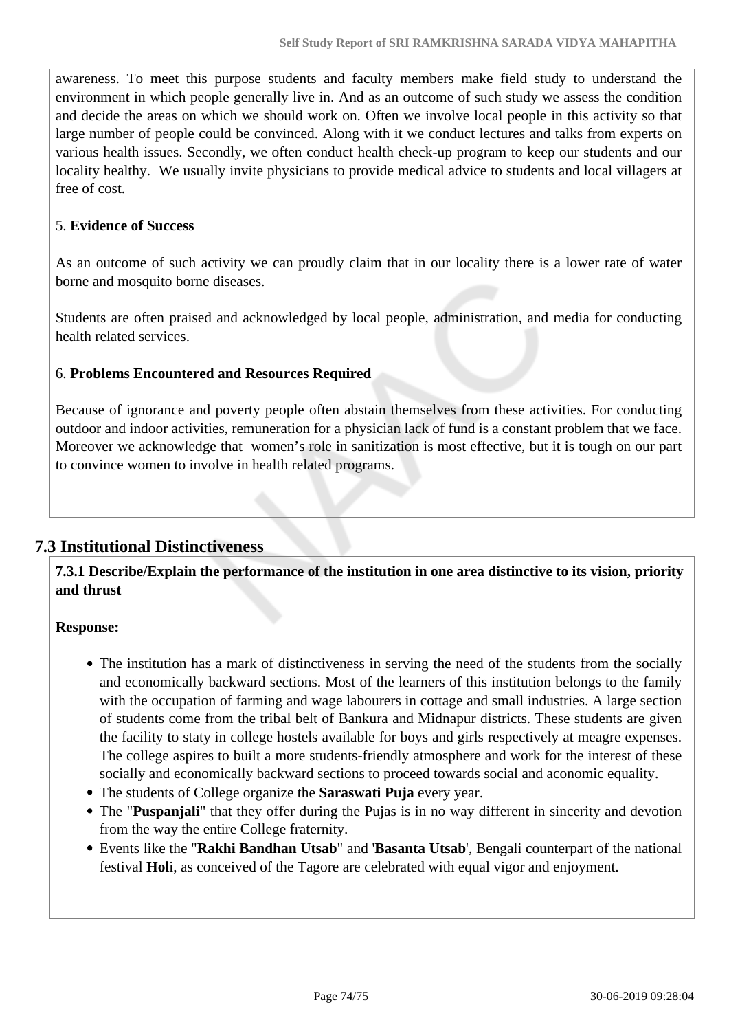awareness. To meet this purpose students and faculty members make field study to understand the environment in which people generally live in. And as an outcome of such study we assess the condition and decide the areas on which we should work on. Often we involve local people in this activity so that large number of people could be convinced. Along with it we conduct lectures and talks from experts on various health issues. Secondly, we often conduct health check-up program to keep our students and our locality healthy. We usually invite physicians to provide medical advice to students and local villagers at free of cost.

5. **Evidence of Success**

As an outcome of such activity we can proudly claim that in our locality there is a lower rate of water borne and mosquito borne diseases.

Students are often praised and acknowledged by local people, administration, and media for conducting health related services.

6. **Problems Encountered and Resources Required**

Because of ignorance and poverty people often abstain themselves from these activities. For conducting outdoor and indoor activities, remuneration for a physician lack of fund is a constant problem that we face. Moreover we acknowledge that women's role in sanitization is most effective, but it is tough on our part to convince women to involve in health related programs.

## 7.3 Institutional Distinctiveness

**7.3.1 Describe/Explain the performance of the institution in one area distinctive to its vision, priority and thrust**

**Response:**

- The institution has a mark of distinctiveness in serving the need of the students from the socially and economically backward sections. Most of the learners of this institution belongs to the family with the occupation of farming and wage labourers in cottage and small industries. A large section of students come from the tribal belt of Bankura and Midnapur districts. These students are given the facility to staty in college hostels available for boys and girls respectively at meagre expenses. The college aspires to built a more students-friendly atmosphere and work for the interest of these socially and economically backward sections to proceed towards social and aconomic equality.
- The students of College organize the **Saraswati Puja** every year.
- The "**Puspanjali**" that they offer during the Pujas is in no way different in sincerity and devotion from the way the entire College fraternity.
- Events like the "**Rakhi Bandhan Utsab**" and '**Basanta Utsab**', Bengali counterpart of the national festival **Hol**i, as conceived of the Tagore are celebrated with equal vigor and enjoyment.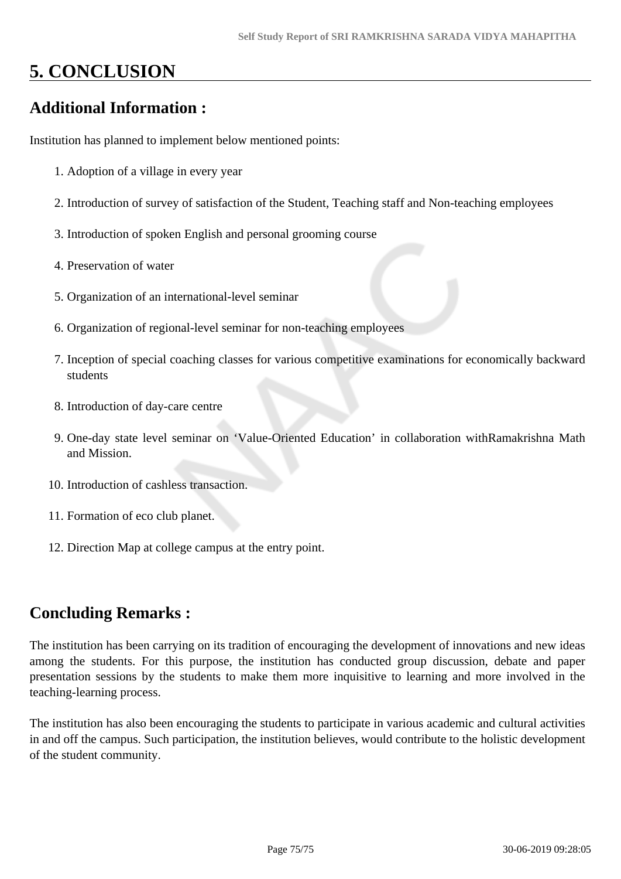# 5. CONCLUSION

## Additional Information :

Institution has planned to implement below mentioned points:

1. Adoption of a village in every year
2. Introduction of survey of satisfaction of the Student, Teaching staff and Non-teaching employees
3. Introduction of spoken English and personal grooming course
4. Preservation of water
5. Organization of an international-level seminar
6. Organization of regional-level seminar for non-teaching employees
7. Inception of special coaching classes for various competitive examinations for economically backward students
8. Introduction of day-care centre
9. One-day state level seminar on 'Value-Oriented Education' in collaboration withRamakrishna Math and Mission.
10. Introduction of cashless transaction.
11. Formation of eco club planet.
12. Direction Map at college campus at the entry point.

## Concluding Remarks :

The institution has been carrying on its tradition of encouraging the development of innovations and new ideas among the students. For this purpose, the institution has conducted group discussion, debate and paper presentation sessions by the students to make them more inquisitive to learning and more involved in the teaching-learning process.

The institution has also been encouraging the students to participate in various academic and cultural activities in and off the campus. Such participation, the institution believes, would contribute to the holistic development of the student community.